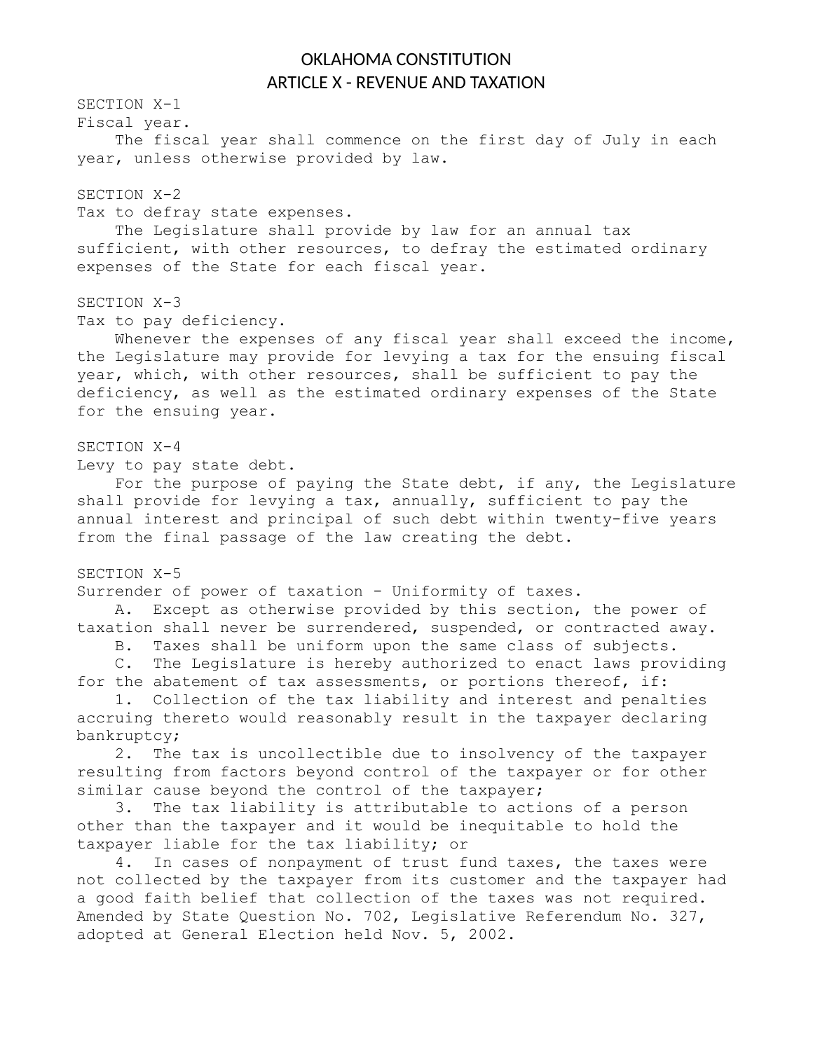# OKLAHOMA CONSTITUTION
## ARTICLE X - REVENUE AND TAXATION

SECTION X-1
Fiscal year.

The fiscal year shall commence on the first day of July in each year, unless otherwise provided by law.

SECTION X-2
Tax to defray state expenses.

The Legislature shall provide by law for an annual tax sufficient, with other resources, to defray the estimated ordinary expenses of the State for each fiscal year.

SECTION X-3
Tax to pay deficiency.

Whenever the expenses of any fiscal year shall exceed the income, the Legislature may provide for levying a tax for the ensuing fiscal year, which, with other resources, shall be sufficient to pay the deficiency, as well as the estimated ordinary expenses of the State for the ensuing year.

SECTION X-4
Levy to pay state debt.

For the purpose of paying the State debt, if any, the Legislature shall provide for levying a tax, annually, sufficient to pay the annual interest and principal of such debt within twenty-five years from the final passage of the law creating the debt.

SECTION X-5
Surrender of power of taxation - Uniformity of taxes.

A. Except as otherwise provided by this section, the power of taxation shall never be surrendered, suspended, or contracted away.

B. Taxes shall be uniform upon the same class of subjects.

C. The Legislature is hereby authorized to enact laws providing for the abatement of tax assessments, or portions thereof, if:

1. Collection of the tax liability and interest and penalties accruing thereto would reasonably result in the taxpayer declaring bankruptcy;

2. The tax is uncollectible due to insolvency of the taxpayer resulting from factors beyond control of the taxpayer or for other similar cause beyond the control of the taxpayer;

3. The tax liability is attributable to actions of a person other than the taxpayer and it would be inequitable to hold the taxpayer liable for the tax liability; or

4. In cases of nonpayment of trust fund taxes, the taxes were not collected by the taxpayer from its customer and the taxpayer had a good faith belief that collection of the taxes was not required.

Amended by State Question No. 702, Legislative Referendum No. 327, adopted at General Election held Nov. 5, 2002.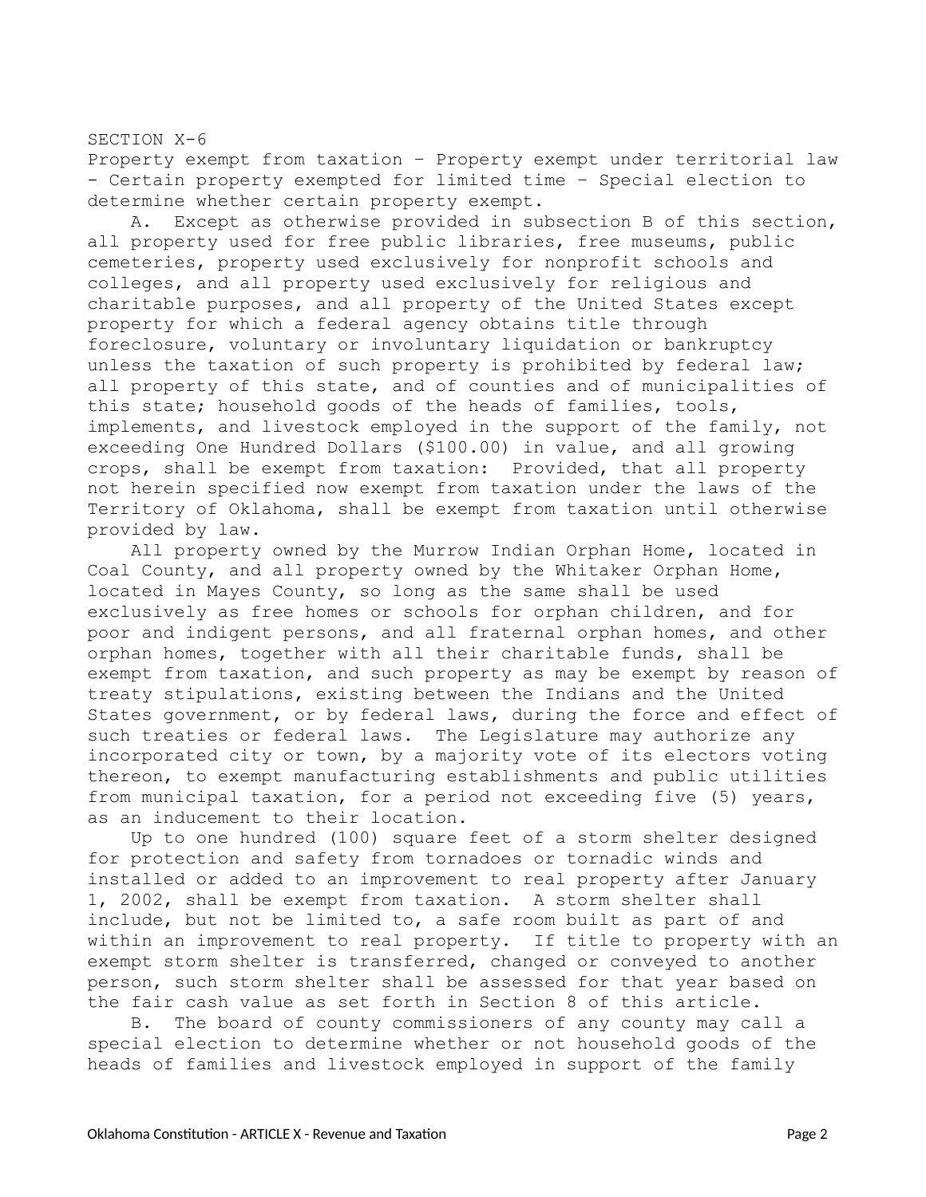## SECTION X-6

Property exempt from taxation – Property exempt under territorial law - Certain property exempted for limited time – Special election to determine whether certain property exempt.

A. Except as otherwise provided in subsection B of this section, all property used for free public libraries, free museums, public cemeteries, property used exclusively for nonprofit schools and colleges, and all property used exclusively for religious and charitable purposes, and all property of the United States except property for which a federal agency obtains title through foreclosure, voluntary or involuntary liquidation or bankruptcy unless the taxation of such property is prohibited by federal law; all property of this state, and of counties and of municipalities of this state; household goods of the heads of families, tools, implements, and livestock employed in the support of the family, not exceeding One Hundred Dollars ($100.00) in value, and all growing crops, shall be exempt from taxation: Provided, that all property not herein specified now exempt from taxation under the laws of the Territory of Oklahoma, shall be exempt from taxation until otherwise provided by law.

All property owned by the Murrow Indian Orphan Home, located in Coal County, and all property owned by the Whitaker Orphan Home, located in Mayes County, so long as the same shall be used exclusively as free homes or schools for orphan children, and for poor and indigent persons, and all fraternal orphan homes, and other orphan homes, together with all their charitable funds, shall be exempt from taxation, and such property as may be exempt by reason of treaty stipulations, existing between the Indians and the United States government, or by federal laws, during the force and effect of such treaties or federal laws. The Legislature may authorize any incorporated city or town, by a majority vote of its electors voting thereon, to exempt manufacturing establishments and public utilities from municipal taxation, for a period not exceeding five (5) years, as an inducement to their location.

Up to one hundred (100) square feet of a storm shelter designed for protection and safety from tornadoes or tornadic winds and installed or added to an improvement to real property after January 1, 2002, shall be exempt from taxation. A storm shelter shall include, but not be limited to, a safe room built as part of and within an improvement to real property. If title to property with an exempt storm shelter is transferred, changed or conveyed to another person, such storm shelter shall be assessed for that year based on the fair cash value as set forth in Section 8 of this article.

B. The board of county commissioners of any county may call a special election to determine whether or not household goods of the heads of families and livestock employed in support of the family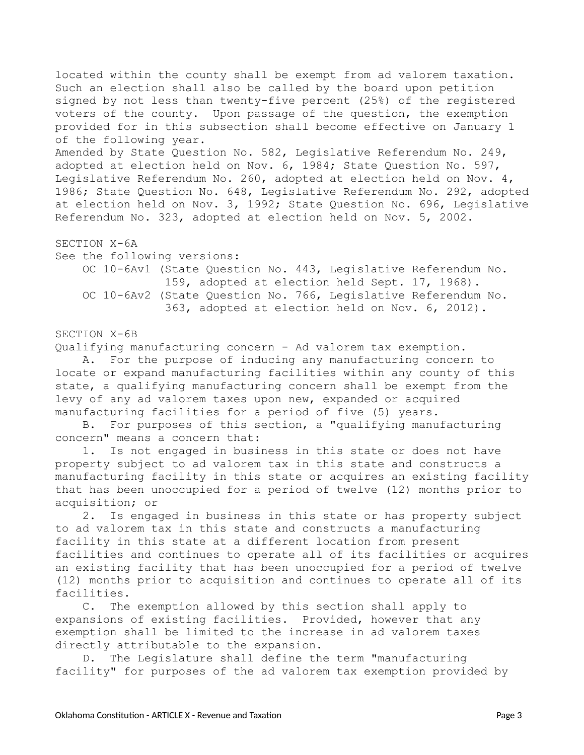located within the county shall be exempt from ad valorem taxation. Such an election shall also be called by the board upon petition signed by not less than twenty-five percent (25%) of the registered voters of the county. Upon passage of the question, the exemption provided for in this subsection shall become effective on January 1 of the following year.

Amended by State Question No. 582, Legislative Referendum No. 249, adopted at election held on Nov. 6, 1984; State Question No. 597, Legislative Referendum No. 260, adopted at election held on Nov. 4, 1986; State Question No. 648, Legislative Referendum No. 292, adopted at election held on Nov. 3, 1992; State Question No. 696, Legislative Referendum No. 323, adopted at election held on Nov. 5, 2002.

## SECTION X-6A

See the following versions:

- OC 10-6Av1 (State Question No. 443, Legislative Referendum No. 159, adopted at election held Sept. 17, 1968).
- OC 10-6Av2 (State Question No. 766, Legislative Referendum No. 363, adopted at election held on Nov. 6, 2012).

## SECTION X-6B

Qualifying manufacturing concern - Ad valorem tax exemption.

A. For the purpose of inducing any manufacturing concern to locate or expand manufacturing facilities within any county of this state, a qualifying manufacturing concern shall be exempt from the levy of any ad valorem taxes upon new, expanded or acquired manufacturing facilities for a period of five (5) years.

B. For purposes of this section, a "qualifying manufacturing concern" means a concern that:

1. Is not engaged in business in this state or does not have property subject to ad valorem tax in this state and constructs a manufacturing facility in this state or acquires an existing facility that has been unoccupied for a period of twelve (12) months prior to acquisition; or

2. Is engaged in business in this state or has property subject to ad valorem tax in this state and constructs a manufacturing facility in this state at a different location from present facilities and continues to operate all of its facilities or acquires an existing facility that has been unoccupied for a period of twelve (12) months prior to acquisition and continues to operate all of its facilities.

C. The exemption allowed by this section shall apply to expansions of existing facilities. Provided, however that any exemption shall be limited to the increase in ad valorem taxes directly attributable to the expansion.

D. The Legislature shall define the term "manufacturing facility" for purposes of the ad valorem tax exemption provided by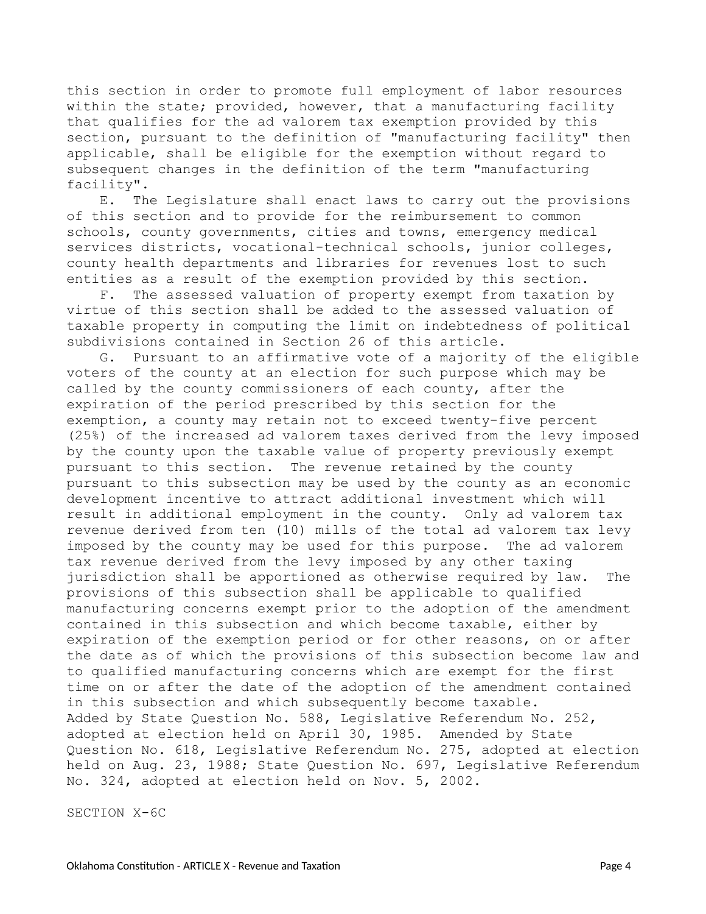this section in order to promote full employment of labor resources within the state; provided, however, that a manufacturing facility that qualifies for the ad valorem tax exemption provided by this section, pursuant to the definition of "manufacturing facility" then applicable, shall be eligible for the exemption without regard to subsequent changes in the definition of the term "manufacturing facility".

E. The Legislature shall enact laws to carry out the provisions of this section and to provide for the reimbursement to common schools, county governments, cities and towns, emergency medical services districts, vocational-technical schools, junior colleges, county health departments and libraries for revenues lost to such entities as a result of the exemption provided by this section.

F. The assessed valuation of property exempt from taxation by virtue of this section shall be added to the assessed valuation of taxable property in computing the limit on indebtedness of political subdivisions contained in Section 26 of this article.

G. Pursuant to an affirmative vote of a majority of the eligible voters of the county at an election for such purpose which may be called by the county commissioners of each county, after the expiration of the period prescribed by this section for the exemption, a county may retain not to exceed twenty-five percent (25%) of the increased ad valorem taxes derived from the levy imposed by the county upon the taxable value of property previously exempt pursuant to this section. The revenue retained by the county pursuant to this subsection may be used by the county as an economic development incentive to attract additional investment which will result in additional employment in the county. Only ad valorem tax revenue derived from ten (10) mills of the total ad valorem tax levy imposed by the county may be used for this purpose. The ad valorem tax revenue derived from the levy imposed by any other taxing jurisdiction shall be apportioned as otherwise required by law. The provisions of this subsection shall be applicable to qualified manufacturing concerns exempt prior to the adoption of the amendment contained in this subsection and which become taxable, either by expiration of the exemption period or for other reasons, on or after the date as of which the provisions of this subsection become law and to qualified manufacturing concerns which are exempt for the first time on or after the date of the adoption of the amendment contained in this subsection and which subsequently become taxable.

Added by State Question No. 588, Legislative Referendum No. 252, adopted at election held on April 30, 1985. Amended by State Question No. 618, Legislative Referendum No. 275, adopted at election held on Aug. 23, 1988; State Question No. 697, Legislative Referendum No. 324, adopted at election held on Nov. 5, 2002.

SECTION X-6C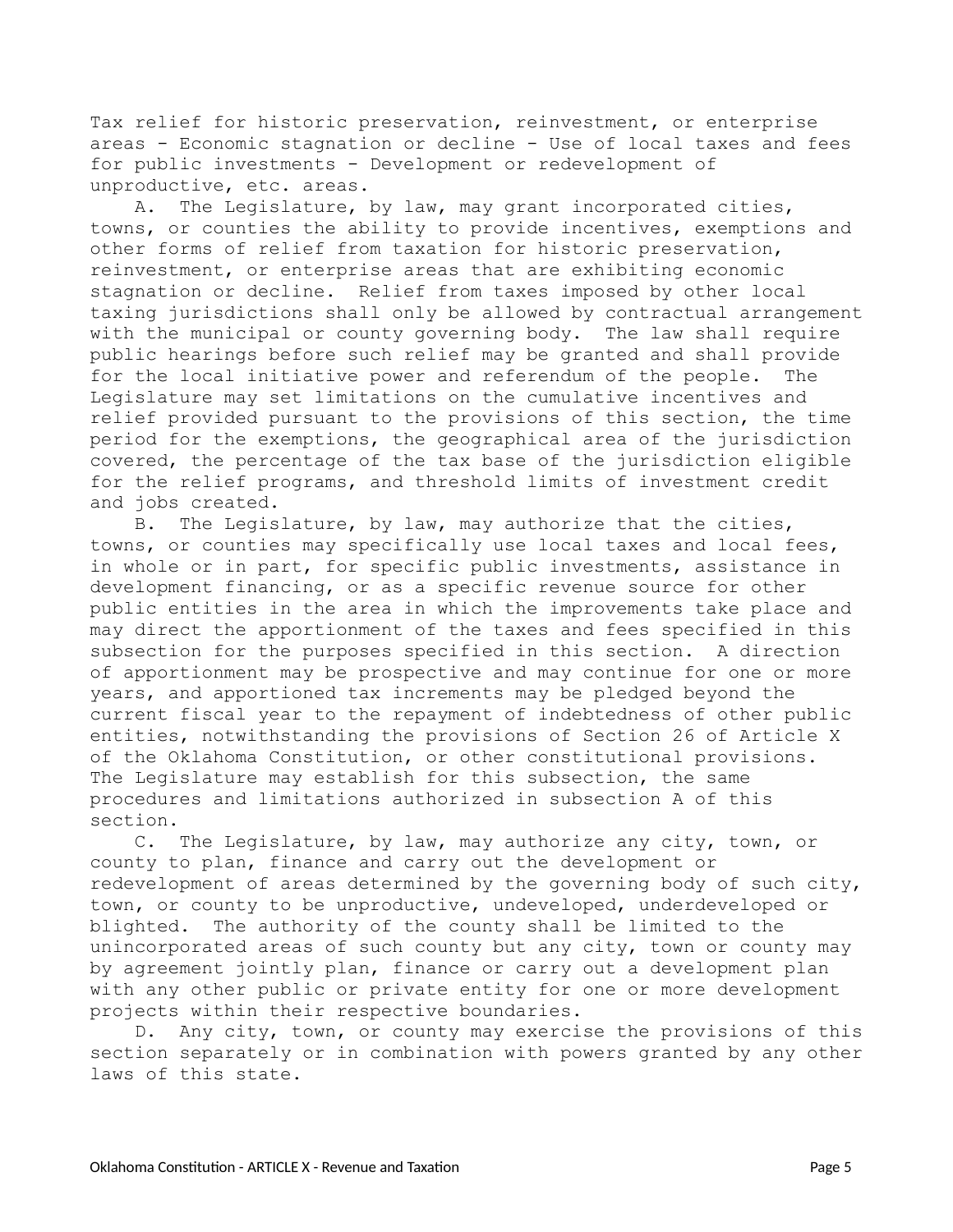Tax relief for historic preservation, reinvestment, or enterprise areas - Economic stagnation or decline - Use of local taxes and fees for public investments - Development or redevelopment of unproductive, etc. areas.

A. The Legislature, by law, may grant incorporated cities, towns, or counties the ability to provide incentives, exemptions and other forms of relief from taxation for historic preservation, reinvestment, or enterprise areas that are exhibiting economic stagnation or decline. Relief from taxes imposed by other local taxing jurisdictions shall only be allowed by contractual arrangement with the municipal or county governing body. The law shall require public hearings before such relief may be granted and shall provide for the local initiative power and referendum of the people. The Legislature may set limitations on the cumulative incentives and relief provided pursuant to the provisions of this section, the time period for the exemptions, the geographical area of the jurisdiction covered, the percentage of the tax base of the jurisdiction eligible for the relief programs, and threshold limits of investment credit and jobs created.

B. The Legislature, by law, may authorize that the cities, towns, or counties may specifically use local taxes and local fees, in whole or in part, for specific public investments, assistance in development financing, or as a specific revenue source for other public entities in the area in which the improvements take place and may direct the apportionment of the taxes and fees specified in this subsection for the purposes specified in this section. A direction of apportionment may be prospective and may continue for one or more years, and apportioned tax increments may be pledged beyond the current fiscal year to the repayment of indebtedness of other public entities, notwithstanding the provisions of Section 26 of Article X of the Oklahoma Constitution, or other constitutional provisions. The Legislature may establish for this subsection, the same procedures and limitations authorized in subsection A of this section.

C. The Legislature, by law, may authorize any city, town, or county to plan, finance and carry out the development or redevelopment of areas determined by the governing body of such city, town, or county to be unproductive, undeveloped, underdeveloped or blighted. The authority of the county shall be limited to the unincorporated areas of such county but any city, town or county may by agreement jointly plan, finance or carry out a development plan with any other public or private entity for one or more development projects within their respective boundaries.

D. Any city, town, or county may exercise the provisions of this section separately or in combination with powers granted by any other laws of this state.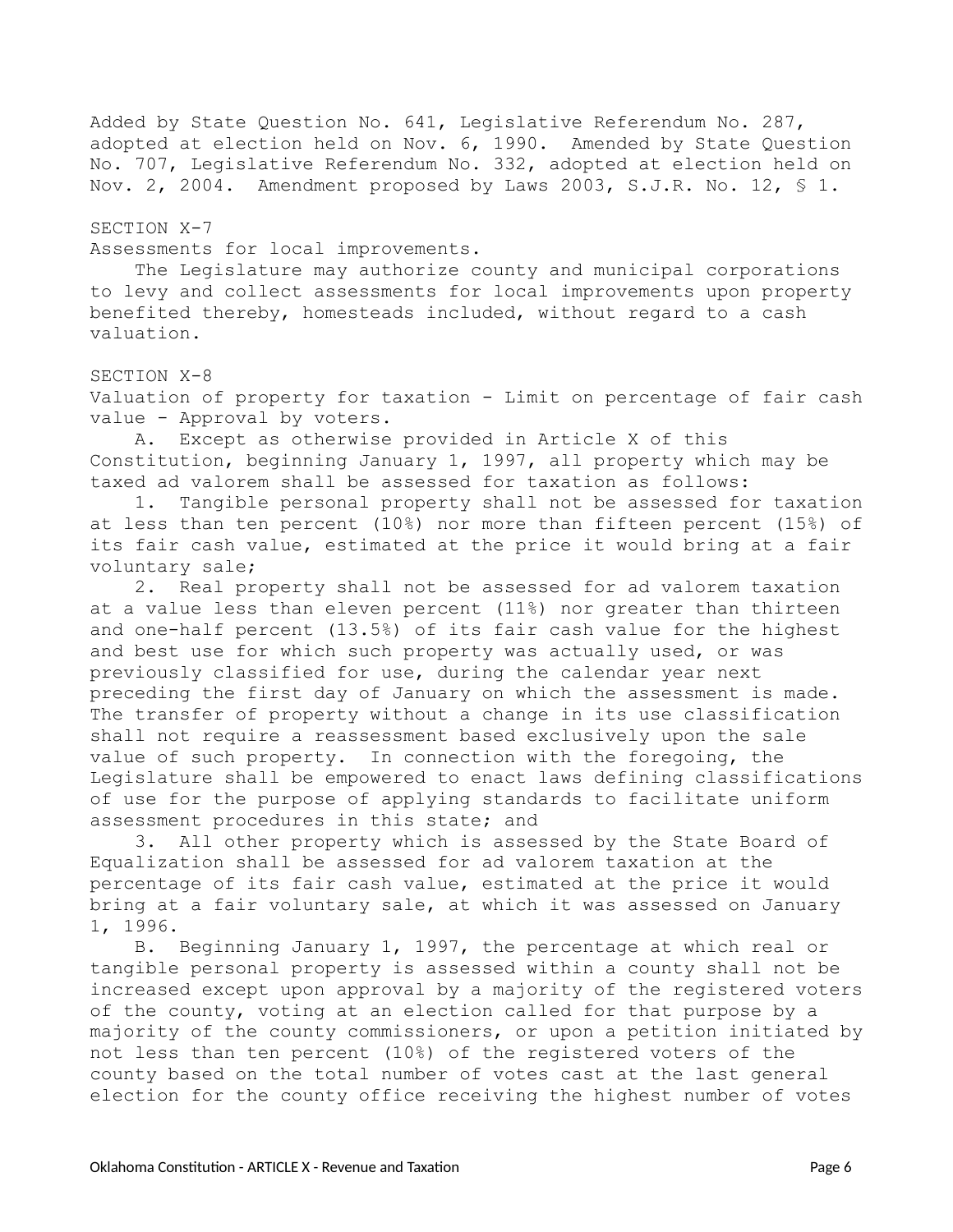Added by State Question No. 641, Legislative Referendum No. 287, adopted at election held on Nov. 6, 1990. Amended by State Question No. 707, Legislative Referendum No. 332, adopted at election held on Nov. 2, 2004. Amendment proposed by Laws 2003, S.J.R. No. 12, § 1.

SECTION X-7

Assessments for local improvements.

The Legislature may authorize county and municipal corporations to levy and collect assessments for local improvements upon property benefited thereby, homesteads included, without regard to a cash valuation.

SECTION X-8

Valuation of property for taxation - Limit on percentage of fair cash value - Approval by voters.

A. Except as otherwise provided in Article X of this Constitution, beginning January 1, 1997, all property which may be taxed ad valorem shall be assessed for taxation as follows:

1. Tangible personal property shall not be assessed for taxation at less than ten percent (10%) nor more than fifteen percent (15%) of its fair cash value, estimated at the price it would bring at a fair voluntary sale;

2. Real property shall not be assessed for ad valorem taxation at a value less than eleven percent (11%) nor greater than thirteen and one-half percent (13.5%) of its fair cash value for the highest and best use for which such property was actually used, or was previously classified for use, during the calendar year next preceding the first day of January on which the assessment is made. The transfer of property without a change in its use classification shall not require a reassessment based exclusively upon the sale value of such property. In connection with the foregoing, the Legislature shall be empowered to enact laws defining classifications of use for the purpose of applying standards to facilitate uniform assessment procedures in this state; and

3. All other property which is assessed by the State Board of Equalization shall be assessed for ad valorem taxation at the percentage of its fair cash value, estimated at the price it would bring at a fair voluntary sale, at which it was assessed on January 1, 1996.

B. Beginning January 1, 1997, the percentage at which real or tangible personal property is assessed within a county shall not be increased except upon approval by a majority of the registered voters of the county, voting at an election called for that purpose by a majority of the county commissioners, or upon a petition initiated by not less than ten percent (10%) of the registered voters of the county based on the total number of votes cast at the last general election for the county office receiving the highest number of votes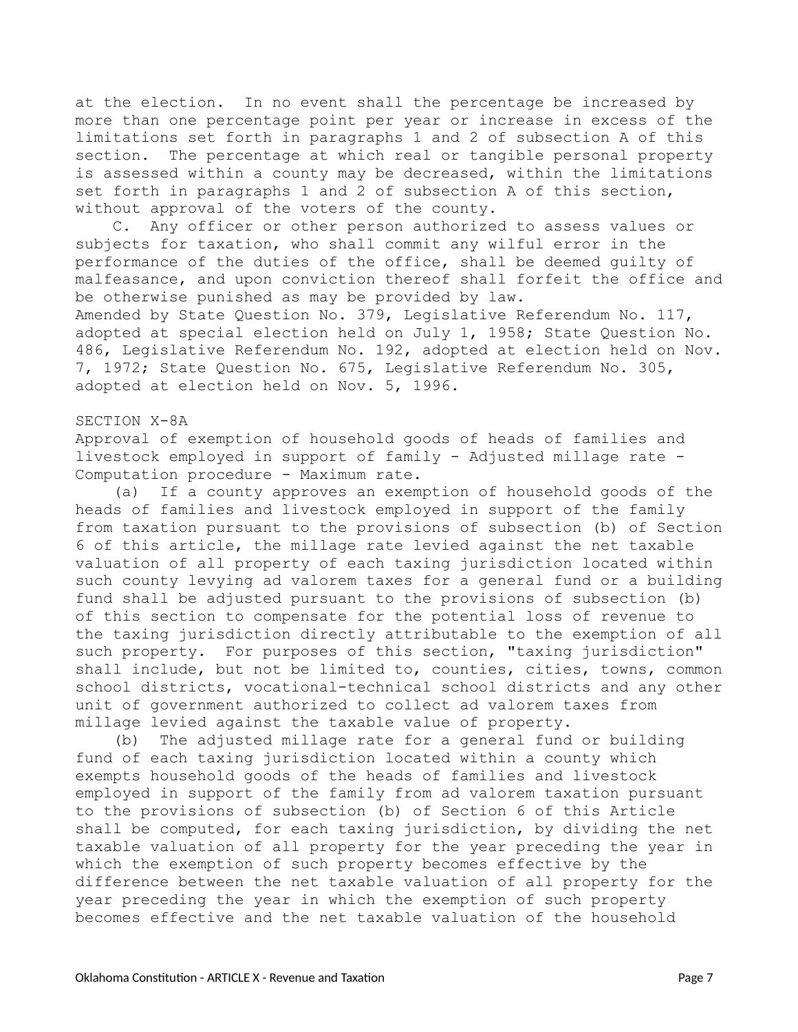at the election. In no event shall the percentage be increased by more than one percentage point per year or increase in excess of the limitations set forth in paragraphs 1 and 2 of subsection A of this section. The percentage at which real or tangible personal property is assessed within a county may be decreased, within the limitations set forth in paragraphs 1 and 2 of subsection A of this section, without approval of the voters of the county.

C. Any officer or other person authorized to assess values or subjects for taxation, who shall commit any wilful error in the performance of the duties of the office, shall be deemed guilty of malfeasance, and upon conviction thereof shall forfeit the office and be otherwise punished as may be provided by law.

Amended by State Question No. 379, Legislative Referendum No. 117, adopted at special election held on July 1, 1958; State Question No. 486, Legislative Referendum No. 192, adopted at election held on Nov. 7, 1972; State Question No. 675, Legislative Referendum No. 305, adopted at election held on Nov. 5, 1996.

SECTION X-8A

Approval of exemption of household goods of heads of families and livestock employed in support of family - Adjusted millage rate - Computation procedure - Maximum rate.

(a) If a county approves an exemption of household goods of the heads of families and livestock employed in support of the family from taxation pursuant to the provisions of subsection (b) of Section 6 of this article, the millage rate levied against the net taxable valuation of all property of each taxing jurisdiction located within such county levying ad valorem taxes for a general fund or a building fund shall be adjusted pursuant to the provisions of subsection (b) of this section to compensate for the potential loss of revenue to the taxing jurisdiction directly attributable to the exemption of all such property. For purposes of this section, "taxing jurisdiction" shall include, but not be limited to, counties, cities, towns, common school districts, vocational-technical school districts and any other unit of government authorized to collect ad valorem taxes from millage levied against the taxable value of property.

(b) The adjusted millage rate for a general fund or building fund of each taxing jurisdiction located within a county which exempts household goods of the heads of families and livestock employed in support of the family from ad valorem taxation pursuant to the provisions of subsection (b) of Section 6 of this Article shall be computed, for each taxing jurisdiction, by dividing the net taxable valuation of all property for the year preceding the year in which the exemption of such property becomes effective by the difference between the net taxable valuation of all property for the year preceding the year in which the exemption of such property becomes effective and the net taxable valuation of the household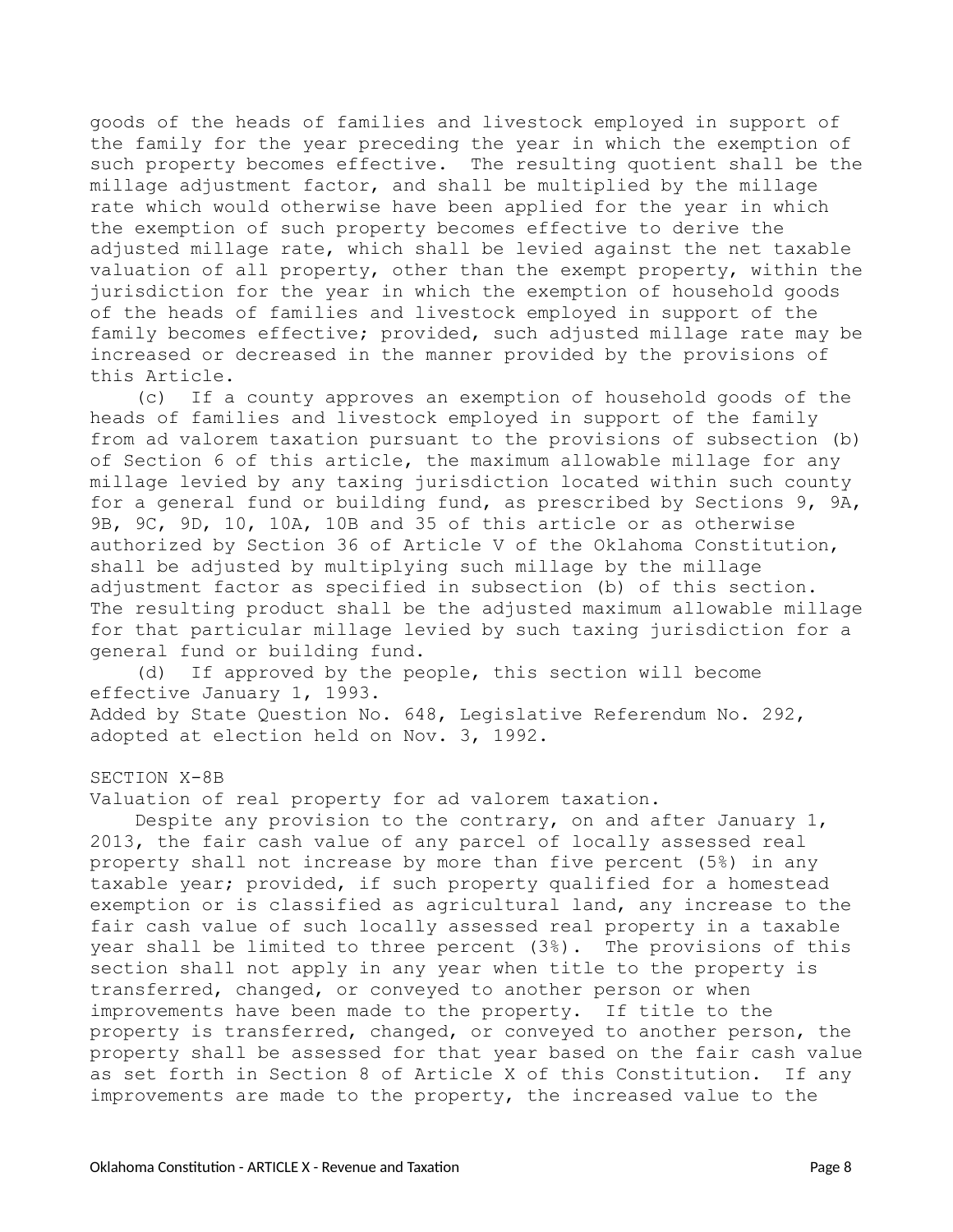goods of the heads of families and livestock employed in support of the family for the year preceding the year in which the exemption of such property becomes effective. The resulting quotient shall be the millage adjustment factor, and shall be multiplied by the millage rate which would otherwise have been applied for the year in which the exemption of such property becomes effective to derive the adjusted millage rate, which shall be levied against the net taxable valuation of all property, other than the exempt property, within the jurisdiction for the year in which the exemption of household goods of the heads of families and livestock employed in support of the family becomes effective; provided, such adjusted millage rate may be increased or decreased in the manner provided by the provisions of this Article.

(c) If a county approves an exemption of household goods of the heads of families and livestock employed in support of the family from ad valorem taxation pursuant to the provisions of subsection (b) of Section 6 of this article, the maximum allowable millage for any millage levied by any taxing jurisdiction located within such county for a general fund or building fund, as prescribed by Sections 9, 9A, 9B, 9C, 9D, 10, 10A, 10B and 35 of this article or as otherwise authorized by Section 36 of Article V of the Oklahoma Constitution, shall be adjusted by multiplying such millage by the millage adjustment factor as specified in subsection (b) of this section. The resulting product shall be the adjusted maximum allowable millage for that particular millage levied by such taxing jurisdiction for a general fund or building fund.

(d) If approved by the people, this section will become effective January 1, 1993.

Added by State Question No. 648, Legislative Referendum No. 292, adopted at election held on Nov. 3, 1992.

SECTION X-8B

Valuation of real property for ad valorem taxation.

Despite any provision to the contrary, on and after January 1, 2013, the fair cash value of any parcel of locally assessed real property shall not increase by more than five percent (5%) in any taxable year; provided, if such property qualified for a homestead exemption or is classified as agricultural land, any increase to the fair cash value of such locally assessed real property in a taxable year shall be limited to three percent (3%). The provisions of this section shall not apply in any year when title to the property is transferred, changed, or conveyed to another person or when improvements have been made to the property. If title to the property is transferred, changed, or conveyed to another person, the property shall be assessed for that year based on the fair cash value as set forth in Section 8 of Article X of this Constitution. If any improvements are made to the property, the increased value to the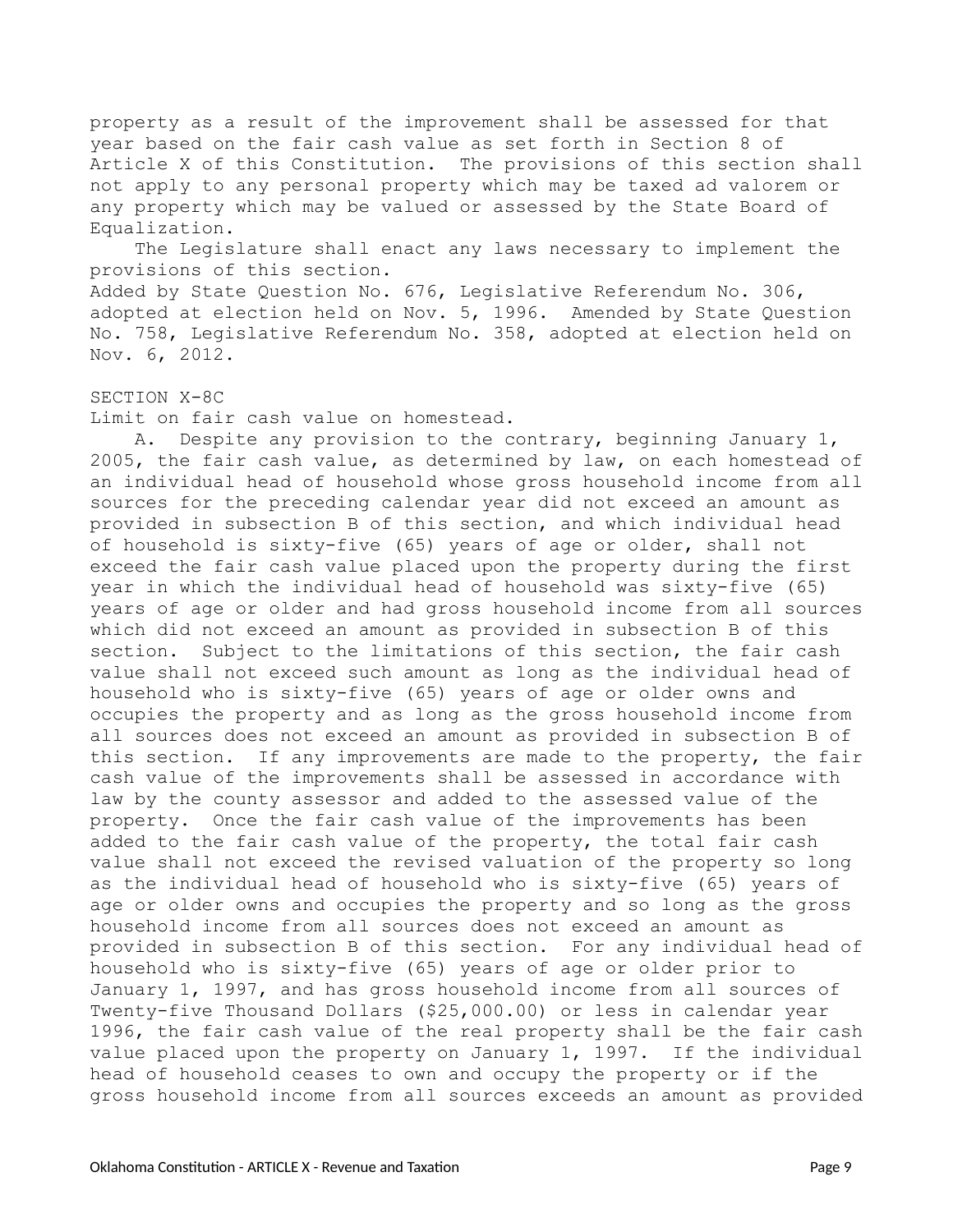property as a result of the improvement shall be assessed for that year based on the fair cash value as set forth in Section 8 of Article X of this Constitution. The provisions of this section shall not apply to any personal property which may be taxed ad valorem or any property which may be valued or assessed by the State Board of Equalization.

The Legislature shall enact any laws necessary to implement the provisions of this section.

Added by State Question No. 676, Legislative Referendum No. 306, adopted at election held on Nov. 5, 1996. Amended by State Question No. 758, Legislative Referendum No. 358, adopted at election held on Nov. 6, 2012.

SECTION X-8C

Limit on fair cash value on homestead.

A. Despite any provision to the contrary, beginning January 1, 2005, the fair cash value, as determined by law, on each homestead of an individual head of household whose gross household income from all sources for the preceding calendar year did not exceed an amount as provided in subsection B of this section, and which individual head of household is sixty-five (65) years of age or older, shall not exceed the fair cash value placed upon the property during the first year in which the individual head of household was sixty-five (65) years of age or older and had gross household income from all sources which did not exceed an amount as provided in subsection B of this section. Subject to the limitations of this section, the fair cash value shall not exceed such amount as long as the individual head of household who is sixty-five (65) years of age or older owns and occupies the property and as long as the gross household income from all sources does not exceed an amount as provided in subsection B of this section. If any improvements are made to the property, the fair cash value of the improvements shall be assessed in accordance with law by the county assessor and added to the assessed value of the property. Once the fair cash value of the improvements has been added to the fair cash value of the property, the total fair cash value shall not exceed the revised valuation of the property so long as the individual head of household who is sixty-five (65) years of age or older owns and occupies the property and so long as the gross household income from all sources does not exceed an amount as provided in subsection B of this section. For any individual head of household who is sixty-five (65) years of age or older prior to January 1, 1997, and has gross household income from all sources of Twenty-five Thousand Dollars ($25,000.00) or less in calendar year 1996, the fair cash value of the real property shall be the fair cash value placed upon the property on January 1, 1997. If the individual head of household ceases to own and occupy the property or if the gross household income from all sources exceeds an amount as provided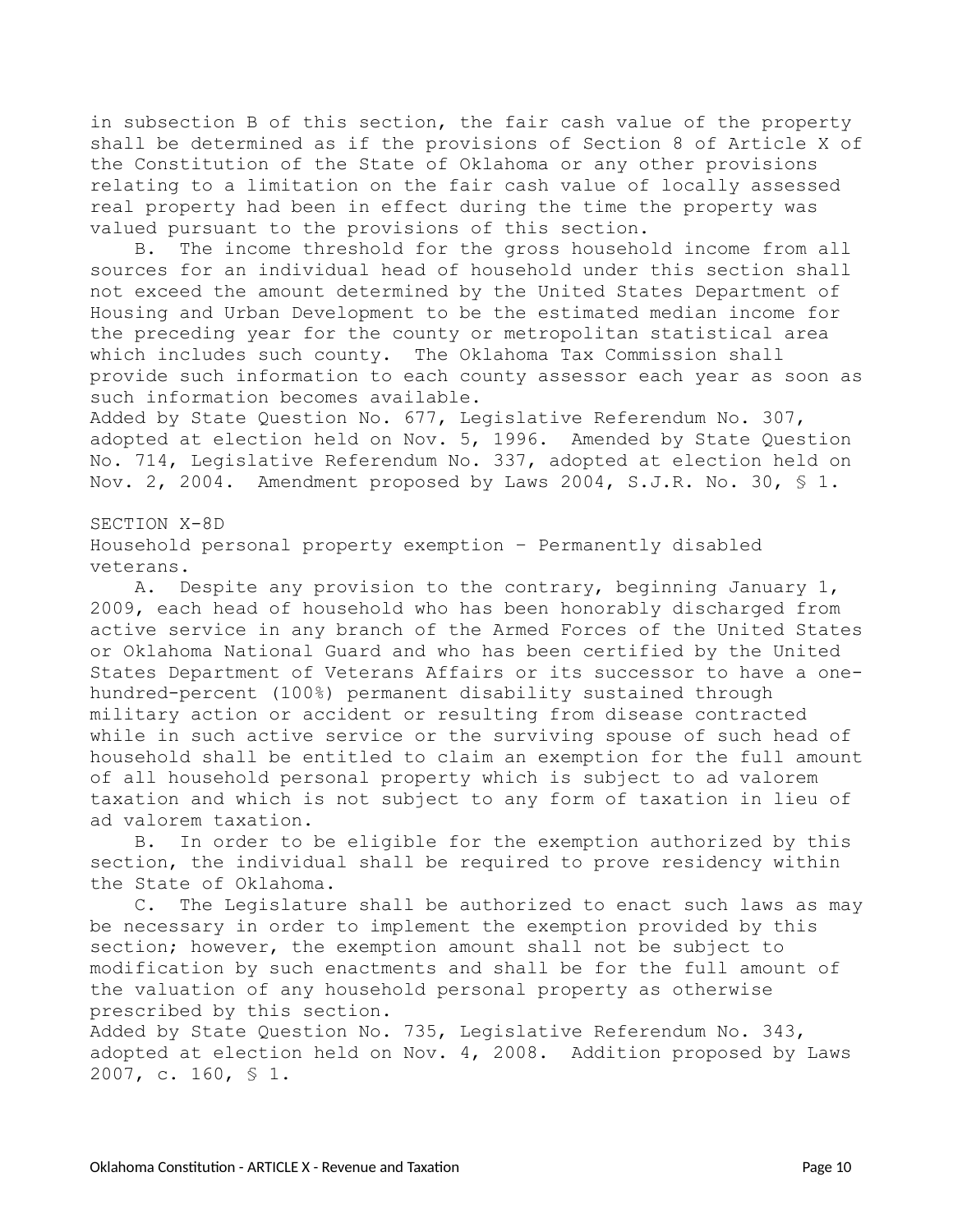in subsection B of this section, the fair cash value of the property shall be determined as if the provisions of Section 8 of Article X of the Constitution of the State of Oklahoma or any other provisions relating to a limitation on the fair cash value of locally assessed real property had been in effect during the time the property was valued pursuant to the provisions of this section.

B. The income threshold for the gross household income from all sources for an individual head of household under this section shall not exceed the amount determined by the United States Department of Housing and Urban Development to be the estimated median income for the preceding year for the county or metropolitan statistical area which includes such county. The Oklahoma Tax Commission shall provide such information to each county assessor each year as soon as such information becomes available.

Added by State Question No. 677, Legislative Referendum No. 307, adopted at election held on Nov. 5, 1996. Amended by State Question No. 714, Legislative Referendum No. 337, adopted at election held on Nov. 2, 2004. Amendment proposed by Laws 2004, S.J.R. No. 30, § 1.

SECTION X-8D

Household personal property exemption – Permanently disabled veterans.

A. Despite any provision to the contrary, beginning January 1, 2009, each head of household who has been honorably discharged from active service in any branch of the Armed Forces of the United States or Oklahoma National Guard and who has been certified by the United States Department of Veterans Affairs or its successor to have a one-hundred-percent (100%) permanent disability sustained through military action or accident or resulting from disease contracted while in such active service or the surviving spouse of such head of household shall be entitled to claim an exemption for the full amount of all household personal property which is subject to ad valorem taxation and which is not subject to any form of taxation in lieu of ad valorem taxation.

B. In order to be eligible for the exemption authorized by this section, the individual shall be required to prove residency within the State of Oklahoma.

C. The Legislature shall be authorized to enact such laws as may be necessary in order to implement the exemption provided by this section; however, the exemption amount shall not be subject to modification by such enactments and shall be for the full amount of the valuation of any household personal property as otherwise prescribed by this section.

Added by State Question No. 735, Legislative Referendum No. 343, adopted at election held on Nov. 4, 2008. Addition proposed by Laws 2007, c. 160, § 1.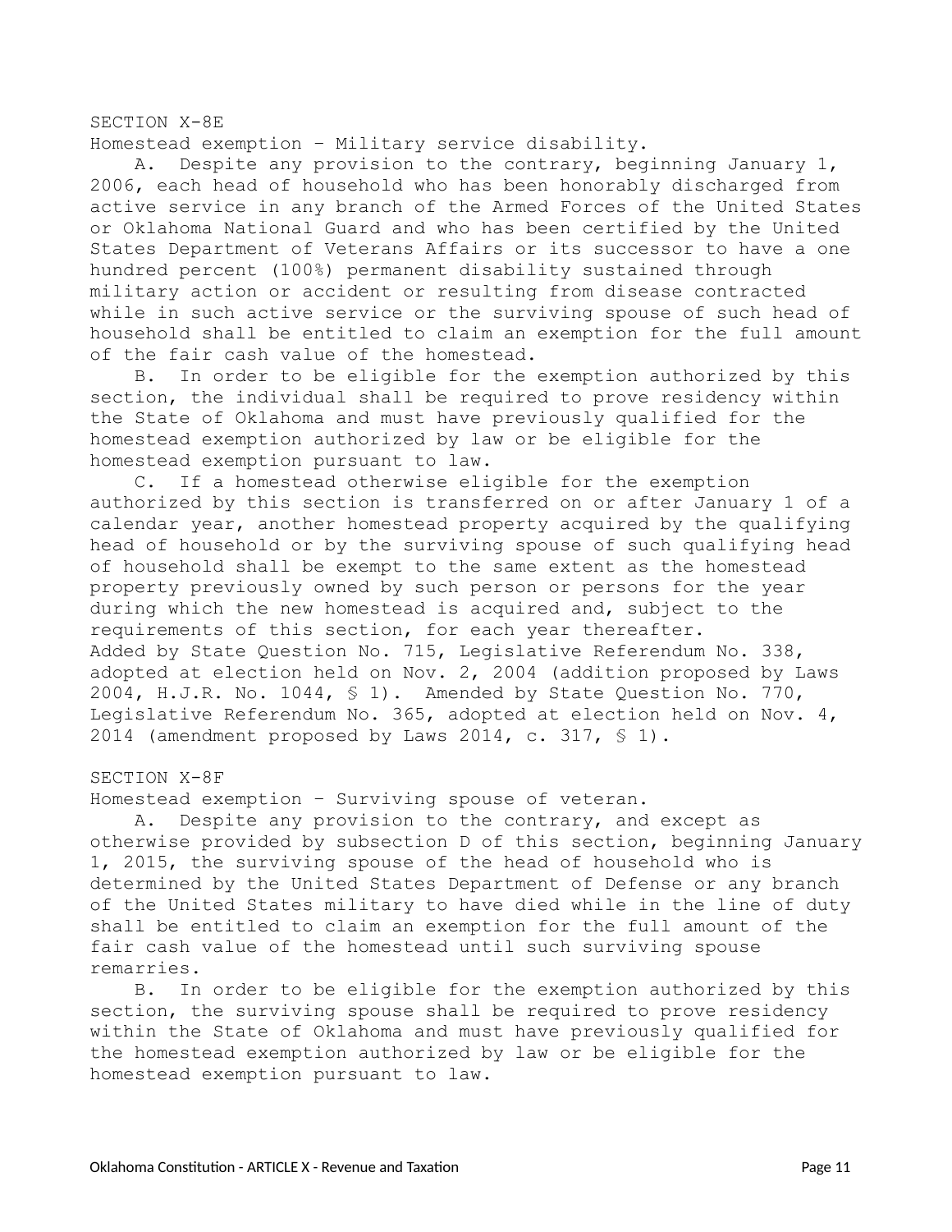SECTION X-8E

Homestead exemption – Military service disability.

A. Despite any provision to the contrary, beginning January 1, 2006, each head of household who has been honorably discharged from active service in any branch of the Armed Forces of the United States or Oklahoma National Guard and who has been certified by the United States Department of Veterans Affairs or its successor to have a one hundred percent (100%) permanent disability sustained through military action or accident or resulting from disease contracted while in such active service or the surviving spouse of such head of household shall be entitled to claim an exemption for the full amount of the fair cash value of the homestead.

B. In order to be eligible for the exemption authorized by this section, the individual shall be required to prove residency within the State of Oklahoma and must have previously qualified for the homestead exemption authorized by law or be eligible for the homestead exemption pursuant to law.

C. If a homestead otherwise eligible for the exemption authorized by this section is transferred on or after January 1 of a calendar year, another homestead property acquired by the qualifying head of household or by the surviving spouse of such qualifying head of household shall be exempt to the same extent as the homestead property previously owned by such person or persons for the year during which the new homestead is acquired and, subject to the requirements of this section, for each year thereafter.

Added by State Question No. 715, Legislative Referendum No. 338, adopted at election held on Nov. 2, 2004 (addition proposed by Laws 2004, H.J.R. No. 1044, § 1). Amended by State Question No. 770, Legislative Referendum No. 365, adopted at election held on Nov. 4, 2014 (amendment proposed by Laws 2014, c. 317, § 1).

SECTION X-8F

Homestead exemption – Surviving spouse of veteran.

A. Despite any provision to the contrary, and except as otherwise provided by subsection D of this section, beginning January 1, 2015, the surviving spouse of the head of household who is determined by the United States Department of Defense or any branch of the United States military to have died while in the line of duty shall be entitled to claim an exemption for the full amount of the fair cash value of the homestead until such surviving spouse remarries.

B. In order to be eligible for the exemption authorized by this section, the surviving spouse shall be required to prove residency within the State of Oklahoma and must have previously qualified for the homestead exemption authorized by law or be eligible for the homestead exemption pursuant to law.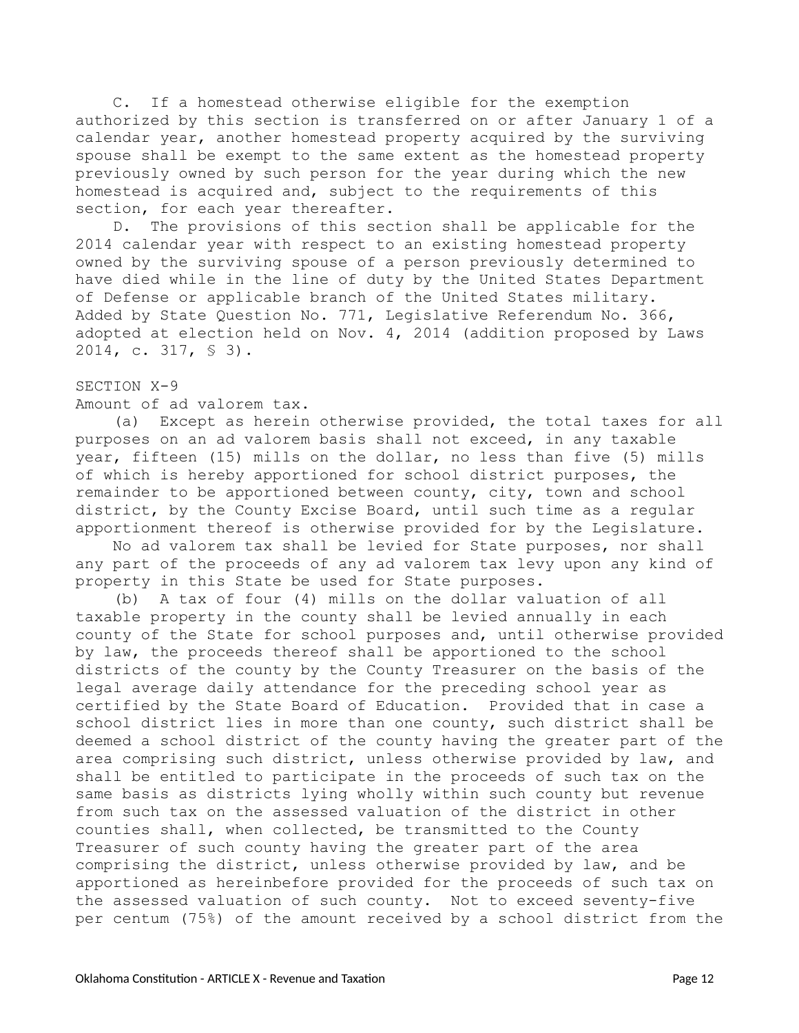C. If a homestead otherwise eligible for the exemption authorized by this section is transferred on or after January 1 of a calendar year, another homestead property acquired by the surviving spouse shall be exempt to the same extent as the homestead property previously owned by such person for the year during which the new homestead is acquired and, subject to the requirements of this section, for each year thereafter.

D. The provisions of this section shall be applicable for the 2014 calendar year with respect to an existing homestead property owned by the surviving spouse of a person previously determined to have died while in the line of duty by the United States Department of Defense or applicable branch of the United States military. Added by State Question No. 771, Legislative Referendum No. 366, adopted at election held on Nov. 4, 2014 (addition proposed by Laws 2014, c. 317, § 3).

SECTION X-9

Amount of ad valorem tax.

(a) Except as herein otherwise provided, the total taxes for all purposes on an ad valorem basis shall not exceed, in any taxable year, fifteen (15) mills on the dollar, no less than five (5) mills of which is hereby apportioned for school district purposes, the remainder to be apportioned between county, city, town and school district, by the County Excise Board, until such time as a regular apportionment thereof is otherwise provided for by the Legislature.

No ad valorem tax shall be levied for State purposes, nor shall any part of the proceeds of any ad valorem tax levy upon any kind of property in this State be used for State purposes.

(b) A tax of four (4) mills on the dollar valuation of all taxable property in the county shall be levied annually in each county of the State for school purposes and, until otherwise provided by law, the proceeds thereof shall be apportioned to the school districts of the county by the County Treasurer on the basis of the legal average daily attendance for the preceding school year as certified by the State Board of Education. Provided that in case a school district lies in more than one county, such district shall be deemed a school district of the county having the greater part of the area comprising such district, unless otherwise provided by law, and shall be entitled to participate in the proceeds of such tax on the same basis as districts lying wholly within such county but revenue from such tax on the assessed valuation of the district in other counties shall, when collected, be transmitted to the County Treasurer of such county having the greater part of the area comprising the district, unless otherwise provided by law, and be apportioned as hereinbefore provided for the proceeds of such tax on the assessed valuation of such county. Not to exceed seventy-five per centum (75%) of the amount received by a school district from the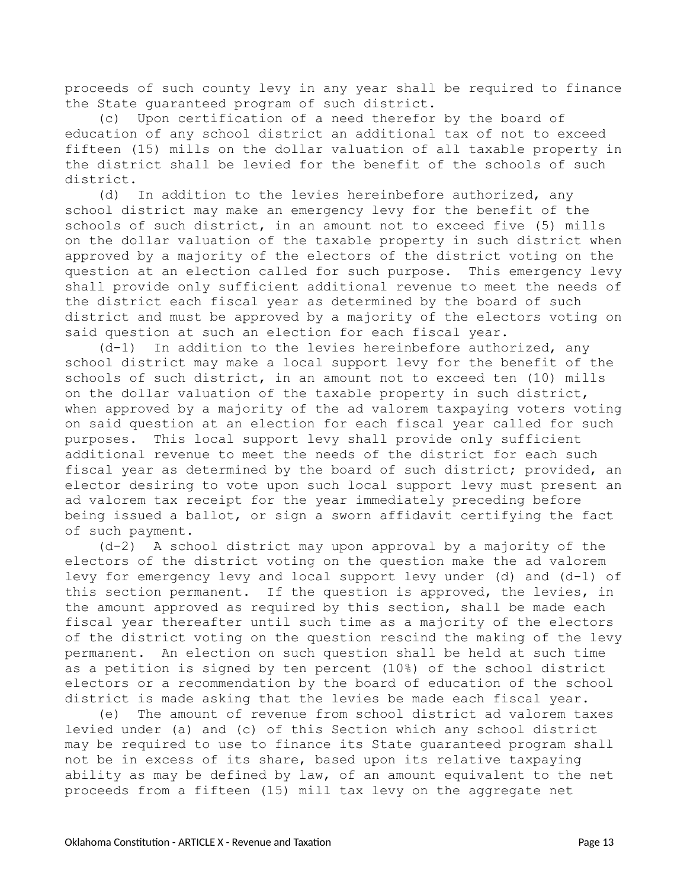proceeds of such county levy in any year shall be required to finance the State guaranteed program of such district.

(c) Upon certification of a need therefor by the board of education of any school district an additional tax of not to exceed fifteen (15) mills on the dollar valuation of all taxable property in the district shall be levied for the benefit of the schools of such district.

(d) In addition to the levies hereinbefore authorized, any school district may make an emergency levy for the benefit of the schools of such district, in an amount not to exceed five (5) mills on the dollar valuation of the taxable property in such district when approved by a majority of the electors of the district voting on the question at an election called for such purpose. This emergency levy shall provide only sufficient additional revenue to meet the needs of the district each fiscal year as determined by the board of such district and must be approved by a majority of the electors voting on said question at such an election for each fiscal year.

(d-1) In addition to the levies hereinbefore authorized, any school district may make a local support levy for the benefit of the schools of such district, in an amount not to exceed ten (10) mills on the dollar valuation of the taxable property in such district, when approved by a majority of the ad valorem taxpaying voters voting on said question at an election for each fiscal year called for such purposes. This local support levy shall provide only sufficient additional revenue to meet the needs of the district for each such fiscal year as determined by the board of such district; provided, an elector desiring to vote upon such local support levy must present an ad valorem tax receipt for the year immediately preceding before being issued a ballot, or sign a sworn affidavit certifying the fact of such payment.

(d-2) A school district may upon approval by a majority of the electors of the district voting on the question make the ad valorem levy for emergency levy and local support levy under (d) and (d-1) of this section permanent. If the question is approved, the levies, in the amount approved as required by this section, shall be made each fiscal year thereafter until such time as a majority of the electors of the district voting on the question rescind the making of the levy permanent. An election on such question shall be held at such time as a petition is signed by ten percent (10%) of the school district electors or a recommendation by the board of education of the school district is made asking that the levies be made each fiscal year.

(e) The amount of revenue from school district ad valorem taxes levied under (a) and (c) of this Section which any school district may be required to use to finance its State guaranteed program shall not be in excess of its share, based upon its relative taxpaying ability as may be defined by law, of an amount equivalent to the net proceeds from a fifteen (15) mill tax levy on the aggregate net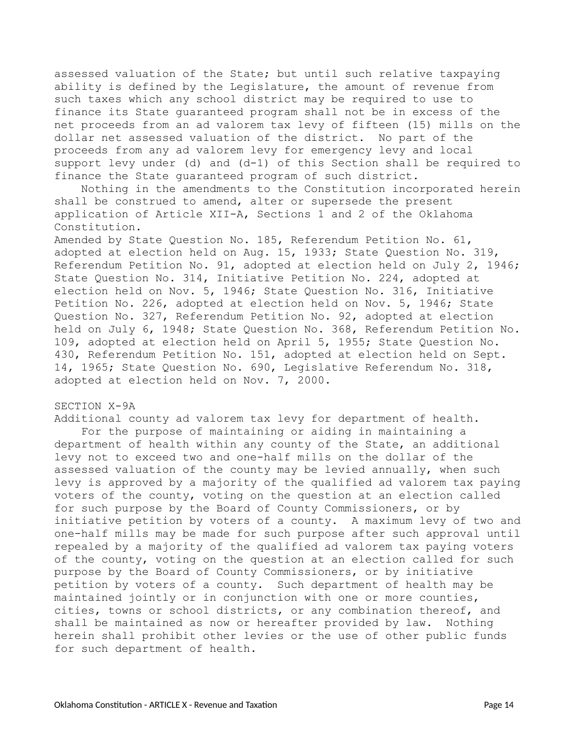assessed valuation of the State; but until such relative taxpaying ability is defined by the Legislature, the amount of revenue from such taxes which any school district may be required to use to finance its State guaranteed program shall not be in excess of the net proceeds from an ad valorem tax levy of fifteen (15) mills on the dollar net assessed valuation of the district. No part of the proceeds from any ad valorem levy for emergency levy and local support levy under (d) and (d-1) of this Section shall be required to finance the State guaranteed program of such district.

Nothing in the amendments to the Constitution incorporated herein shall be construed to amend, alter or supersede the present application of Article XII-A, Sections 1 and 2 of the Oklahoma Constitution.

Amended by State Question No. 185, Referendum Petition No. 61, adopted at election held on Aug. 15, 1933; State Question No. 319, Referendum Petition No. 91, adopted at election held on July 2, 1946; State Question No. 314, Initiative Petition No. 224, adopted at election held on Nov. 5, 1946; State Question No. 316, Initiative Petition No. 226, adopted at election held on Nov. 5, 1946; State Question No. 327, Referendum Petition No. 92, adopted at election held on July 6, 1948; State Question No. 368, Referendum Petition No. 109, adopted at election held on April 5, 1955; State Question No. 430, Referendum Petition No. 151, adopted at election held on Sept. 14, 1965; State Question No. 690, Legislative Referendum No. 318, adopted at election held on Nov. 7, 2000.

SECTION X-9A

Additional county ad valorem tax levy for department of health.

For the purpose of maintaining or aiding in maintaining a department of health within any county of the State, an additional levy not to exceed two and one-half mills on the dollar of the assessed valuation of the county may be levied annually, when such levy is approved by a majority of the qualified ad valorem tax paying voters of the county, voting on the question at an election called for such purpose by the Board of County Commissioners, or by initiative petition by voters of a county. A maximum levy of two and one-half mills may be made for such purpose after such approval until repealed by a majority of the qualified ad valorem tax paying voters of the county, voting on the question at an election called for such purpose by the Board of County Commissioners, or by initiative petition by voters of a county. Such department of health may be maintained jointly or in conjunction with one or more counties, cities, towns or school districts, or any combination thereof, and shall be maintained as now or hereafter provided by law. Nothing herein shall prohibit other levies or the use of other public funds for such department of health.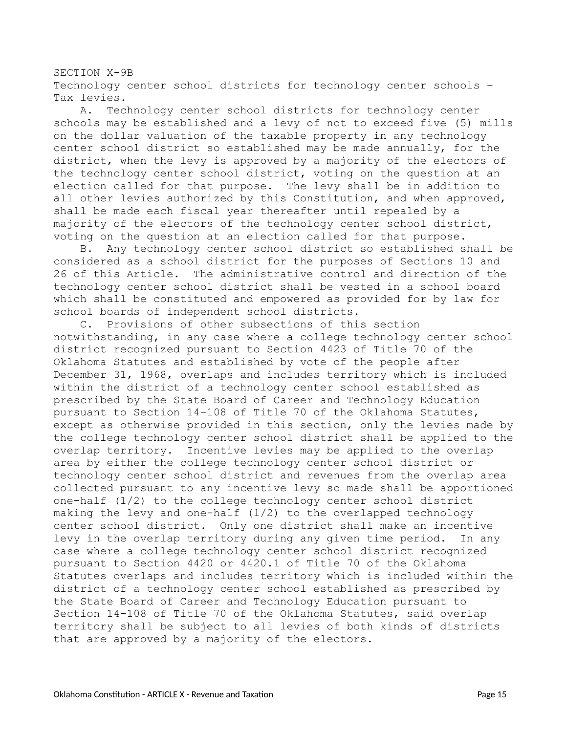## SECTION X-9B

Technology center school districts for technology center schools – Tax levies.

A. Technology center school districts for technology center schools may be established and a levy of not to exceed five (5) mills on the dollar valuation of the taxable property in any technology center school district so established may be made annually, for the district, when the levy is approved by a majority of the electors of the technology center school district, voting on the question at an election called for that purpose. The levy shall be in addition to all other levies authorized by this Constitution, and when approved, shall be made each fiscal year thereafter until repealed by a majority of the electors of the technology center school district, voting on the question at an election called for that purpose.

B. Any technology center school district so established shall be considered as a school district for the purposes of Sections 10 and 26 of this Article. The administrative control and direction of the technology center school district shall be vested in a school board which shall be constituted and empowered as provided for by law for school boards of independent school districts.

C. Provisions of other subsections of this section notwithstanding, in any case where a college technology center school district recognized pursuant to Section 4423 of Title 70 of the Oklahoma Statutes and established by vote of the people after December 31, 1968, overlaps and includes territory which is included within the district of a technology center school established as prescribed by the State Board of Career and Technology Education pursuant to Section 14-108 of Title 70 of the Oklahoma Statutes, except as otherwise provided in this section, only the levies made by the college technology center school district shall be applied to the overlap territory. Incentive levies may be applied to the overlap area by either the college technology center school district or technology center school district and revenues from the overlap area collected pursuant to any incentive levy so made shall be apportioned one-half (1/2) to the college technology center school district making the levy and one-half (1/2) to the overlapped technology center school district. Only one district shall make an incentive levy in the overlap territory during any given time period. In any case where a college technology center school district recognized pursuant to Section 4420 or 4420.1 of Title 70 of the Oklahoma Statutes overlaps and includes territory which is included within the district of a technology center school established as prescribed by the State Board of Career and Technology Education pursuant to Section 14-108 of Title 70 of the Oklahoma Statutes, said overlap territory shall be subject to all levies of both kinds of districts that are approved by a majority of the electors.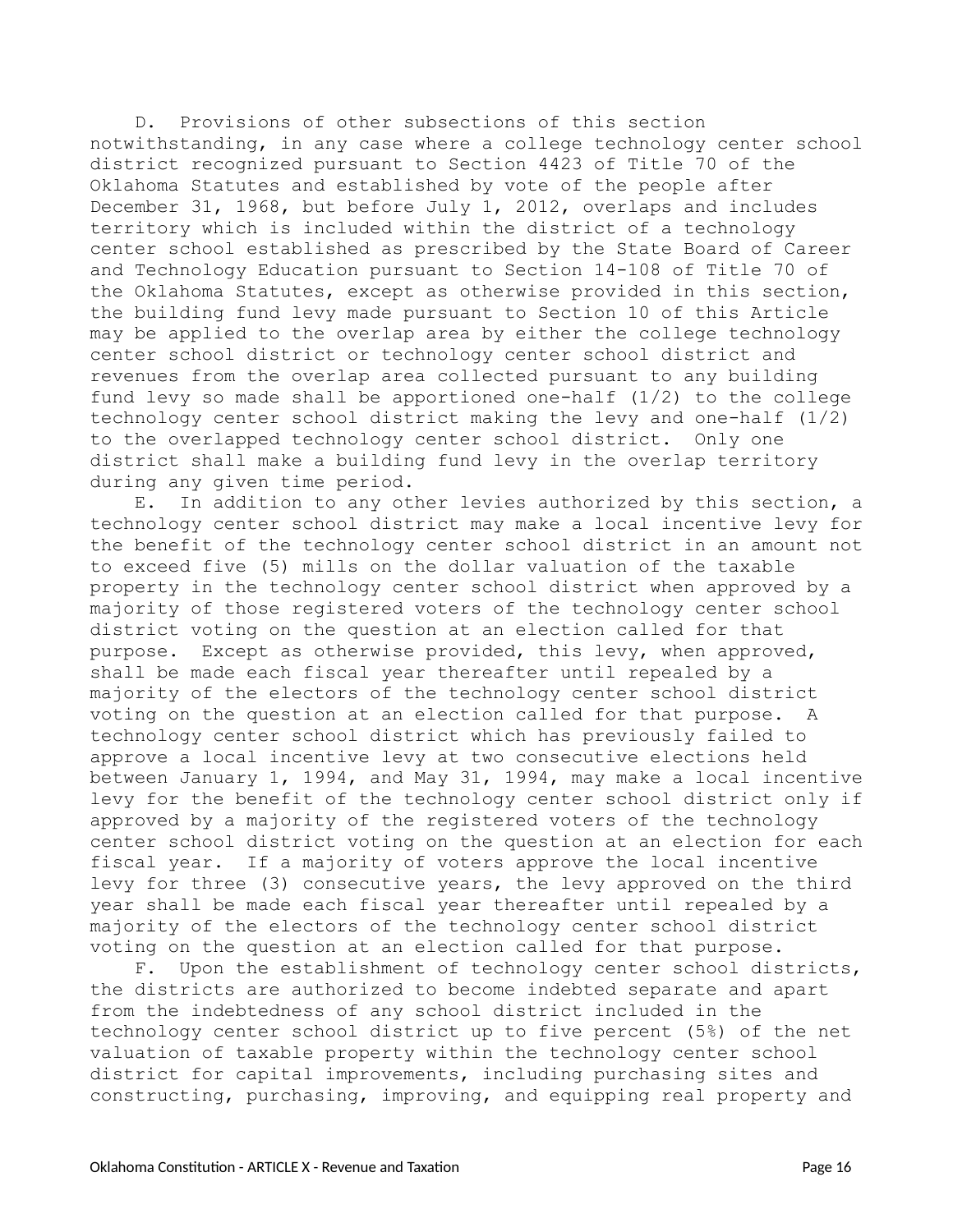D. Provisions of other subsections of this section notwithstanding, in any case where a college technology center school district recognized pursuant to Section 4423 of Title 70 of the Oklahoma Statutes and established by vote of the people after December 31, 1968, but before July 1, 2012, overlaps and includes territory which is included within the district of a technology center school established as prescribed by the State Board of Career and Technology Education pursuant to Section 14-108 of Title 70 of the Oklahoma Statutes, except as otherwise provided in this section, the building fund levy made pursuant to Section 10 of this Article may be applied to the overlap area by either the college technology center school district or technology center school district and revenues from the overlap area collected pursuant to any building fund levy so made shall be apportioned one-half (1/2) to the college technology center school district making the levy and one-half (1/2) to the overlapped technology center school district. Only one district shall make a building fund levy in the overlap territory during any given time period.

E. In addition to any other levies authorized by this section, a technology center school district may make a local incentive levy for the benefit of the technology center school district in an amount not to exceed five (5) mills on the dollar valuation of the taxable property in the technology center school district when approved by a majority of those registered voters of the technology center school district voting on the question at an election called for that purpose. Except as otherwise provided, this levy, when approved, shall be made each fiscal year thereafter until repealed by a majority of the electors of the technology center school district voting on the question at an election called for that purpose. A technology center school district which has previously failed to approve a local incentive levy at two consecutive elections held between January 1, 1994, and May 31, 1994, may make a local incentive levy for the benefit of the technology center school district only if approved by a majority of the registered voters of the technology center school district voting on the question at an election for each fiscal year. If a majority of voters approve the local incentive levy for three (3) consecutive years, the levy approved on the third year shall be made each fiscal year thereafter until repealed by a majority of the electors of the technology center school district voting on the question at an election called for that purpose.

F. Upon the establishment of technology center school districts, the districts are authorized to become indebted separate and apart from the indebtedness of any school district included in the technology center school district up to five percent (5%) of the net valuation of taxable property within the technology center school district for capital improvements, including purchasing sites and constructing, purchasing, improving, and equipping real property and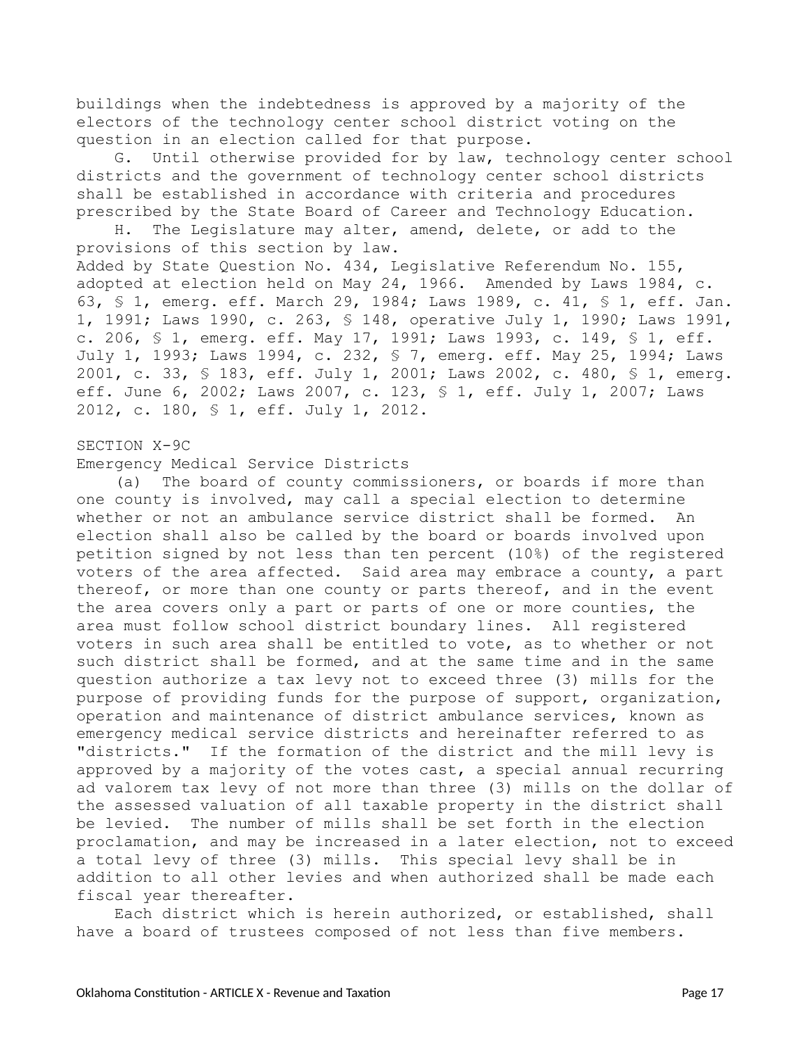buildings when the indebtedness is approved by a majority of the electors of the technology center school district voting on the question in an election called for that purpose.

G. Until otherwise provided for by law, technology center school districts and the government of technology center school districts shall be established in accordance with criteria and procedures prescribed by the State Board of Career and Technology Education.

H. The Legislature may alter, amend, delete, or add to the provisions of this section by law.

Added by State Question No. 434, Legislative Referendum No. 155, adopted at election held on May 24, 1966. Amended by Laws 1984, c. 63, § 1, emerg. eff. March 29, 1984; Laws 1989, c. 41, § 1, eff. Jan. 1, 1991; Laws 1990, c. 263, § 148, operative July 1, 1990; Laws 1991, c. 206, § 1, emerg. eff. May 17, 1991; Laws 1993, c. 149, § 1, eff. July 1, 1993; Laws 1994, c. 232, § 7, emerg. eff. May 25, 1994; Laws 2001, c. 33, § 183, eff. July 1, 2001; Laws 2002, c. 480, § 1, emerg. eff. June 6, 2002; Laws 2007, c. 123, § 1, eff. July 1, 2007; Laws 2012, c. 180, § 1, eff. July 1, 2012.

SECTION X-9C

Emergency Medical Service Districts

(a) The board of county commissioners, or boards if more than one county is involved, may call a special election to determine whether or not an ambulance service district shall be formed. An election shall also be called by the board or boards involved upon petition signed by not less than ten percent (10%) of the registered voters of the area affected. Said area may embrace a county, a part thereof, or more than one county or parts thereof, and in the event the area covers only a part or parts of one or more counties, the area must follow school district boundary lines. All registered voters in such area shall be entitled to vote, as to whether or not such district shall be formed, and at the same time and in the same question authorize a tax levy not to exceed three (3) mills for the purpose of providing funds for the purpose of support, organization, operation and maintenance of district ambulance services, known as emergency medical service districts and hereinafter referred to as "districts." If the formation of the district and the mill levy is approved by a majority of the votes cast, a special annual recurring ad valorem tax levy of not more than three (3) mills on the dollar of the assessed valuation of all taxable property in the district shall be levied. The number of mills shall be set forth in the election proclamation, and may be increased in a later election, not to exceed a total levy of three (3) mills. This special levy shall be in addition to all other levies and when authorized shall be made each fiscal year thereafter.

Each district which is herein authorized, or established, shall have a board of trustees composed of not less than five members.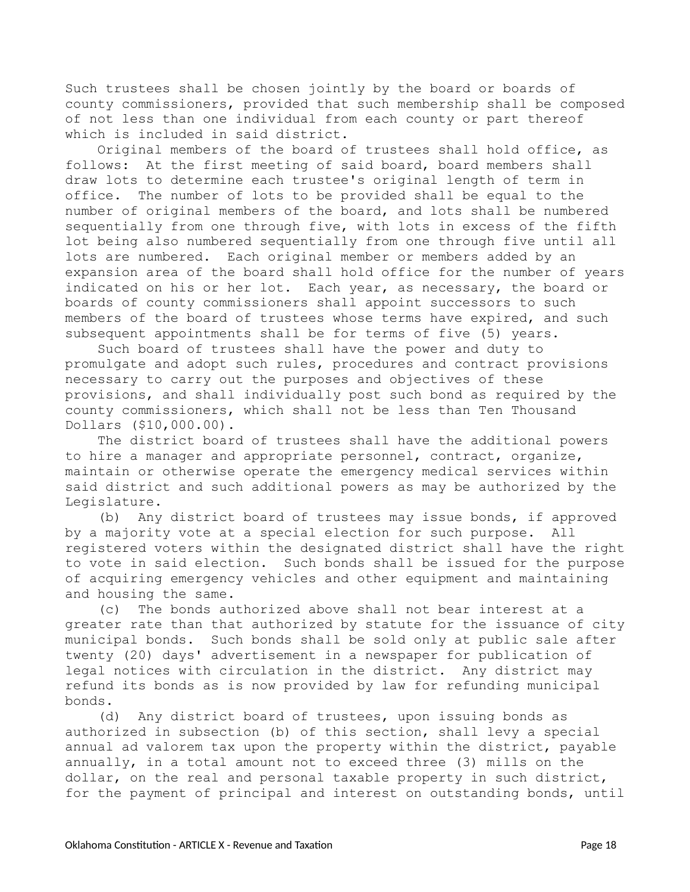Such trustees shall be chosen jointly by the board or boards of county commissioners, provided that such membership shall be composed of not less than one individual from each county or part thereof which is included in said district.

Original members of the board of trustees shall hold office, as follows: At the first meeting of said board, board members shall draw lots to determine each trustee's original length of term in office. The number of lots to be provided shall be equal to the number of original members of the board, and lots shall be numbered sequentially from one through five, with lots in excess of the fifth lot being also numbered sequentially from one through five until all lots are numbered. Each original member or members added by an expansion area of the board shall hold office for the number of years indicated on his or her lot. Each year, as necessary, the board or boards of county commissioners shall appoint successors to such members of the board of trustees whose terms have expired, and such subsequent appointments shall be for terms of five (5) years.

Such board of trustees shall have the power and duty to promulgate and adopt such rules, procedures and contract provisions necessary to carry out the purposes and objectives of these provisions, and shall individually post such bond as required by the county commissioners, which shall not be less than Ten Thousand Dollars ($10,000.00).

The district board of trustees shall have the additional powers to hire a manager and appropriate personnel, contract, organize, maintain or otherwise operate the emergency medical services within said district and such additional powers as may be authorized by the Legislature.

(b) Any district board of trustees may issue bonds, if approved by a majority vote at a special election for such purpose. All registered voters within the designated district shall have the right to vote in said election. Such bonds shall be issued for the purpose of acquiring emergency vehicles and other equipment and maintaining and housing the same.

(c) The bonds authorized above shall not bear interest at a greater rate than that authorized by statute for the issuance of city municipal bonds. Such bonds shall be sold only at public sale after twenty (20) days' advertisement in a newspaper for publication of legal notices with circulation in the district. Any district may refund its bonds as is now provided by law for refunding municipal bonds.

(d) Any district board of trustees, upon issuing bonds as authorized in subsection (b) of this section, shall levy a special annual ad valorem tax upon the property within the district, payable annually, in a total amount not to exceed three (3) mills on the dollar, on the real and personal taxable property in such district, for the payment of principal and interest on outstanding bonds, until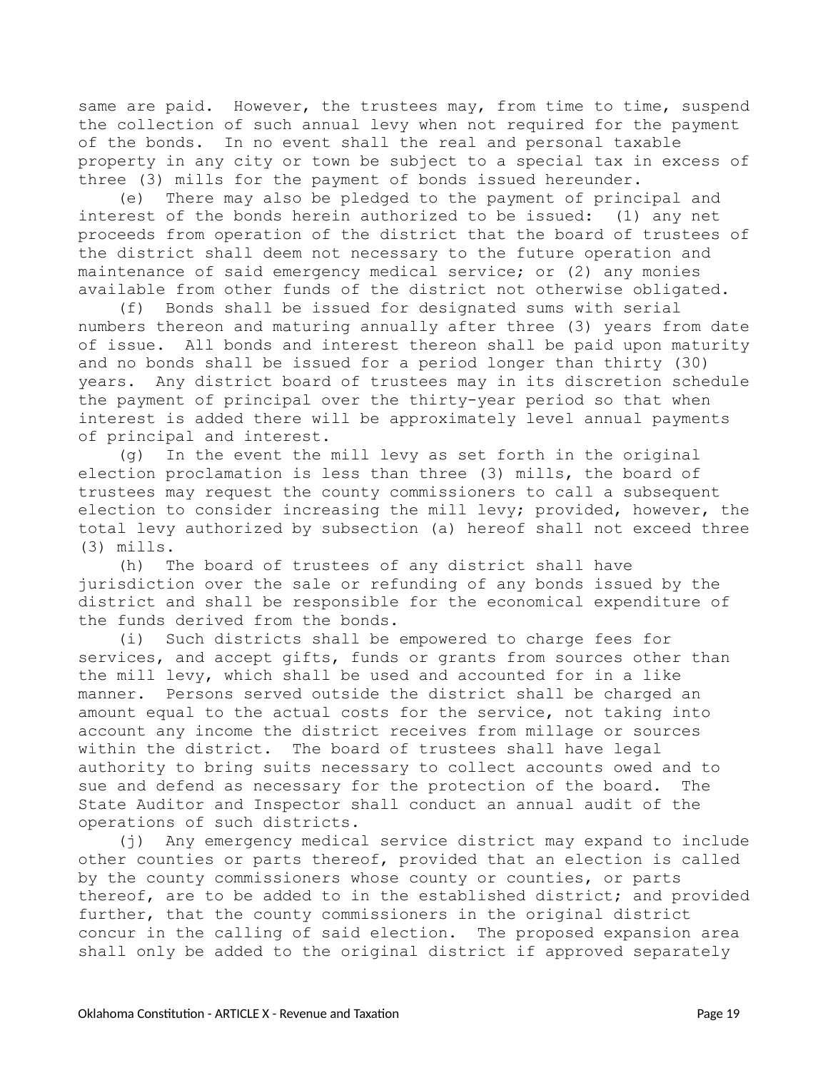same are paid. However, the trustees may, from time to time, suspend the collection of such annual levy when not required for the payment of the bonds. In no event shall the real and personal taxable property in any city or town be subject to a special tax in excess of three (3) mills for the payment of bonds issued hereunder.

(e) There may also be pledged to the payment of principal and interest of the bonds herein authorized to be issued: (1) any net proceeds from operation of the district that the board of trustees of the district shall deem not necessary to the future operation and maintenance of said emergency medical service; or (2) any monies available from other funds of the district not otherwise obligated.

(f) Bonds shall be issued for designated sums with serial numbers thereon and maturing annually after three (3) years from date of issue. All bonds and interest thereon shall be paid upon maturity and no bonds shall be issued for a period longer than thirty (30) years. Any district board of trustees may in its discretion schedule the payment of principal over the thirty-year period so that when interest is added there will be approximately level annual payments of principal and interest.

(g) In the event the mill levy as set forth in the original election proclamation is less than three (3) mills, the board of trustees may request the county commissioners to call a subsequent election to consider increasing the mill levy; provided, however, the total levy authorized by subsection (a) hereof shall not exceed three (3) mills.

(h) The board of trustees of any district shall have jurisdiction over the sale or refunding of any bonds issued by the district and shall be responsible for the economical expenditure of the funds derived from the bonds.

(i) Such districts shall be empowered to charge fees for services, and accept gifts, funds or grants from sources other than the mill levy, which shall be used and accounted for in a like manner. Persons served outside the district shall be charged an amount equal to the actual costs for the service, not taking into account any income the district receives from millage or sources within the district. The board of trustees shall have legal authority to bring suits necessary to collect accounts owed and to sue and defend as necessary for the protection of the board. The State Auditor and Inspector shall conduct an annual audit of the operations of such districts.

(j) Any emergency medical service district may expand to include other counties or parts thereof, provided that an election is called by the county commissioners whose county or counties, or parts thereof, are to be added to in the established district; and provided further, that the county commissioners in the original district concur in the calling of said election. The proposed expansion area shall only be added to the original district if approved separately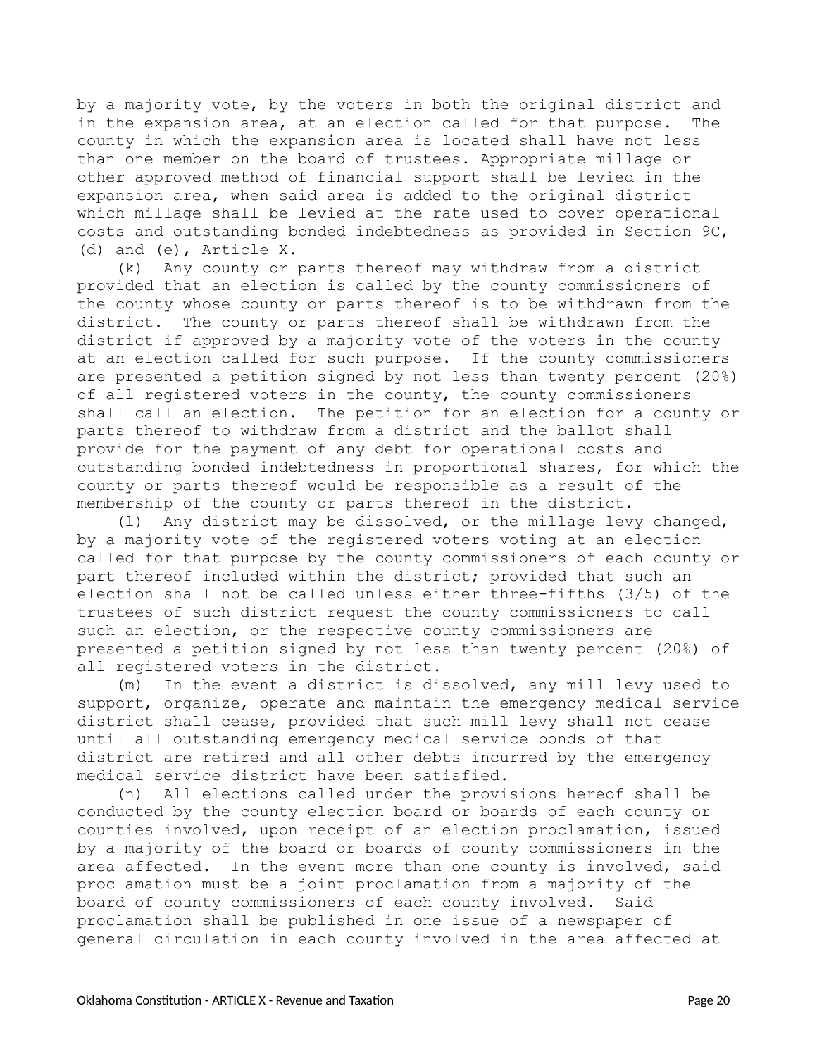by a majority vote, by the voters in both the original district and in the expansion area, at an election called for that purpose. The county in which the expansion area is located shall have not less than one member on the board of trustees. Appropriate millage or other approved method of financial support shall be levied in the expansion area, when said area is added to the original district which millage shall be levied at the rate used to cover operational costs and outstanding bonded indebtedness as provided in Section 9C, (d) and (e), Article X.

(k) Any county or parts thereof may withdraw from a district provided that an election is called by the county commissioners of the county whose county or parts thereof is to be withdrawn from the district. The county or parts thereof shall be withdrawn from the district if approved by a majority vote of the voters in the county at an election called for such purpose. If the county commissioners are presented a petition signed by not less than twenty percent (20%) of all registered voters in the county, the county commissioners shall call an election. The petition for an election for a county or parts thereof to withdraw from a district and the ballot shall provide for the payment of any debt for operational costs and outstanding bonded indebtedness in proportional shares, for which the county or parts thereof would be responsible as a result of the membership of the county or parts thereof in the district.

(l) Any district may be dissolved, or the millage levy changed, by a majority vote of the registered voters voting at an election called for that purpose by the county commissioners of each county or part thereof included within the district; provided that such an election shall not be called unless either three-fifths (3/5) of the trustees of such district request the county commissioners to call such an election, or the respective county commissioners are presented a petition signed by not less than twenty percent (20%) of all registered voters in the district.

(m) In the event a district is dissolved, any mill levy used to support, organize, operate and maintain the emergency medical service district shall cease, provided that such mill levy shall not cease until all outstanding emergency medical service bonds of that district are retired and all other debts incurred by the emergency medical service district have been satisfied.

(n) All elections called under the provisions hereof shall be conducted by the county election board or boards of each county or counties involved, upon receipt of an election proclamation, issued by a majority of the board or boards of county commissioners in the area affected. In the event more than one county is involved, said proclamation must be a joint proclamation from a majority of the board of county commissioners of each county involved. Said proclamation shall be published in one issue of a newspaper of general circulation in each county involved in the area affected at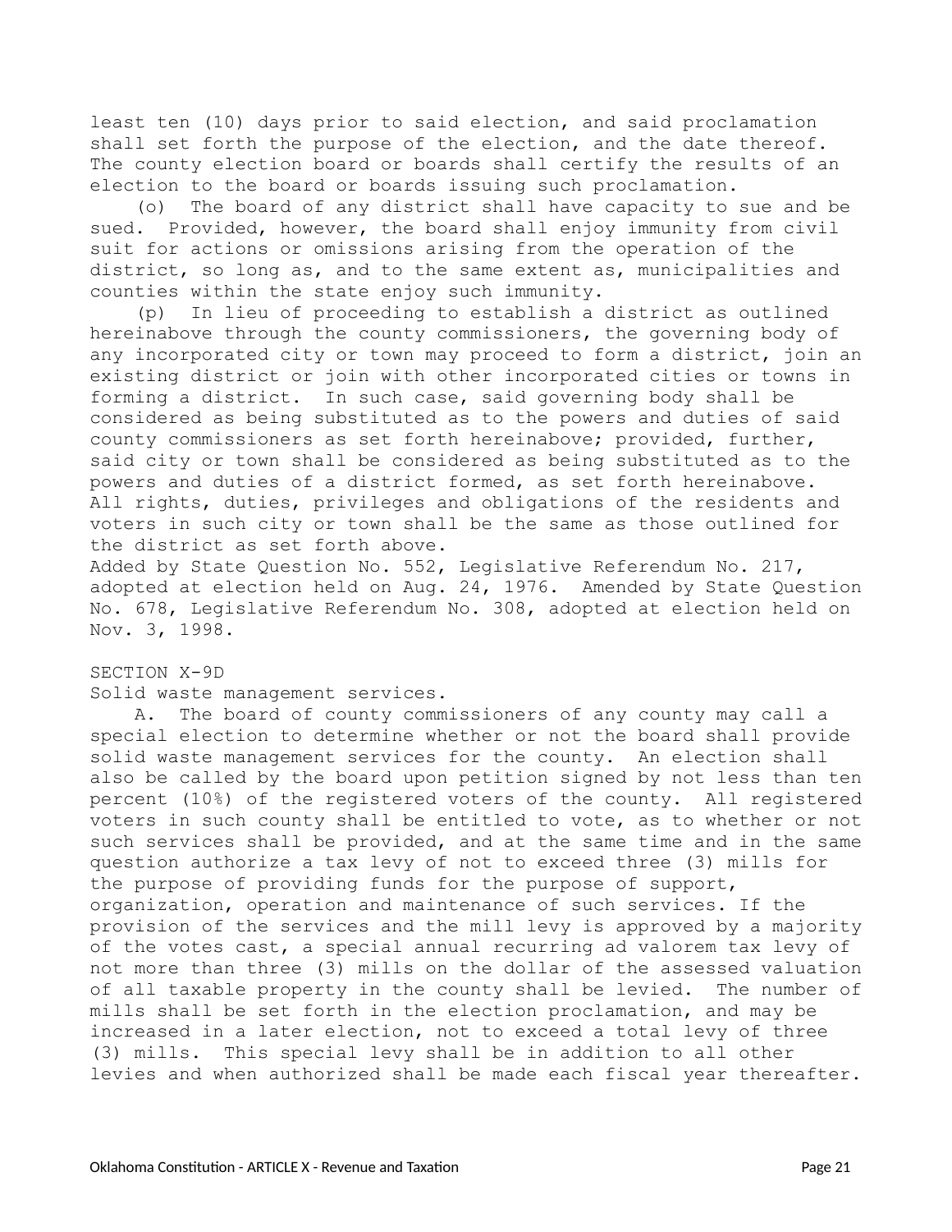least ten (10) days prior to said election, and said proclamation shall set forth the purpose of the election, and the date thereof. The county election board or boards shall certify the results of an election to the board or boards issuing such proclamation.

(o) The board of any district shall have capacity to sue and be sued. Provided, however, the board shall enjoy immunity from civil suit for actions or omissions arising from the operation of the district, so long as, and to the same extent as, municipalities and counties within the state enjoy such immunity.

(p) In lieu of proceeding to establish a district as outlined hereinabove through the county commissioners, the governing body of any incorporated city or town may proceed to form a district, join an existing district or join with other incorporated cities or towns in forming a district. In such case, said governing body shall be considered as being substituted as to the powers and duties of said county commissioners as set forth hereinabove; provided, further, said city or town shall be considered as being substituted as to the powers and duties of a district formed, as set forth hereinabove. All rights, duties, privileges and obligations of the residents and voters in such city or town shall be the same as those outlined for the district as set forth above.

Added by State Question No. 552, Legislative Referendum No. 217, adopted at election held on Aug. 24, 1976. Amended by State Question No. 678, Legislative Referendum No. 308, adopted at election held on Nov. 3, 1998.

SECTION X-9D

Solid waste management services.

A. The board of county commissioners of any county may call a special election to determine whether or not the board shall provide solid waste management services for the county. An election shall also be called by the board upon petition signed by not less than ten percent (10%) of the registered voters of the county. All registered voters in such county shall be entitled to vote, as to whether or not such services shall be provided, and at the same time and in the same question authorize a tax levy of not to exceed three (3) mills for the purpose of providing funds for the purpose of support, organization, operation and maintenance of such services. If the provision of the services and the mill levy is approved by a majority of the votes cast, a special annual recurring ad valorem tax levy of not more than three (3) mills on the dollar of the assessed valuation of all taxable property in the county shall be levied. The number of mills shall be set forth in the election proclamation, and may be increased in a later election, not to exceed a total levy of three (3) mills. This special levy shall be in addition to all other levies and when authorized shall be made each fiscal year thereafter.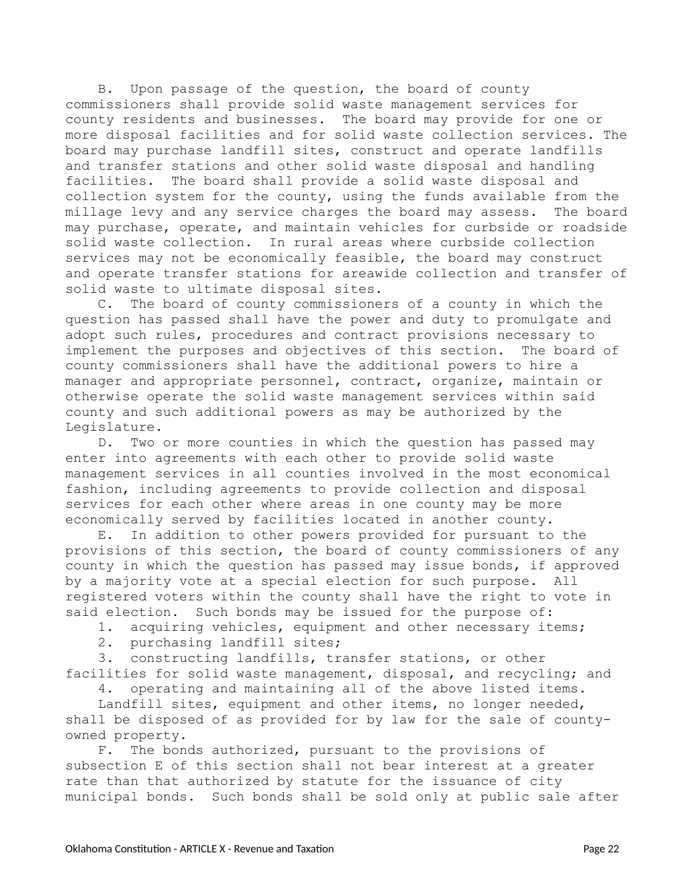B. Upon passage of the question, the board of county commissioners shall provide solid waste management services for county residents and businesses. The board may provide for one or more disposal facilities and for solid waste collection services. The board may purchase landfill sites, construct and operate landfills and transfer stations and other solid waste disposal and handling facilities. The board shall provide a solid waste disposal and collection system for the county, using the funds available from the millage levy and any service charges the board may assess. The board may purchase, operate, and maintain vehicles for curbside or roadside solid waste collection. In rural areas where curbside collection services may not be economically feasible, the board may construct and operate transfer stations for areawide collection and transfer of solid waste to ultimate disposal sites.

C. The board of county commissioners of a county in which the question has passed shall have the power and duty to promulgate and adopt such rules, procedures and contract provisions necessary to implement the purposes and objectives of this section. The board of county commissioners shall have the additional powers to hire a manager and appropriate personnel, contract, organize, maintain or otherwise operate the solid waste management services within said county and such additional powers as may be authorized by the Legislature.

D. Two or more counties in which the question has passed may enter into agreements with each other to provide solid waste management services in all counties involved in the most economical fashion, including agreements to provide collection and disposal services for each other where areas in one county may be more economically served by facilities located in another county.

E. In addition to other powers provided for pursuant to the provisions of this section, the board of county commissioners of any county in which the question has passed may issue bonds, if approved by a majority vote at a special election for such purpose. All registered voters within the county shall have the right to vote in said election. Such bonds may be issued for the purpose of:

1. acquiring vehicles, equipment and other necessary items;
2. purchasing landfill sites;
3. constructing landfills, transfer stations, or other facilities for solid waste management, disposal, and recycling; and
4. operating and maintaining all of the above listed items.

Landfill sites, equipment and other items, no longer needed, shall be disposed of as provided for by law for the sale of county-owned property.

F. The bonds authorized, pursuant to the provisions of subsection E of this section shall not bear interest at a greater rate than that authorized by statute for the issuance of city municipal bonds. Such bonds shall be sold only at public sale after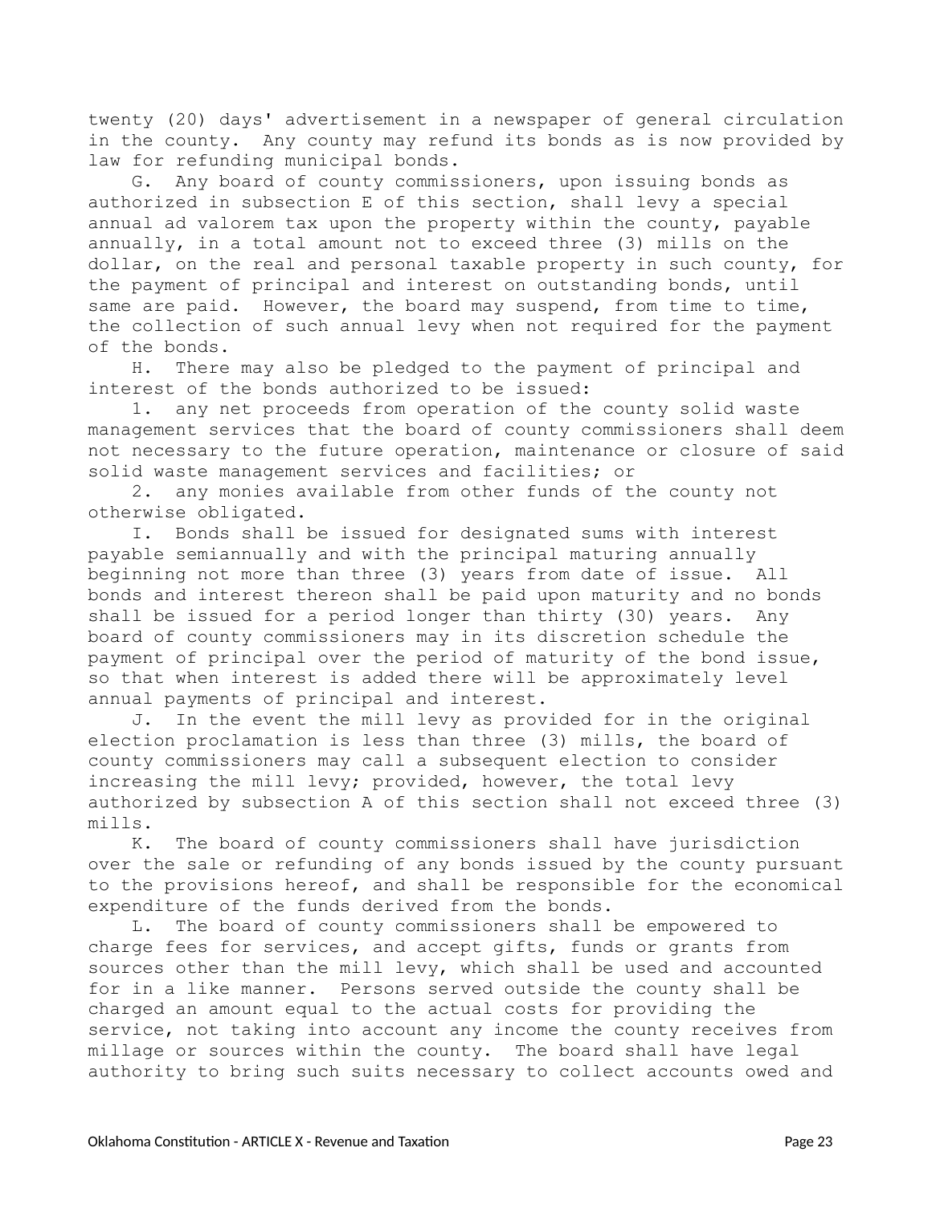twenty (20) days' advertisement in a newspaper of general circulation in the county. Any county may refund its bonds as is now provided by law for refunding municipal bonds.

G. Any board of county commissioners, upon issuing bonds as authorized in subsection E of this section, shall levy a special annual ad valorem tax upon the property within the county, payable annually, in a total amount not to exceed three (3) mills on the dollar, on the real and personal taxable property in such county, for the payment of principal and interest on outstanding bonds, until same are paid. However, the board may suspend, from time to time, the collection of such annual levy when not required for the payment of the bonds.

H. There may also be pledged to the payment of principal and interest of the bonds authorized to be issued:

1. any net proceeds from operation of the county solid waste management services that the board of county commissioners shall deem not necessary to the future operation, maintenance or closure of said solid waste management services and facilities; or

2. any monies available from other funds of the county not otherwise obligated.

I. Bonds shall be issued for designated sums with interest payable semiannually and with the principal maturing annually beginning not more than three (3) years from date of issue. All bonds and interest thereon shall be paid upon maturity and no bonds shall be issued for a period longer than thirty (30) years. Any board of county commissioners may in its discretion schedule the payment of principal over the period of maturity of the bond issue, so that when interest is added there will be approximately level annual payments of principal and interest.

J. In the event the mill levy as provided for in the original election proclamation is less than three (3) mills, the board of county commissioners may call a subsequent election to consider increasing the mill levy; provided, however, the total levy authorized by subsection A of this section shall not exceed three (3) mills.

K. The board of county commissioners shall have jurisdiction over the sale or refunding of any bonds issued by the county pursuant to the provisions hereof, and shall be responsible for the economical expenditure of the funds derived from the bonds.

L. The board of county commissioners shall be empowered to charge fees for services, and accept gifts, funds or grants from sources other than the mill levy, which shall be used and accounted for in a like manner. Persons served outside the county shall be charged an amount equal to the actual costs for providing the service, not taking into account any income the county receives from millage or sources within the county. The board shall have legal authority to bring such suits necessary to collect accounts owed and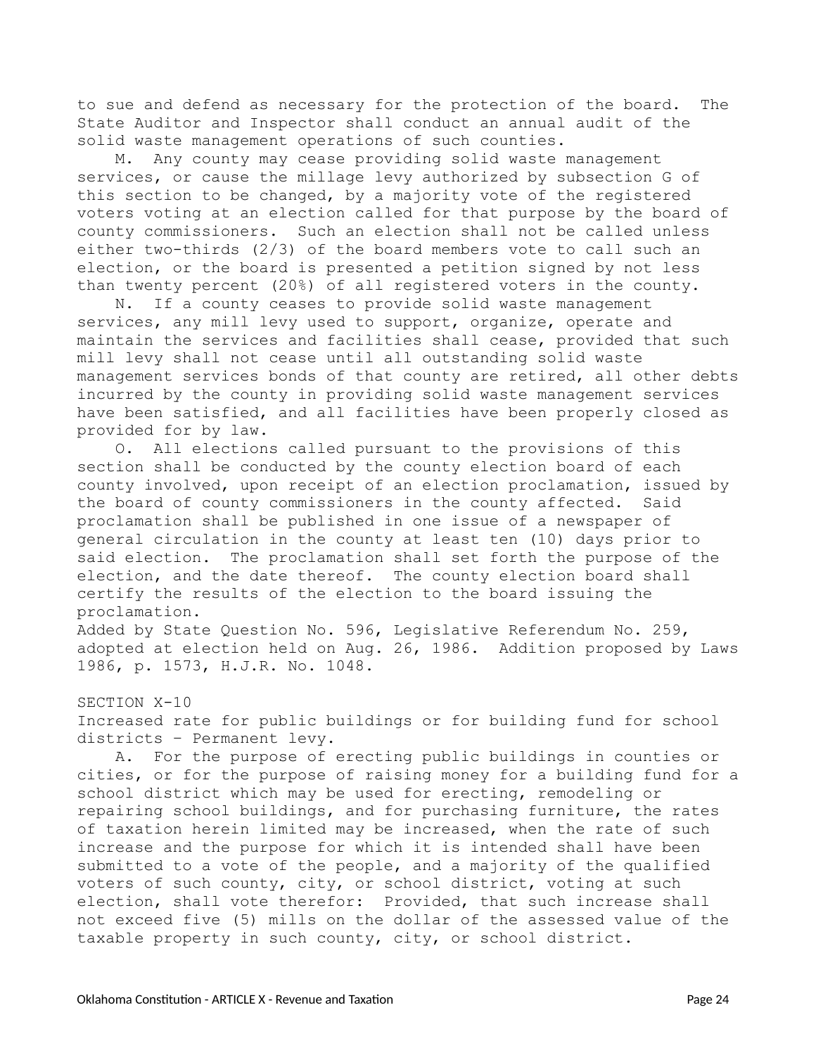to sue and defend as necessary for the protection of the board. The State Auditor and Inspector shall conduct an annual audit of the solid waste management operations of such counties.

M. Any county may cease providing solid waste management services, or cause the millage levy authorized by subsection G of this section to be changed, by a majority vote of the registered voters voting at an election called for that purpose by the board of county commissioners. Such an election shall not be called unless either two-thirds (2/3) of the board members vote to call such an election, or the board is presented a petition signed by not less than twenty percent (20%) of all registered voters in the county.

N. If a county ceases to provide solid waste management services, any mill levy used to support, organize, operate and maintain the services and facilities shall cease, provided that such mill levy shall not cease until all outstanding solid waste management services bonds of that county are retired, all other debts incurred by the county in providing solid waste management services have been satisfied, and all facilities have been properly closed as provided for by law.

O. All elections called pursuant to the provisions of this section shall be conducted by the county election board of each county involved, upon receipt of an election proclamation, issued by the board of county commissioners in the county affected. Said proclamation shall be published in one issue of a newspaper of general circulation in the county at least ten (10) days prior to said election. The proclamation shall set forth the purpose of the election, and the date thereof. The county election board shall certify the results of the election to the board issuing the proclamation.

Added by State Question No. 596, Legislative Referendum No. 259, adopted at election held on Aug. 26, 1986. Addition proposed by Laws 1986, p. 1573, H.J.R. No. 1048.

## SECTION X-10

Increased rate for public buildings or for building fund for school districts - Permanent levy.

A. For the purpose of erecting public buildings in counties or cities, or for the purpose of raising money for a building fund for a school district which may be used for erecting, remodeling or repairing school buildings, and for purchasing furniture, the rates of taxation herein limited may be increased, when the rate of such increase and the purpose for which it is intended shall have been submitted to a vote of the people, and a majority of the qualified voters of such county, city, or school district, voting at such election, shall vote therefor: Provided, that such increase shall not exceed five (5) mills on the dollar of the assessed value of the taxable property in such county, city, or school district.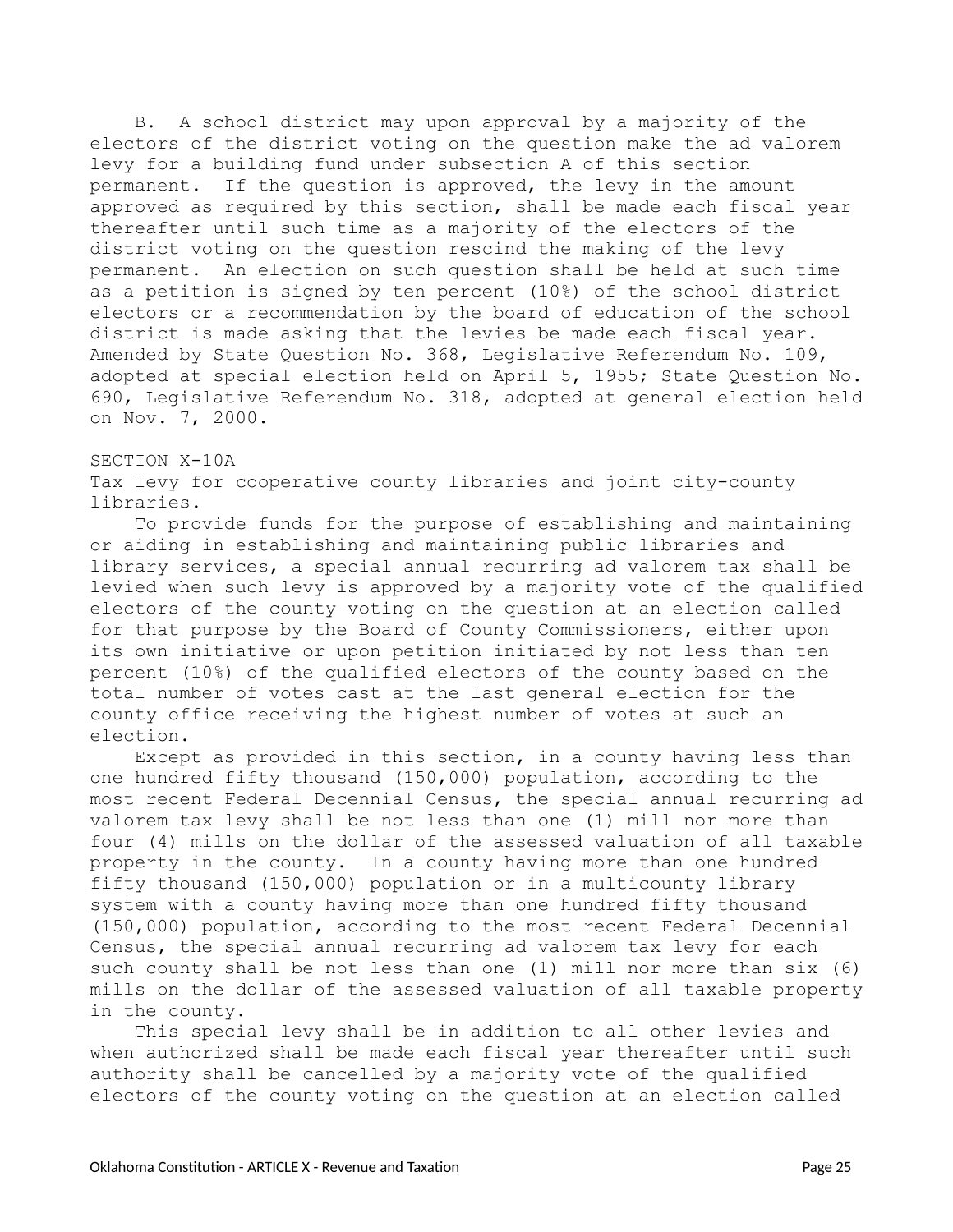B. A school district may upon approval by a majority of the electors of the district voting on the question make the ad valorem levy for a building fund under subsection A of this section permanent. If the question is approved, the levy in the amount approved as required by this section, shall be made each fiscal year thereafter until such time as a majority of the electors of the district voting on the question rescind the making of the levy permanent. An election on such question shall be held at such time as a petition is signed by ten percent (10%) of the school district electors or a recommendation by the board of education of the school district is made asking that the levies be made each fiscal year.
Amended by State Question No. 368, Legislative Referendum No. 109, adopted at special election held on April 5, 1955; State Question No. 690, Legislative Referendum No. 318, adopted at general election held on Nov. 7, 2000.

SECTION X-10A
Tax levy for cooperative county libraries and joint city-county libraries.

To provide funds for the purpose of establishing and maintaining or aiding in establishing and maintaining public libraries and library services, a special annual recurring ad valorem tax shall be levied when such levy is approved by a majority vote of the qualified electors of the county voting on the question at an election called for that purpose by the Board of County Commissioners, either upon its own initiative or upon petition initiated by not less than ten percent (10%) of the qualified electors of the county based on the total number of votes cast at the last general election for the county office receiving the highest number of votes at such an election.

Except as provided in this section, in a county having less than one hundred fifty thousand (150,000) population, according to the most recent Federal Decennial Census, the special annual recurring ad valorem tax levy shall be not less than one (1) mill nor more than four (4) mills on the dollar of the assessed valuation of all taxable property in the county. In a county having more than one hundred fifty thousand (150,000) population or in a multicounty library system with a county having more than one hundred fifty thousand (150,000) population, according to the most recent Federal Decennial Census, the special annual recurring ad valorem tax levy for each such county shall be not less than one (1) mill nor more than six (6) mills on the dollar of the assessed valuation of all taxable property in the county.

This special levy shall be in addition to all other levies and when authorized shall be made each fiscal year thereafter until such authority shall be cancelled by a majority vote of the qualified electors of the county voting on the question at an election called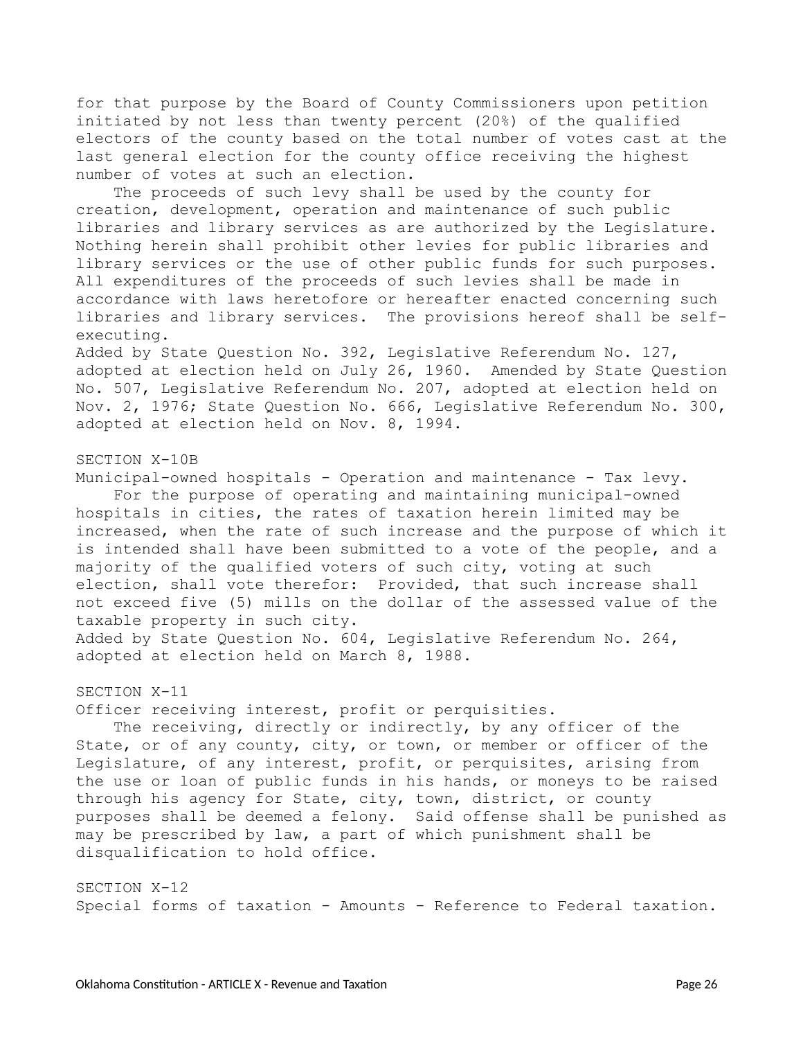for that purpose by the Board of County Commissioners upon petition initiated by not less than twenty percent (20%) of the qualified electors of the county based on the total number of votes cast at the last general election for the county office receiving the highest number of votes at such an election.

The proceeds of such levy shall be used by the county for creation, development, operation and maintenance of such public libraries and library services as are authorized by the Legislature. Nothing herein shall prohibit other levies for public libraries and library services or the use of other public funds for such purposes. All expenditures of the proceeds of such levies shall be made in accordance with laws heretofore or hereafter enacted concerning such libraries and library services. The provisions hereof shall be self-executing.

Added by State Question No. 392, Legislative Referendum No. 127, adopted at election held on July 26, 1960. Amended by State Question No. 507, Legislative Referendum No. 207, adopted at election held on Nov. 2, 1976; State Question No. 666, Legislative Referendum No. 300, adopted at election held on Nov. 8, 1994.

SECTION X-10B

Municipal-owned hospitals - Operation and maintenance - Tax levy.

For the purpose of operating and maintaining municipal-owned hospitals in cities, the rates of taxation herein limited may be increased, when the rate of such increase and the purpose of which it is intended shall have been submitted to a vote of the people, and a majority of the qualified voters of such city, voting at such election, shall vote therefor: Provided, that such increase shall not exceed five (5) mills on the dollar of the assessed value of the taxable property in such city.

Added by State Question No. 604, Legislative Referendum No. 264, adopted at election held on March 8, 1988.

SECTION X-11

Officer receiving interest, profit or perquisities.

The receiving, directly or indirectly, by any officer of the State, or of any county, city, or town, or member or officer of the Legislature, of any interest, profit, or perquisites, arising from the use or loan of public funds in his hands, or moneys to be raised through his agency for State, city, town, district, or county purposes shall be deemed a felony. Said offense shall be punished as may be prescribed by law, a part of which punishment shall be disqualification to hold office.

SECTION X-12

Special forms of taxation - Amounts - Reference to Federal taxation.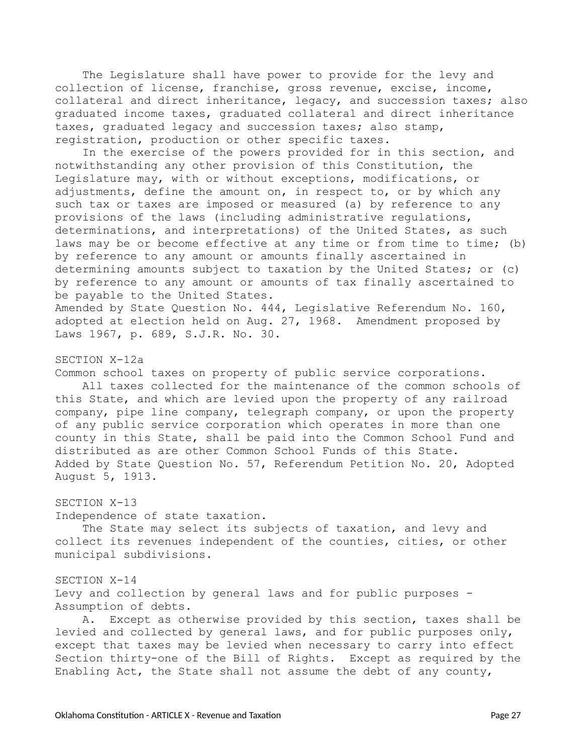The Legislature shall have power to provide for the levy and collection of license, franchise, gross revenue, excise, income, collateral and direct inheritance, legacy, and succession taxes; also graduated income taxes, graduated collateral and direct inheritance taxes, graduated legacy and succession taxes; also stamp, registration, production or other specific taxes.

In the exercise of the powers provided for in this section, and notwithstanding any other provision of this Constitution, the Legislature may, with or without exceptions, modifications, or adjustments, define the amount on, in respect to, or by which any such tax or taxes are imposed or measured (a) by reference to any provisions of the laws (including administrative regulations, determinations, and interpretations) of the United States, as such laws may be or become effective at any time or from time to time; (b) by reference to any amount or amounts finally ascertained in determining amounts subject to taxation by the United States; or (c) by reference to any amount or amounts of tax finally ascertained to be payable to the United States.

Amended by State Question No. 444, Legislative Referendum No. 160, adopted at election held on Aug. 27, 1968. Amendment proposed by Laws 1967, p. 689, S.J.R. No. 30.

## SECTION X-12a

Common school taxes on property of public service corporations.

All taxes collected for the maintenance of the common schools of this State, and which are levied upon the property of any railroad company, pipe line company, telegraph company, or upon the property of any public service corporation which operates in more than one county in this State, shall be paid into the Common School Fund and distributed as are other Common School Funds of this State.

Added by State Question No. 57, Referendum Petition No. 20, Adopted August 5, 1913.

## SECTION X-13

Independence of state taxation.

The State may select its subjects of taxation, and levy and collect its revenues independent of the counties, cities, or other municipal subdivisions.

## SECTION X-14

Levy and collection by general laws and for public purposes - Assumption of debts.

A. Except as otherwise provided by this section, taxes shall be levied and collected by general laws, and for public purposes only, except that taxes may be levied when necessary to carry into effect Section thirty-one of the Bill of Rights. Except as required by the Enabling Act, the State shall not assume the debt of any county,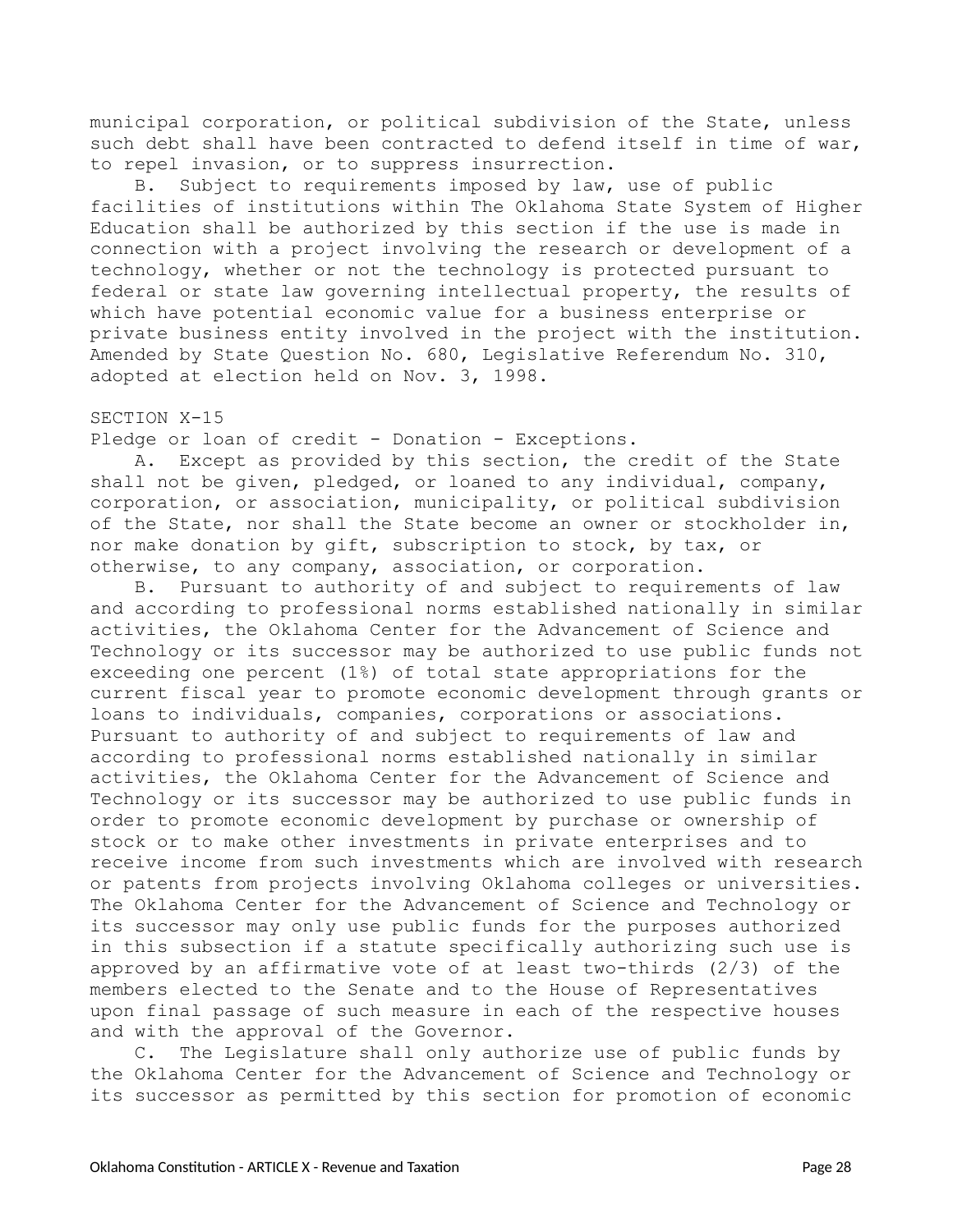municipal corporation, or political subdivision of the State, unless such debt shall have been contracted to defend itself in time of war, to repel invasion, or to suppress insurrection.

B. Subject to requirements imposed by law, use of public facilities of institutions within The Oklahoma State System of Higher Education shall be authorized by this section if the use is made in connection with a project involving the research or development of a technology, whether or not the technology is protected pursuant to federal or state law governing intellectual property, the results of which have potential economic value for a business enterprise or private business entity involved in the project with the institution. Amended by State Question No. 680, Legislative Referendum No. 310, adopted at election held on Nov. 3, 1998.

SECTION X-15

Pledge or loan of credit - Donation - Exceptions.

A. Except as provided by this section, the credit of the State shall not be given, pledged, or loaned to any individual, company, corporation, or association, municipality, or political subdivision of the State, nor shall the State become an owner or stockholder in, nor make donation by gift, subscription to stock, by tax, or otherwise, to any company, association, or corporation.

B. Pursuant to authority of and subject to requirements of law and according to professional norms established nationally in similar activities, the Oklahoma Center for the Advancement of Science and Technology or its successor may be authorized to use public funds not exceeding one percent (1%) of total state appropriations for the current fiscal year to promote economic development through grants or loans to individuals, companies, corporations or associations. Pursuant to authority of and subject to requirements of law and according to professional norms established nationally in similar activities, the Oklahoma Center for the Advancement of Science and Technology or its successor may be authorized to use public funds in order to promote economic development by purchase or ownership of stock or to make other investments in private enterprises and to receive income from such investments which are involved with research or patents from projects involving Oklahoma colleges or universities. The Oklahoma Center for the Advancement of Science and Technology or its successor may only use public funds for the purposes authorized in this subsection if a statute specifically authorizing such use is approved by an affirmative vote of at least two-thirds (2/3) of the members elected to the Senate and to the House of Representatives upon final passage of such measure in each of the respective houses and with the approval of the Governor.

C. The Legislature shall only authorize use of public funds by the Oklahoma Center for the Advancement of Science and Technology or its successor as permitted by this section for promotion of economic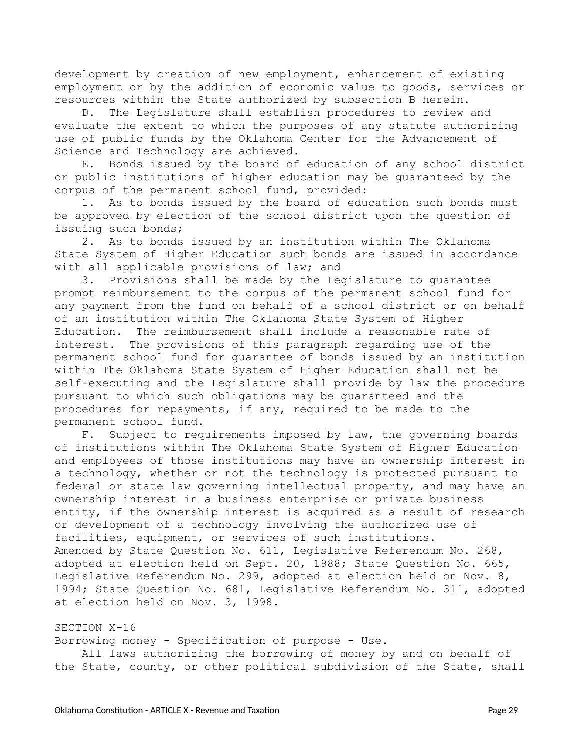development by creation of new employment, enhancement of existing employment or by the addition of economic value to goods, services or resources within the State authorized by subsection B herein.

D. The Legislature shall establish procedures to review and evaluate the extent to which the purposes of any statute authorizing use of public funds by the Oklahoma Center for the Advancement of Science and Technology are achieved.

E. Bonds issued by the board of education of any school district or public institutions of higher education may be guaranteed by the corpus of the permanent school fund, provided:

1. As to bonds issued by the board of education such bonds must be approved by election of the school district upon the question of issuing such bonds;

2. As to bonds issued by an institution within The Oklahoma State System of Higher Education such bonds are issued in accordance with all applicable provisions of law; and

3. Provisions shall be made by the Legislature to guarantee prompt reimbursement to the corpus of the permanent school fund for any payment from the fund on behalf of a school district or on behalf of an institution within The Oklahoma State System of Higher Education. The reimbursement shall include a reasonable rate of interest. The provisions of this paragraph regarding use of the permanent school fund for guarantee of bonds issued by an institution within The Oklahoma State System of Higher Education shall not be self-executing and the Legislature shall provide by law the procedure pursuant to which such obligations may be guaranteed and the procedures for repayments, if any, required to be made to the permanent school fund.

F. Subject to requirements imposed by law, the governing boards of institutions within The Oklahoma State System of Higher Education and employees of those institutions may have an ownership interest in a technology, whether or not the technology is protected pursuant to federal or state law governing intellectual property, and may have an ownership interest in a business enterprise or private business entity, if the ownership interest is acquired as a result of research or development of a technology involving the authorized use of facilities, equipment, or services of such institutions.

Amended by State Question No. 611, Legislative Referendum No. 268, adopted at election held on Sept. 20, 1988; State Question No. 665, Legislative Referendum No. 299, adopted at election held on Nov. 8, 1994; State Question No. 681, Legislative Referendum No. 311, adopted at election held on Nov. 3, 1998.

SECTION X-16

Borrowing money - Specification of purpose - Use.

All laws authorizing the borrowing of money by and on behalf of the State, county, or other political subdivision of the State, shall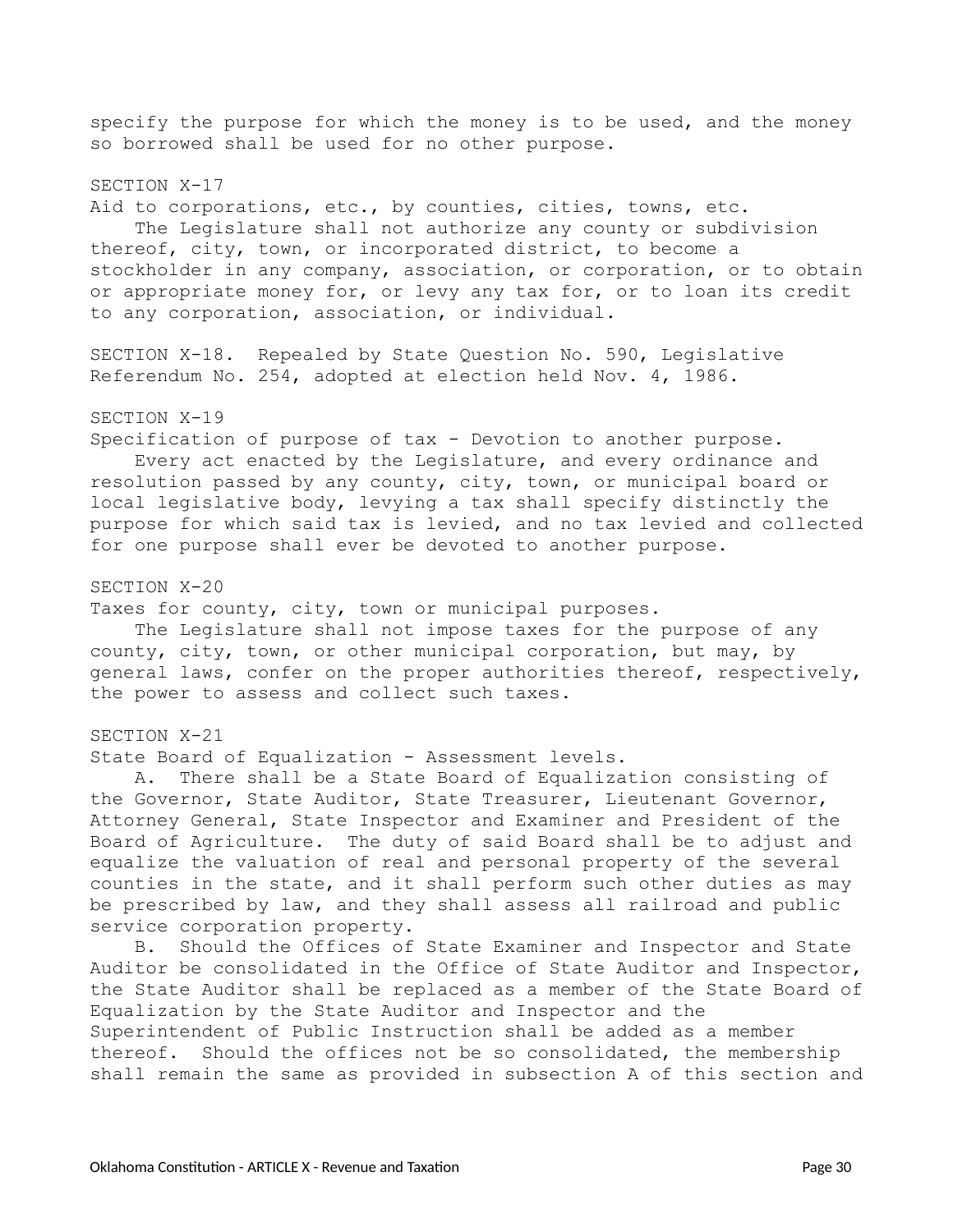specify the purpose for which the money is to be used, and the money so borrowed shall be used for no other purpose.

SECTION X-17

Aid to corporations, etc., by counties, cities, towns, etc.

The Legislature shall not authorize any county or subdivision thereof, city, town, or incorporated district, to become a stockholder in any company, association, or corporation, or to obtain or appropriate money for, or levy any tax for, or to loan its credit to any corporation, association, or individual.

SECTION X-18. Repealed by State Question No. 590, Legislative Referendum No. 254, adopted at election held Nov. 4, 1986.

SECTION X-19

Specification of purpose of tax - Devotion to another purpose.

Every act enacted by the Legislature, and every ordinance and resolution passed by any county, city, town, or municipal board or local legislative body, levying a tax shall specify distinctly the purpose for which said tax is levied, and no tax levied and collected for one purpose shall ever be devoted to another purpose.

SECTION X-20

Taxes for county, city, town or municipal purposes.

The Legislature shall not impose taxes for the purpose of any county, city, town, or other municipal corporation, but may, by general laws, confer on the proper authorities thereof, respectively, the power to assess and collect such taxes.

SECTION X-21

State Board of Equalization - Assessment levels.

A. There shall be a State Board of Equalization consisting of the Governor, State Auditor, State Treasurer, Lieutenant Governor, Attorney General, State Inspector and Examiner and President of the Board of Agriculture. The duty of said Board shall be to adjust and equalize the valuation of real and personal property of the several counties in the state, and it shall perform such other duties as may be prescribed by law, and they shall assess all railroad and public service corporation property.

B. Should the Offices of State Examiner and Inspector and State Auditor be consolidated in the Office of State Auditor and Inspector, the State Auditor shall be replaced as a member of the State Board of Equalization by the State Auditor and Inspector and the Superintendent of Public Instruction shall be added as a member thereof. Should the offices not be so consolidated, the membership shall remain the same as provided in subsection A of this section and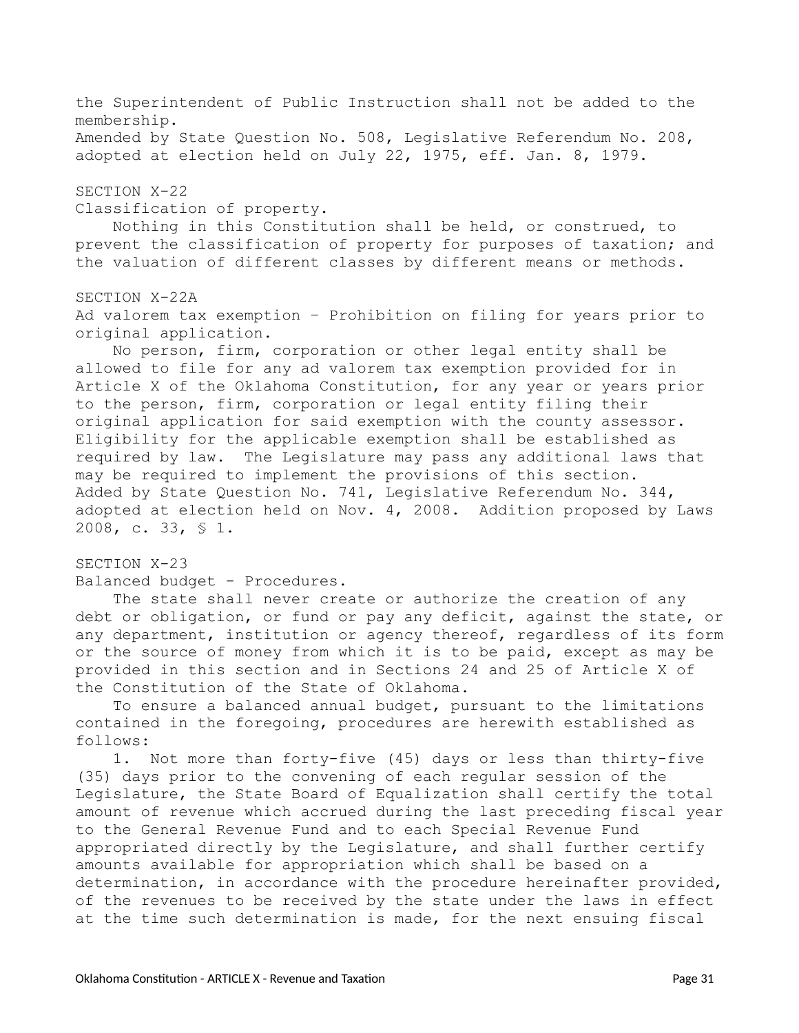the Superintendent of Public Instruction shall not be added to the membership.
Amended by State Question No. 508, Legislative Referendum No. 208, adopted at election held on July 22, 1975, eff. Jan. 8, 1979.

SECTION X-22
Classification of property.

Nothing in this Constitution shall be held, or construed, to prevent the classification of property for purposes of taxation; and the valuation of different classes by different means or methods.

SECTION X-22A
Ad valorem tax exemption – Prohibition on filing for years prior to original application.

No person, firm, corporation or other legal entity shall be allowed to file for any ad valorem tax exemption provided for in Article X of the Oklahoma Constitution, for any year or years prior to the person, firm, corporation or legal entity filing their original application for said exemption with the county assessor. Eligibility for the applicable exemption shall be established as required by law. The Legislature may pass any additional laws that may be required to implement the provisions of this section.
Added by State Question No. 741, Legislative Referendum No. 344, adopted at election held on Nov. 4, 2008. Addition proposed by Laws 2008, c. 33, § 1.

SECTION X-23
Balanced budget - Procedures.

The state shall never create or authorize the creation of any debt or obligation, or fund or pay any deficit, against the state, or any department, institution or agency thereof, regardless of its form or the source of money from which it is to be paid, except as may be provided in this section and in Sections 24 and 25 of Article X of the Constitution of the State of Oklahoma.

To ensure a balanced annual budget, pursuant to the limitations contained in the foregoing, procedures are herewith established as follows:

1. Not more than forty-five (45) days or less than thirty-five (35) days prior to the convening of each regular session of the Legislature, the State Board of Equalization shall certify the total amount of revenue which accrued during the last preceding fiscal year to the General Revenue Fund and to each Special Revenue Fund appropriated directly by the Legislature, and shall further certify amounts available for appropriation which shall be based on a determination, in accordance with the procedure hereinafter provided, of the revenues to be received by the state under the laws in effect at the time such determination is made, for the next ensuing fiscal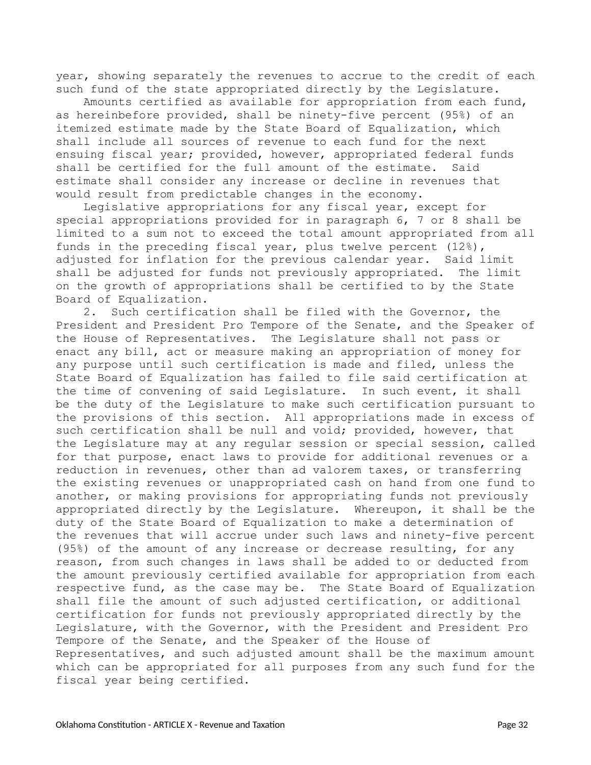year, showing separately the revenues to accrue to the credit of each such fund of the state appropriated directly by the Legislature.

Amounts certified as available for appropriation from each fund, as hereinbefore provided, shall be ninety-five percent (95%) of an itemized estimate made by the State Board of Equalization, which shall include all sources of revenue to each fund for the next ensuing fiscal year; provided, however, appropriated federal funds shall be certified for the full amount of the estimate. Said estimate shall consider any increase or decline in revenues that would result from predictable changes in the economy.

Legislative appropriations for any fiscal year, except for special appropriations provided for in paragraph 6, 7 or 8 shall be limited to a sum not to exceed the total amount appropriated from all funds in the preceding fiscal year, plus twelve percent (12%), adjusted for inflation for the previous calendar year. Said limit shall be adjusted for funds not previously appropriated. The limit on the growth of appropriations shall be certified to by the State Board of Equalization.

2. Such certification shall be filed with the Governor, the President and President Pro Tempore of the Senate, and the Speaker of the House of Representatives. The Legislature shall not pass or enact any bill, act or measure making an appropriation of money for any purpose until such certification is made and filed, unless the State Board of Equalization has failed to file said certification at the time of convening of said Legislature. In such event, it shall be the duty of the Legislature to make such certification pursuant to the provisions of this section. All appropriations made in excess of such certification shall be null and void; provided, however, that the Legislature may at any regular session or special session, called for that purpose, enact laws to provide for additional revenues or a reduction in revenues, other than ad valorem taxes, or transferring the existing revenues or unappropriated cash on hand from one fund to another, or making provisions for appropriating funds not previously appropriated directly by the Legislature. Whereupon, it shall be the duty of the State Board of Equalization to make a determination of the revenues that will accrue under such laws and ninety-five percent (95%) of the amount of any increase or decrease resulting, for any reason, from such changes in laws shall be added to or deducted from the amount previously certified available for appropriation from each respective fund, as the case may be. The State Board of Equalization shall file the amount of such adjusted certification, or additional certification for funds not previously appropriated directly by the Legislature, with the Governor, with the President and President Pro Tempore of the Senate, and the Speaker of the House of Representatives, and such adjusted amount shall be the maximum amount which can be appropriated for all purposes from any such fund for the fiscal year being certified.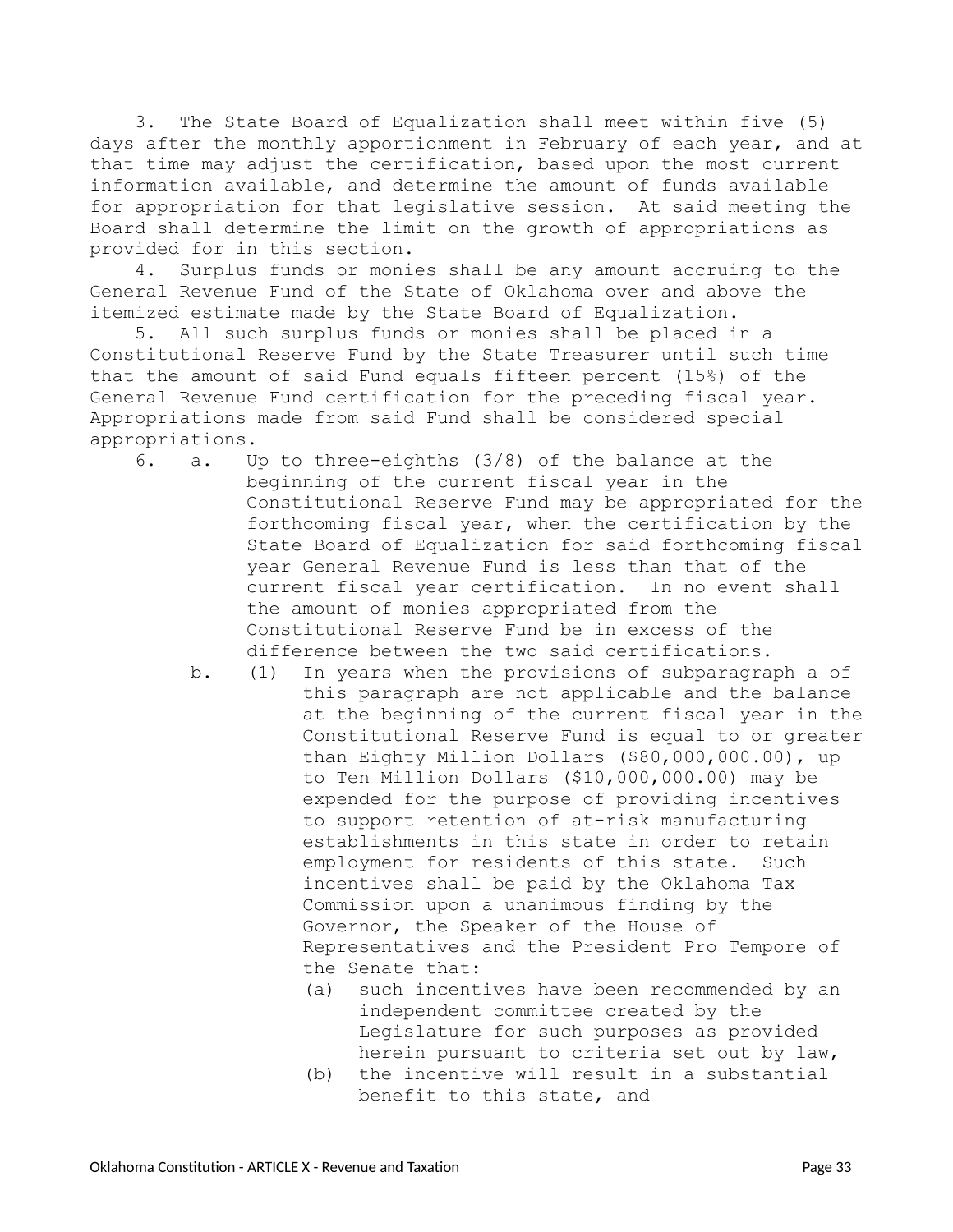3. The State Board of Equalization shall meet within five (5) days after the monthly apportionment in February of each year, and at that time may adjust the certification, based upon the most current information available, and determine the amount of funds available for appropriation for that legislative session. At said meeting the Board shall determine the limit on the growth of appropriations as provided for in this section.

4. Surplus funds or monies shall be any amount accruing to the General Revenue Fund of the State of Oklahoma over and above the itemized estimate made by the State Board of Equalization.

5. All such surplus funds or monies shall be placed in a Constitutional Reserve Fund by the State Treasurer until such time that the amount of said Fund equals fifteen percent (15%) of the General Revenue Fund certification for the preceding fiscal year. Appropriations made from said Fund shall be considered special appropriations.

6. a. Up to three-eighths (3/8) of the balance at the beginning of the current fiscal year in the Constitutional Reserve Fund may be appropriated for the forthcoming fiscal year, when the certification by the State Board of Equalization for said forthcoming fiscal year General Revenue Fund is less than that of the current fiscal year certification. In no event shall the amount of monies appropriated from the Constitutional Reserve Fund be in excess of the difference between the two said certifications.

b. (1) In years when the provisions of subparagraph a of this paragraph are not applicable and the balance at the beginning of the current fiscal year in the Constitutional Reserve Fund is equal to or greater than Eighty Million Dollars ($80,000,000.00), up to Ten Million Dollars ($10,000,000.00) may be expended for the purpose of providing incentives to support retention of at-risk manufacturing establishments in this state in order to retain employment for residents of this state. Such incentives shall be paid by the Oklahoma Tax Commission upon a unanimous finding by the Governor, the Speaker of the House of Representatives and the President Pro Tempore of the Senate that:

(a) such incentives have been recommended by an independent committee created by the Legislature for such purposes as provided herein pursuant to criteria set out by law,

(b) the incentive will result in a substantial benefit to this state, and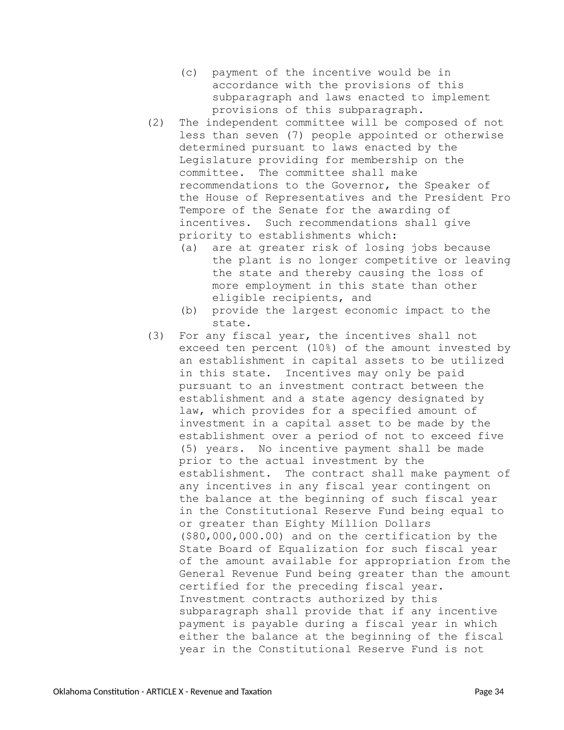(c) payment of the incentive would be in accordance with the provisions of this subparagraph and laws enacted to implement provisions of this subparagraph.

(2) The independent committee will be composed of not less than seven (7) people appointed or otherwise determined pursuant to laws enacted by the Legislature providing for membership on the committee. The committee shall make recommendations to the Governor, the Speaker of the House of Representatives and the President Pro Tempore of the Senate for the awarding of incentives. Such recommendations shall give priority to establishments which:

(a) are at greater risk of losing jobs because the plant is no longer competitive or leaving the state and thereby causing the loss of more employment in this state than other eligible recipients, and

(b) provide the largest economic impact to the state.

(3) For any fiscal year, the incentives shall not exceed ten percent (10%) of the amount invested by an establishment in capital assets to be utilized in this state. Incentives may only be paid pursuant to an investment contract between the establishment and a state agency designated by law, which provides for a specified amount of investment in a capital asset to be made by the establishment over a period of not to exceed five (5) years. No incentive payment shall be made prior to the actual investment by the establishment. The contract shall make payment of any incentives in any fiscal year contingent on the balance at the beginning of such fiscal year in the Constitutional Reserve Fund being equal to or greater than Eighty Million Dollars ($80,000,000.00) and on the certification by the State Board of Equalization for such fiscal year of the amount available for appropriation from the General Revenue Fund being greater than the amount certified for the preceding fiscal year. Investment contracts authorized by this subparagraph shall provide that if any incentive payment is payable during a fiscal year in which either the balance at the beginning of the fiscal year in the Constitutional Reserve Fund is not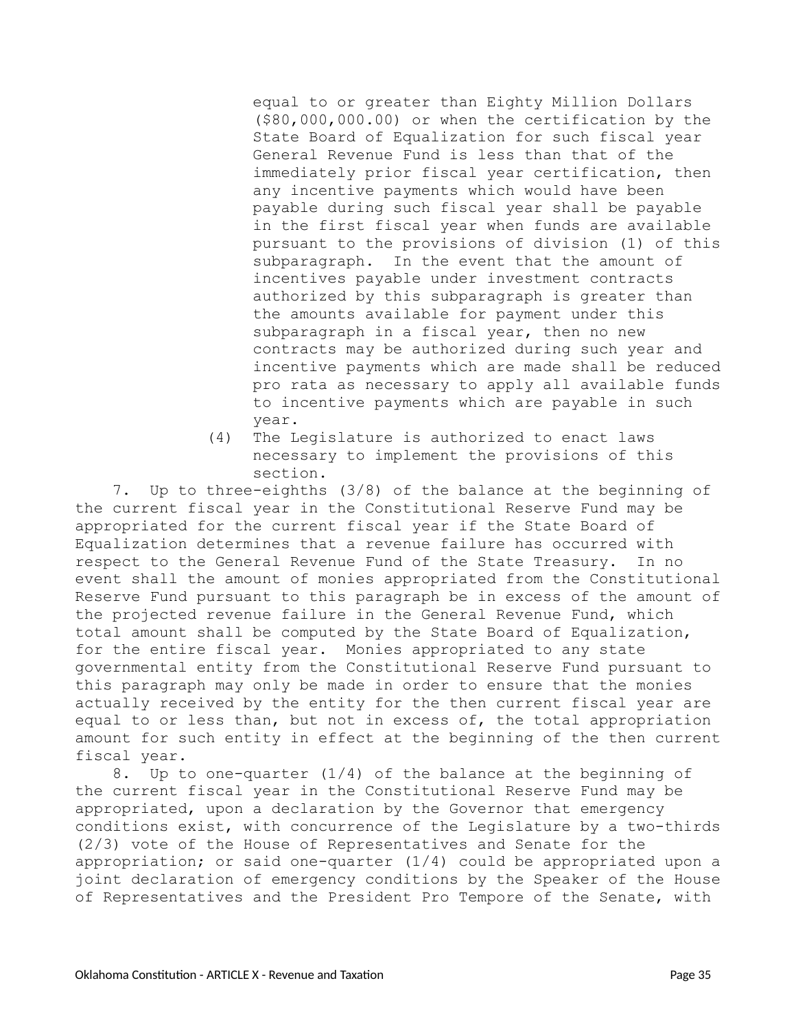equal to or greater than Eighty Million Dollars ($80,000,000.00) or when the certification by the State Board of Equalization for such fiscal year General Revenue Fund is less than that of the immediately prior fiscal year certification, then any incentive payments which would have been payable during such fiscal year shall be payable in the first fiscal year when funds are available pursuant to the provisions of division (1) of this subparagraph. In the event that the amount of incentives payable under investment contracts authorized by this subparagraph is greater than the amounts available for payment under this subparagraph in a fiscal year, then no new contracts may be authorized during such year and incentive payments which are made shall be reduced pro rata as necessary to apply all available funds to incentive payments which are payable in such year.

(4) The Legislature is authorized to enact laws necessary to implement the provisions of this section.

7. Up to three-eighths (3/8) of the balance at the beginning of the current fiscal year in the Constitutional Reserve Fund may be appropriated for the current fiscal year if the State Board of Equalization determines that a revenue failure has occurred with respect to the General Revenue Fund of the State Treasury. In no event shall the amount of monies appropriated from the Constitutional Reserve Fund pursuant to this paragraph be in excess of the amount of the projected revenue failure in the General Revenue Fund, which total amount shall be computed by the State Board of Equalization, for the entire fiscal year. Monies appropriated to any state governmental entity from the Constitutional Reserve Fund pursuant to this paragraph may only be made in order to ensure that the monies actually received by the entity for the then current fiscal year are equal to or less than, but not in excess of, the total appropriation amount for such entity in effect at the beginning of the then current fiscal year.

8. Up to one-quarter (1/4) of the balance at the beginning of the current fiscal year in the Constitutional Reserve Fund may be appropriated, upon a declaration by the Governor that emergency conditions exist, with concurrence of the Legislature by a two-thirds (2/3) vote of the House of Representatives and Senate for the appropriation; or said one-quarter (1/4) could be appropriated upon a joint declaration of emergency conditions by the Speaker of the House of Representatives and the President Pro Tempore of the Senate, with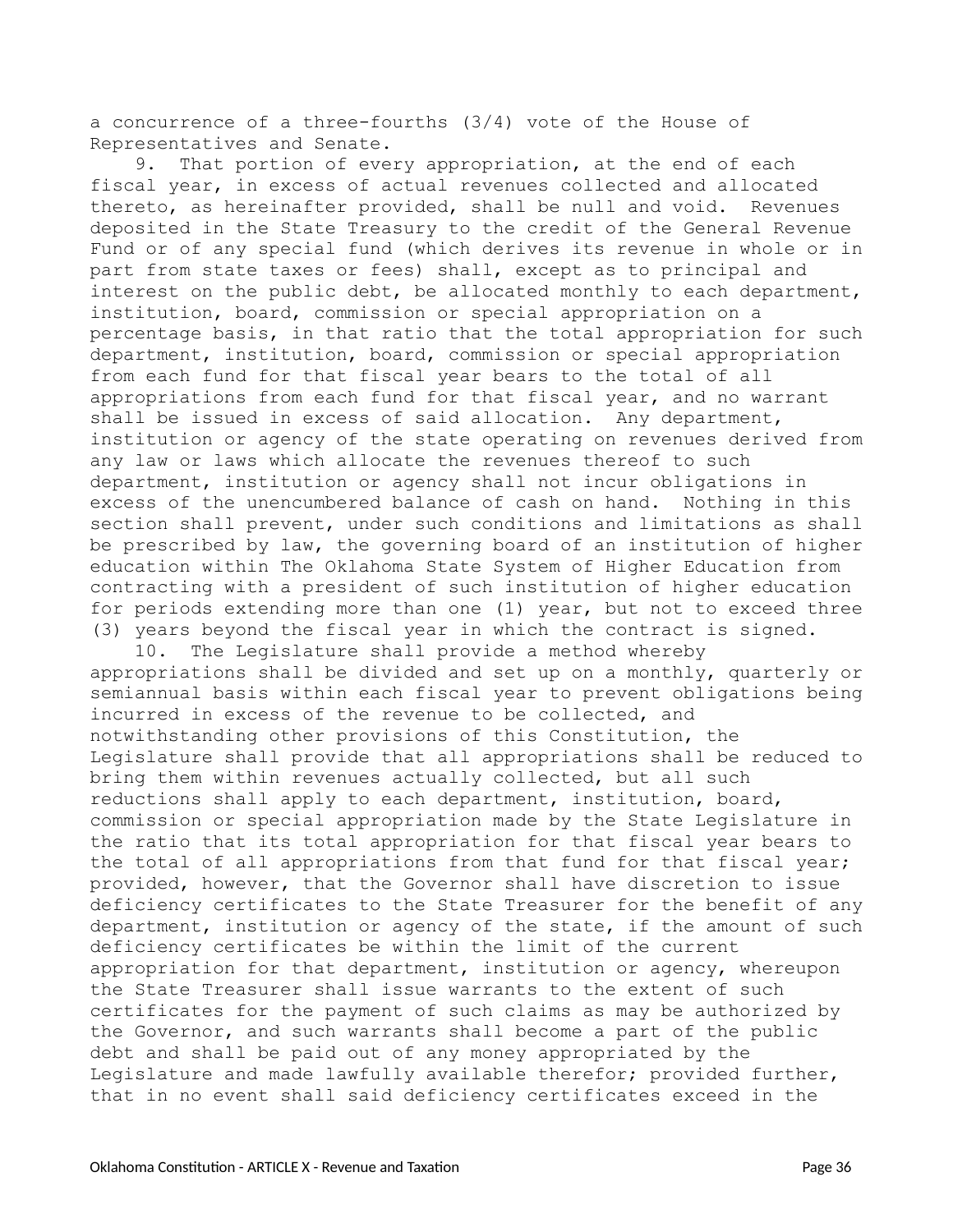a concurrence of a three-fourths (3/4) vote of the House of Representatives and Senate.

9. That portion of every appropriation, at the end of each fiscal year, in excess of actual revenues collected and allocated thereto, as hereinafter provided, shall be null and void. Revenues deposited in the State Treasury to the credit of the General Revenue Fund or of any special fund (which derives its revenue in whole or in part from state taxes or fees) shall, except as to principal and interest on the public debt, be allocated monthly to each department, institution, board, commission or special appropriation on a percentage basis, in that ratio that the total appropriation for such department, institution, board, commission or special appropriation from each fund for that fiscal year bears to the total of all appropriations from each fund for that fiscal year, and no warrant shall be issued in excess of said allocation. Any department, institution or agency of the state operating on revenues derived from any law or laws which allocate the revenues thereof to such department, institution or agency shall not incur obligations in excess of the unencumbered balance of cash on hand. Nothing in this section shall prevent, under such conditions and limitations as shall be prescribed by law, the governing board of an institution of higher education within The Oklahoma State System of Higher Education from contracting with a president of such institution of higher education for periods extending more than one (1) year, but not to exceed three (3) years beyond the fiscal year in which the contract is signed.

10. The Legislature shall provide a method whereby appropriations shall be divided and set up on a monthly, quarterly or semiannual basis within each fiscal year to prevent obligations being incurred in excess of the revenue to be collected, and notwithstanding other provisions of this Constitution, the Legislature shall provide that all appropriations shall be reduced to bring them within revenues actually collected, but all such reductions shall apply to each department, institution, board, commission or special appropriation made by the State Legislature in the ratio that its total appropriation for that fiscal year bears to the total of all appropriations from that fund for that fiscal year; provided, however, that the Governor shall have discretion to issue deficiency certificates to the State Treasurer for the benefit of any department, institution or agency of the state, if the amount of such deficiency certificates be within the limit of the current appropriation for that department, institution or agency, whereupon the State Treasurer shall issue warrants to the extent of such certificates for the payment of such claims as may be authorized by the Governor, and such warrants shall become a part of the public debt and shall be paid out of any money appropriated by the Legislature and made lawfully available therefor; provided further, that in no event shall said deficiency certificates exceed in the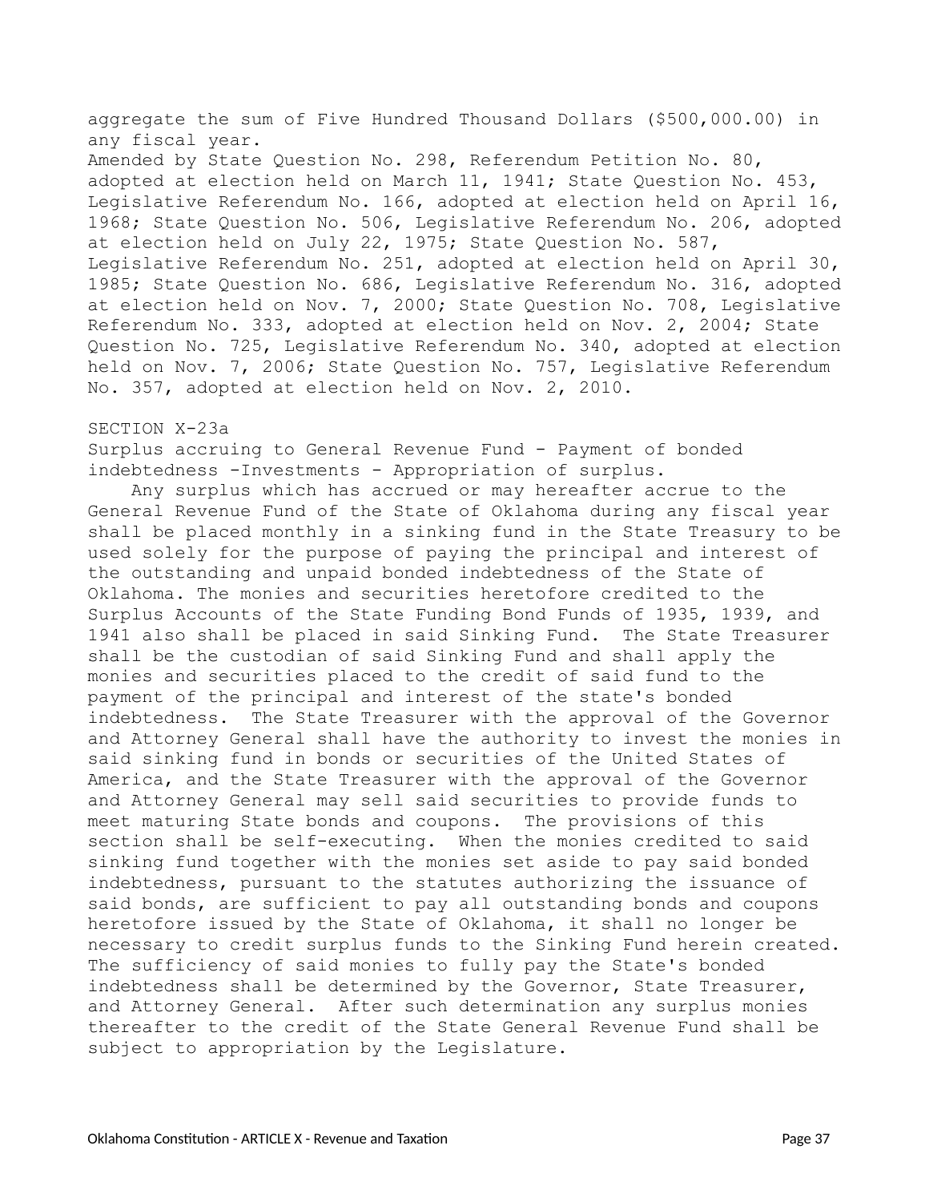aggregate the sum of Five Hundred Thousand Dollars ($500,000.00) in any fiscal year.

Amended by State Question No. 298, Referendum Petition No. 80, adopted at election held on March 11, 1941; State Question No. 453, Legislative Referendum No. 166, adopted at election held on April 16, 1968; State Question No. 506, Legislative Referendum No. 206, adopted at election held on July 22, 1975; State Question No. 587, Legislative Referendum No. 251, adopted at election held on April 30, 1985; State Question No. 686, Legislative Referendum No. 316, adopted at election held on Nov. 7, 2000; State Question No. 708, Legislative Referendum No. 333, adopted at election held on Nov. 2, 2004; State Question No. 725, Legislative Referendum No. 340, adopted at election held on Nov. 7, 2006; State Question No. 757, Legislative Referendum No. 357, adopted at election held on Nov. 2, 2010.

SECTION X-23a

Surplus accruing to General Revenue Fund - Payment of bonded indebtedness -Investments - Appropriation of surplus.

Any surplus which has accrued or may hereafter accrue to the General Revenue Fund of the State of Oklahoma during any fiscal year shall be placed monthly in a sinking fund in the State Treasury to be used solely for the purpose of paying the principal and interest of the outstanding and unpaid bonded indebtedness of the State of Oklahoma. The monies and securities heretofore credited to the Surplus Accounts of the State Funding Bond Funds of 1935, 1939, and 1941 also shall be placed in said Sinking Fund. The State Treasurer shall be the custodian of said Sinking Fund and shall apply the monies and securities placed to the credit of said fund to the payment of the principal and interest of the state's bonded indebtedness. The State Treasurer with the approval of the Governor and Attorney General shall have the authority to invest the monies in said sinking fund in bonds or securities of the United States of America, and the State Treasurer with the approval of the Governor and Attorney General may sell said securities to provide funds to meet maturing State bonds and coupons. The provisions of this section shall be self-executing. When the monies credited to said sinking fund together with the monies set aside to pay said bonded indebtedness, pursuant to the statutes authorizing the issuance of said bonds, are sufficient to pay all outstanding bonds and coupons heretofore issued by the State of Oklahoma, it shall no longer be necessary to credit surplus funds to the Sinking Fund herein created. The sufficiency of said monies to fully pay the State's bonded indebtedness shall be determined by the Governor, State Treasurer, and Attorney General. After such determination any surplus monies thereafter to the credit of the State General Revenue Fund shall be subject to appropriation by the Legislature.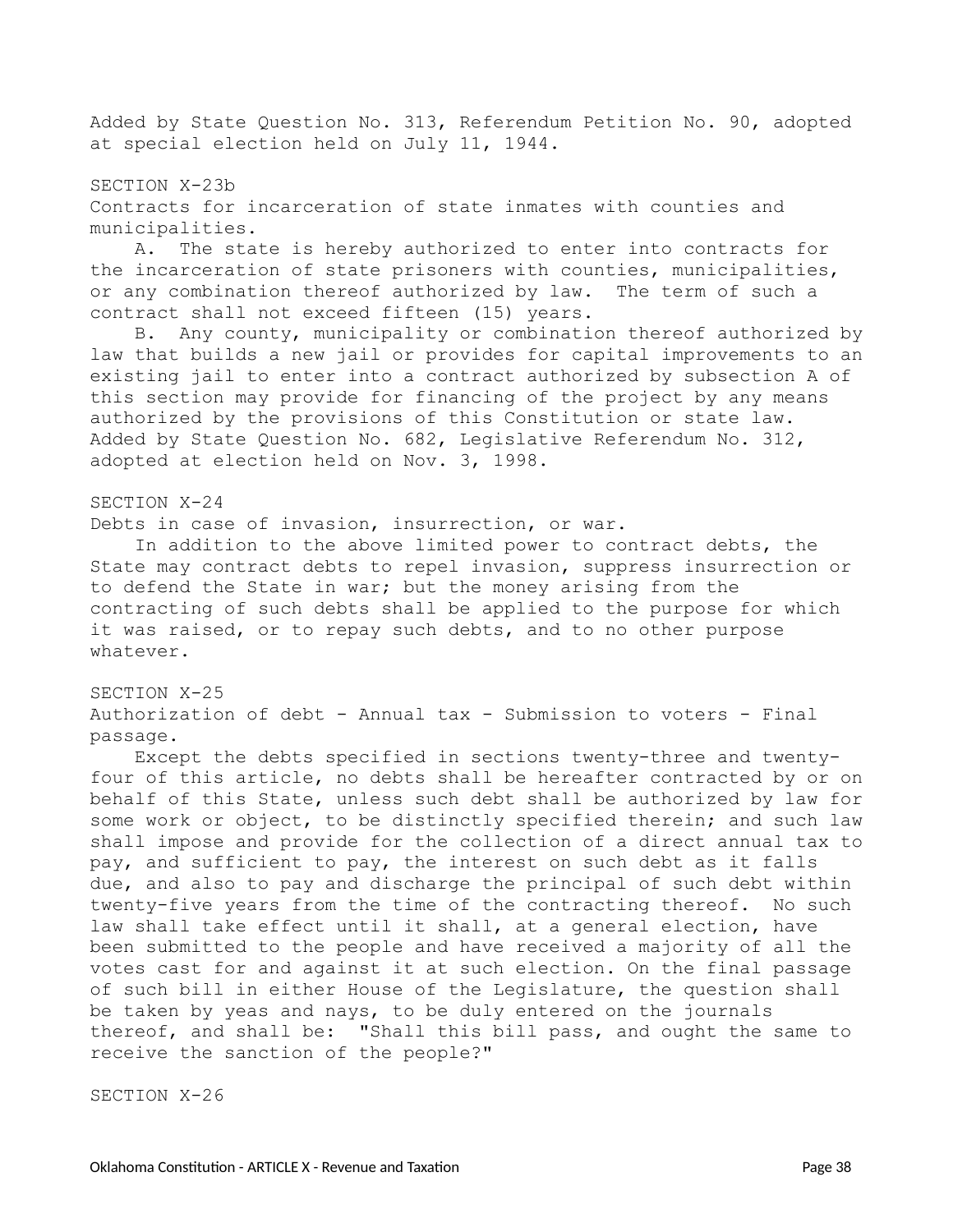Added by State Question No. 313, Referendum Petition No. 90, adopted at special election held on July 11, 1944.

## SECTION X-23b

Contracts for incarceration of state inmates with counties and municipalities.

A. The state is hereby authorized to enter into contracts for the incarceration of state prisoners with counties, municipalities, or any combination thereof authorized by law. The term of such a contract shall not exceed fifteen (15) years.

B. Any county, municipality or combination thereof authorized by law that builds a new jail or provides for capital improvements to an existing jail to enter into a contract authorized by subsection A of this section may provide for financing of the project by any means authorized by the provisions of this Constitution or state law.

Added by State Question No. 682, Legislative Referendum No. 312, adopted at election held on Nov. 3, 1998.

## SECTION X-24

Debts in case of invasion, insurrection, or war.

In addition to the above limited power to contract debts, the State may contract debts to repel invasion, suppress insurrection or to defend the State in war; but the money arising from the contracting of such debts shall be applied to the purpose for which it was raised, or to repay such debts, and to no other purpose whatever.

## SECTION X-25

Authorization of debt - Annual tax - Submission to voters - Final passage.

Except the debts specified in sections twenty-three and twenty-four of this article, no debts shall be hereafter contracted by or on behalf of this State, unless such debt shall be authorized by law for some work or object, to be distinctly specified therein; and such law shall impose and provide for the collection of a direct annual tax to pay, and sufficient to pay, the interest on such debt as it falls due, and also to pay and discharge the principal of such debt within twenty-five years from the time of the contracting thereof. No such law shall take effect until it shall, at a general election, have been submitted to the people and have received a majority of all the votes cast for and against it at such election. On the final passage of such bill in either House of the Legislature, the question shall be taken by yeas and nays, to be duly entered on the journals thereof, and shall be: "Shall this bill pass, and ought the same to receive the sanction of the people?"

## SECTION X-26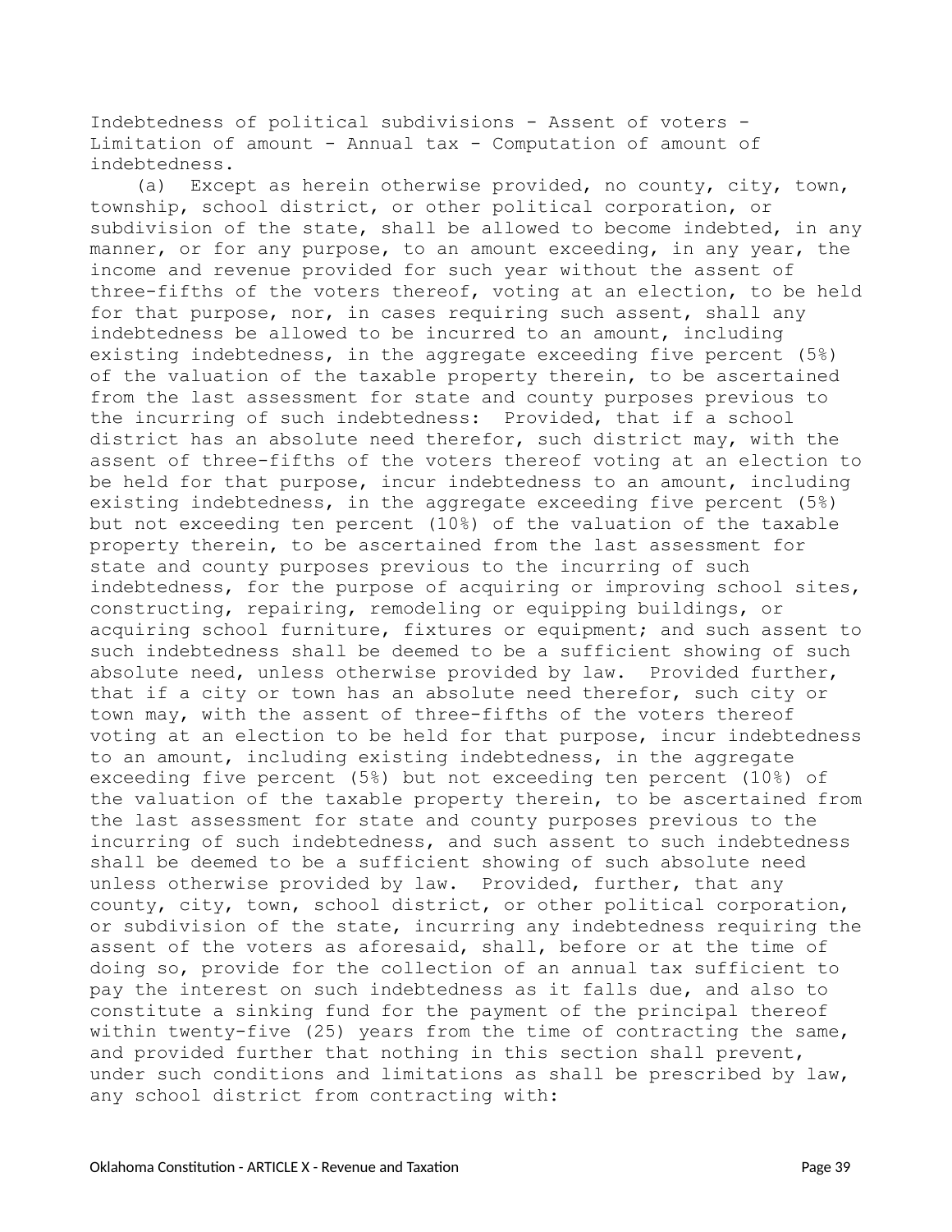Indebtedness of political subdivisions - Assent of voters - Limitation of amount - Annual tax - Computation of amount of indebtedness.

(a) Except as herein otherwise provided, no county, city, town, township, school district, or other political corporation, or subdivision of the state, shall be allowed to become indebted, in any manner, or for any purpose, to an amount exceeding, in any year, the income and revenue provided for such year without the assent of three-fifths of the voters thereof, voting at an election, to be held for that purpose, nor, in cases requiring such assent, shall any indebtedness be allowed to be incurred to an amount, including existing indebtedness, in the aggregate exceeding five percent (5%) of the valuation of the taxable property therein, to be ascertained from the last assessment for state and county purposes previous to the incurring of such indebtedness: Provided, that if a school district has an absolute need therefor, such district may, with the assent of three-fifths of the voters thereof voting at an election to be held for that purpose, incur indebtedness to an amount, including existing indebtedness, in the aggregate exceeding five percent (5%) but not exceeding ten percent (10%) of the valuation of the taxable property therein, to be ascertained from the last assessment for state and county purposes previous to the incurring of such indebtedness, for the purpose of acquiring or improving school sites, constructing, repairing, remodeling or equipping buildings, or acquiring school furniture, fixtures or equipment; and such assent to such indebtedness shall be deemed to be a sufficient showing of such absolute need, unless otherwise provided by law. Provided further, that if a city or town has an absolute need therefor, such city or town may, with the assent of three-fifths of the voters thereof voting at an election to be held for that purpose, incur indebtedness to an amount, including existing indebtedness, in the aggregate exceeding five percent (5%) but not exceeding ten percent (10%) of the valuation of the taxable property therein, to be ascertained from the last assessment for state and county purposes previous to the incurring of such indebtedness, and such assent to such indebtedness shall be deemed to be a sufficient showing of such absolute need unless otherwise provided by law. Provided, further, that any county, city, town, school district, or other political corporation, or subdivision of the state, incurring any indebtedness requiring the assent of the voters as aforesaid, shall, before or at the time of doing so, provide for the collection of an annual tax sufficient to pay the interest on such indebtedness as it falls due, and also to constitute a sinking fund for the payment of the principal thereof within twenty-five (25) years from the time of contracting the same, and provided further that nothing in this section shall prevent, under such conditions and limitations as shall be prescribed by law, any school district from contracting with: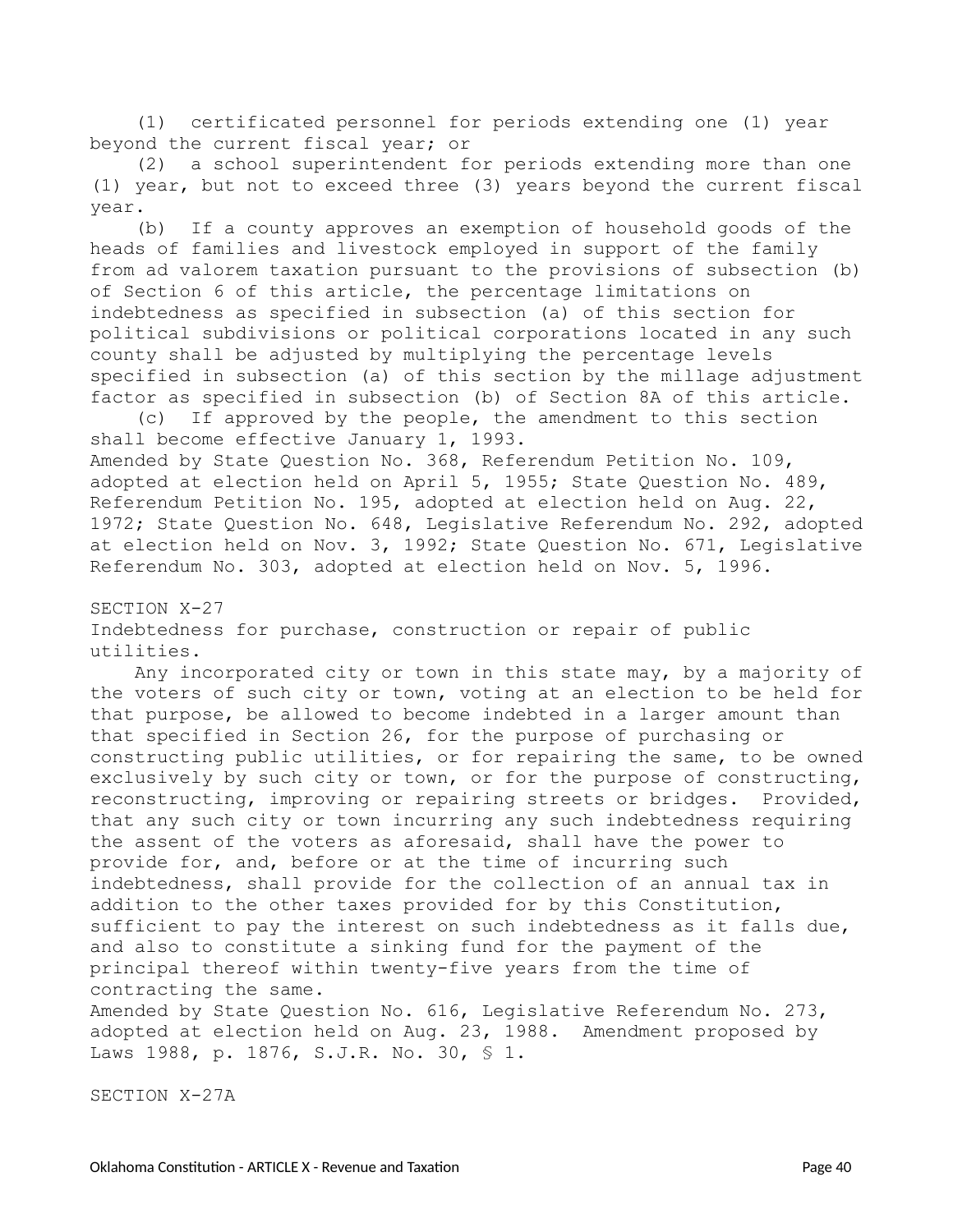(1) certificated personnel for periods extending one (1) year beyond the current fiscal year; or

(2) a school superintendent for periods extending more than one (1) year, but not to exceed three (3) years beyond the current fiscal year.

(b) If a county approves an exemption of household goods of the heads of families and livestock employed in support of the family from ad valorem taxation pursuant to the provisions of subsection (b) of Section 6 of this article, the percentage limitations on indebtedness as specified in subsection (a) of this section for political subdivisions or political corporations located in any such county shall be adjusted by multiplying the percentage levels specified in subsection (a) of this section by the millage adjustment factor as specified in subsection (b) of Section 8A of this article.

(c) If approved by the people, the amendment to this section shall become effective January 1, 1993.

Amended by State Question No. 368, Referendum Petition No. 109, adopted at election held on April 5, 1955; State Question No. 489, Referendum Petition No. 195, adopted at election held on Aug. 22, 1972; State Question No. 648, Legislative Referendum No. 292, adopted at election held on Nov. 3, 1992; State Question No. 671, Legislative Referendum No. 303, adopted at election held on Nov. 5, 1996.

## SECTION X-27

Indebtedness for purchase, construction or repair of public utilities.

Any incorporated city or town in this state may, by a majority of the voters of such city or town, voting at an election to be held for that purpose, be allowed to become indebted in a larger amount than that specified in Section 26, for the purpose of purchasing or constructing public utilities, or for repairing the same, to be owned exclusively by such city or town, or for the purpose of constructing, reconstructing, improving or repairing streets or bridges. Provided, that any such city or town incurring any such indebtedness requiring the assent of the voters as aforesaid, shall have the power to provide for, and, before or at the time of incurring such indebtedness, shall provide for the collection of an annual tax in addition to the other taxes provided for by this Constitution, sufficient to pay the interest on such indebtedness as it falls due, and also to constitute a sinking fund for the payment of the principal thereof within twenty-five years from the time of contracting the same.

Amended by State Question No. 616, Legislative Referendum No. 273, adopted at election held on Aug. 23, 1988. Amendment proposed by Laws 1988, p. 1876, S.J.R. No. 30, § 1.

## SECTION X-27A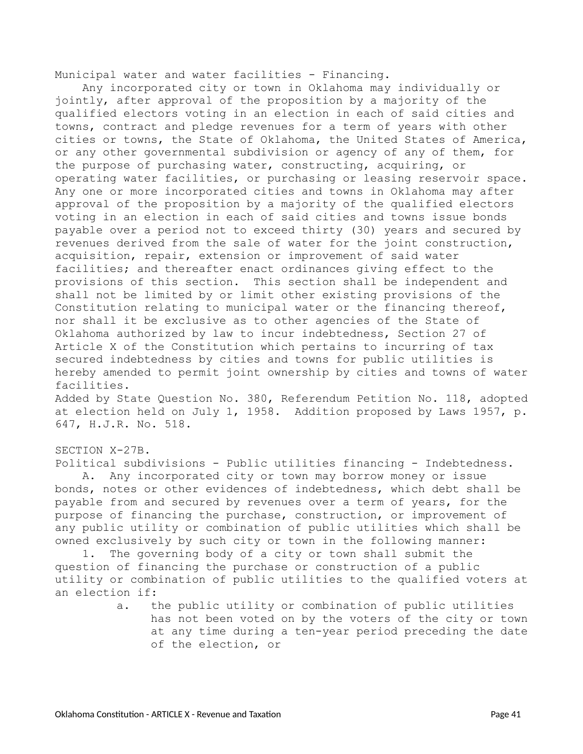Municipal water and water facilities - Financing.

Any incorporated city or town in Oklahoma may individually or jointly, after approval of the proposition by a majority of the qualified electors voting in an election in each of said cities and towns, contract and pledge revenues for a term of years with other cities or towns, the State of Oklahoma, the United States of America, or any other governmental subdivision or agency of any of them, for the purpose of purchasing water, constructing, acquiring, or operating water facilities, or purchasing or leasing reservoir space. Any one or more incorporated cities and towns in Oklahoma may after approval of the proposition by a majority of the qualified electors voting in an election in each of said cities and towns issue bonds payable over a period not to exceed thirty (30) years and secured by revenues derived from the sale of water for the joint construction, acquisition, repair, extension or improvement of said water facilities; and thereafter enact ordinances giving effect to the provisions of this section. This section shall be independent and shall not be limited by or limit other existing provisions of the Constitution relating to municipal water or the financing thereof, nor shall it be exclusive as to other agencies of the State of Oklahoma authorized by law to incur indebtedness, Section 27 of Article X of the Constitution which pertains to incurring of tax secured indebtedness by cities and towns for public utilities is hereby amended to permit joint ownership by cities and towns of water facilities.

Added by State Question No. 380, Referendum Petition No. 118, adopted at election held on July 1, 1958. Addition proposed by Laws 1957, p. 647, H.J.R. No. 518.

SECTION X-27B.

Political subdivisions - Public utilities financing - Indebtedness.

A. Any incorporated city or town may borrow money or issue bonds, notes or other evidences of indebtedness, which debt shall be payable from and secured by revenues over a term of years, for the purpose of financing the purchase, construction, or improvement of any public utility or combination of public utilities which shall be owned exclusively by such city or town in the following manner:

1. The governing body of a city or town shall submit the question of financing the purchase or construction of a public utility or combination of public utilities to the qualified voters at an election if:

   a. the public utility or combination of public utilities has not been voted on by the voters of the city or town at any time during a ten-year period preceding the date of the election, or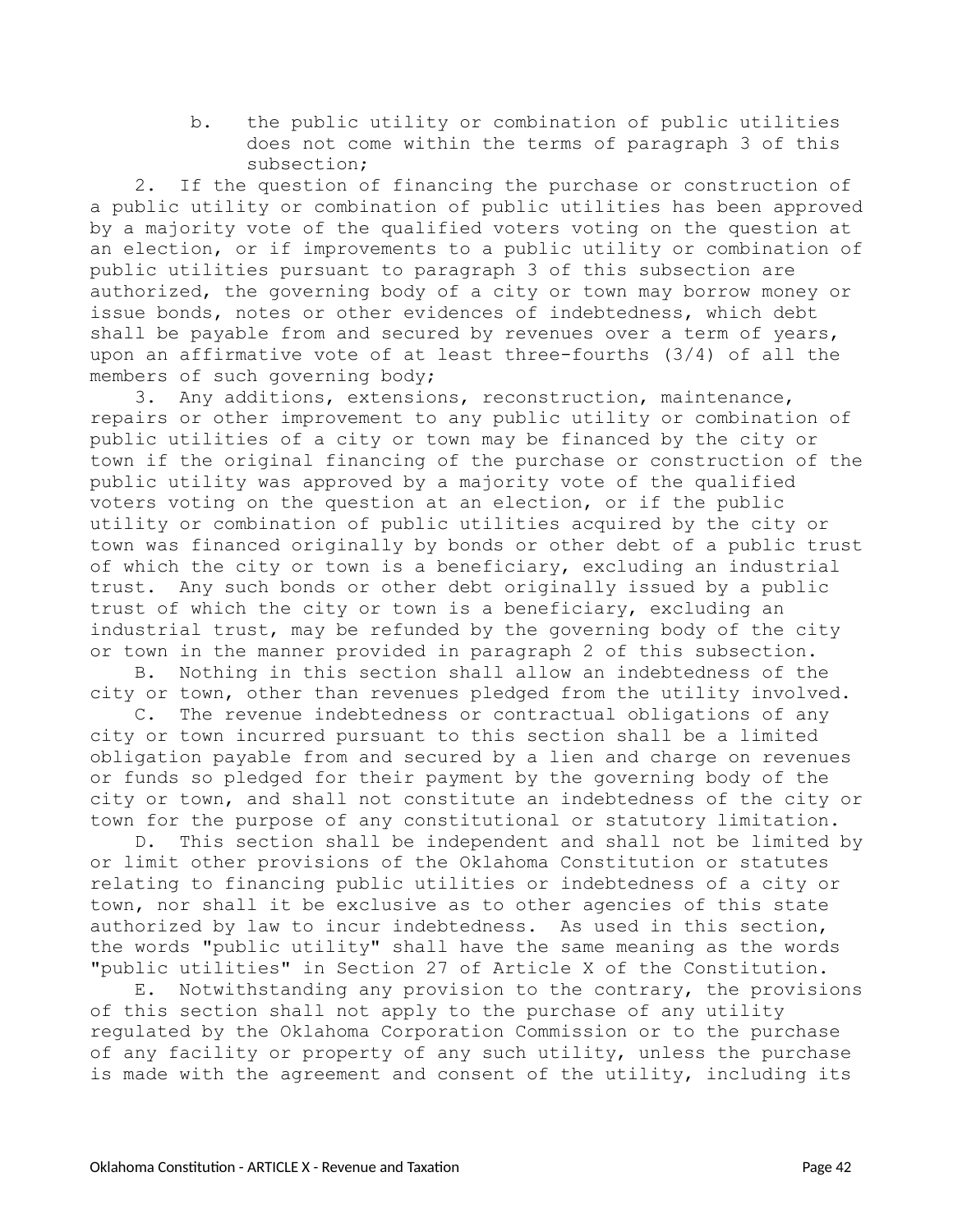b. the public utility or combination of public utilities does not come within the terms of paragraph 3 of this subsection;

2. If the question of financing the purchase or construction of a public utility or combination of public utilities has been approved by a majority vote of the qualified voters voting on the question at an election, or if improvements to a public utility or combination of public utilities pursuant to paragraph 3 of this subsection are authorized, the governing body of a city or town may borrow money or issue bonds, notes or other evidences of indebtedness, which debt shall be payable from and secured by revenues over a term of years, upon an affirmative vote of at least three-fourths (3/4) of all the members of such governing body;

3. Any additions, extensions, reconstruction, maintenance, repairs or other improvement to any public utility or combination of public utilities of a city or town may be financed by the city or town if the original financing of the purchase or construction of the public utility was approved by a majority vote of the qualified voters voting on the question at an election, or if the public utility or combination of public utilities acquired by the city or town was financed originally by bonds or other debt of a public trust of which the city or town is a beneficiary, excluding an industrial trust. Any such bonds or other debt originally issued by a public trust of which the city or town is a beneficiary, excluding an industrial trust, may be refunded by the governing body of the city or town in the manner provided in paragraph 2 of this subsection.

B. Nothing in this section shall allow an indebtedness of the city or town, other than revenues pledged from the utility involved.

C. The revenue indebtedness or contractual obligations of any city or town incurred pursuant to this section shall be a limited obligation payable from and secured by a lien and charge on revenues or funds so pledged for their payment by the governing body of the city or town, and shall not constitute an indebtedness of the city or town for the purpose of any constitutional or statutory limitation.

D. This section shall be independent and shall not be limited by or limit other provisions of the Oklahoma Constitution or statutes relating to financing public utilities or indebtedness of a city or town, nor shall it be exclusive as to other agencies of this state authorized by law to incur indebtedness. As used in this section, the words "public utility" shall have the same meaning as the words "public utilities" in Section 27 of Article X of the Constitution.

E. Notwithstanding any provision to the contrary, the provisions of this section shall not apply to the purchase of any utility regulated by the Oklahoma Corporation Commission or to the purchase of any facility or property of any such utility, unless the purchase is made with the agreement and consent of the utility, including its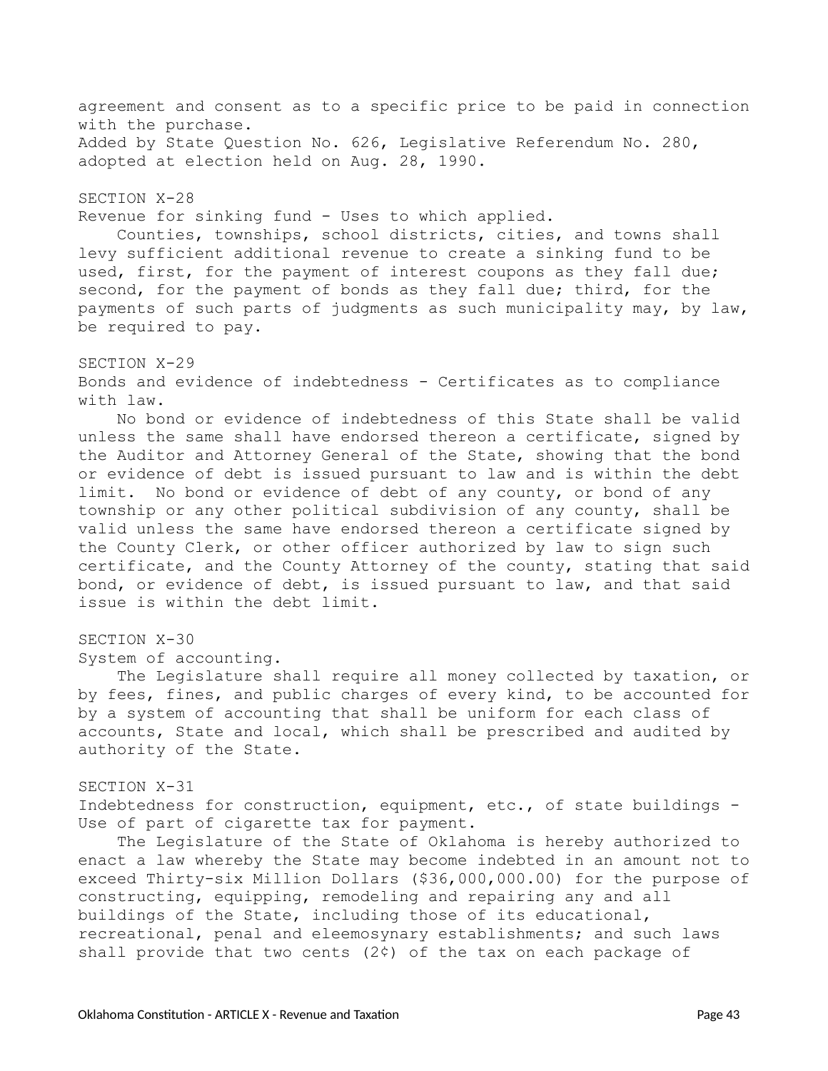agreement and consent as to a specific price to be paid in connection with the purchase.

Added by State Question No. 626, Legislative Referendum No. 280, adopted at election held on Aug. 28, 1990.

SECTION X-28

Revenue for sinking fund - Uses to which applied.

Counties, townships, school districts, cities, and towns shall levy sufficient additional revenue to create a sinking fund to be used, first, for the payment of interest coupons as they fall due; second, for the payment of bonds as they fall due; third, for the payments of such parts of judgments as such municipality may, by law, be required to pay.

SECTION X-29

Bonds and evidence of indebtedness - Certificates as to compliance with law.

No bond or evidence of indebtedness of this State shall be valid unless the same shall have endorsed thereon a certificate, signed by the Auditor and Attorney General of the State, showing that the bond or evidence of debt is issued pursuant to law and is within the debt limit. No bond or evidence of debt of any county, or bond of any township or any other political subdivision of any county, shall be valid unless the same have endorsed thereon a certificate signed by the County Clerk, or other officer authorized by law to sign such certificate, and the County Attorney of the county, stating that said bond, or evidence of debt, is issued pursuant to law, and that said issue is within the debt limit.

SECTION X-30

System of accounting.

The Legislature shall require all money collected by taxation, or by fees, fines, and public charges of every kind, to be accounted for by a system of accounting that shall be uniform for each class of accounts, State and local, which shall be prescribed and audited by authority of the State.

SECTION X-31

Indebtedness for construction, equipment, etc., of state buildings - Use of part of cigarette tax for payment.

The Legislature of the State of Oklahoma is hereby authorized to enact a law whereby the State may become indebted in an amount not to exceed Thirty-six Million Dollars ($36,000,000.00) for the purpose of constructing, equipping, remodeling and repairing any and all buildings of the State, including those of its educational, recreational, penal and eleemosynary establishments; and such laws shall provide that two cents (2¢) of the tax on each package of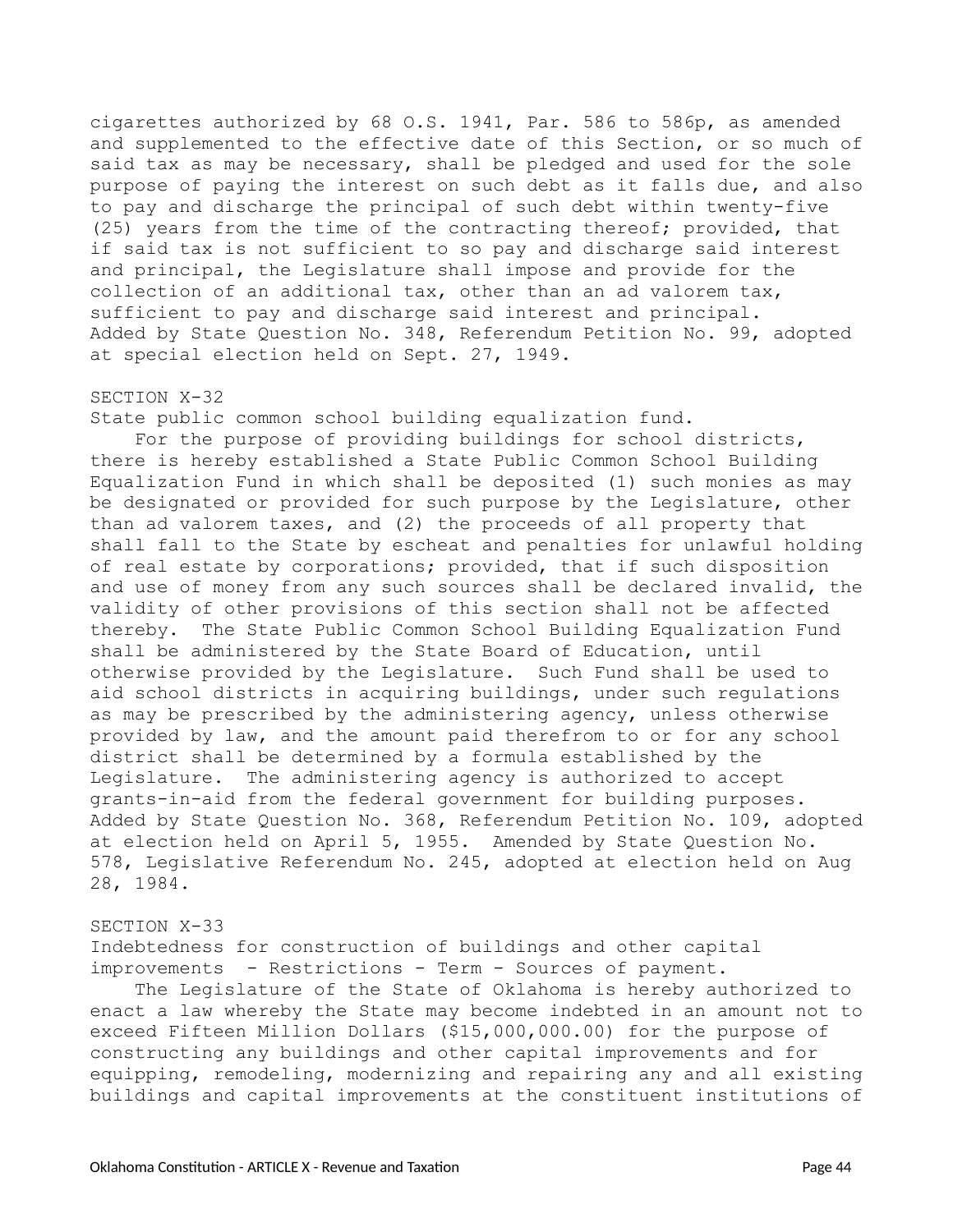cigarettes authorized by 68 O.S. 1941, Par. 586 to 586p, as amended and supplemented to the effective date of this Section, or so much of said tax as may be necessary, shall be pledged and used for the sole purpose of paying the interest on such debt as it falls due, and also to pay and discharge the principal of such debt within twenty-five (25) years from the time of the contracting thereof; provided, that if said tax is not sufficient to so pay and discharge said interest and principal, the Legislature shall impose and provide for the collection of an additional tax, other than an ad valorem tax, sufficient to pay and discharge said interest and principal.
Added by State Question No. 348, Referendum Petition No. 99, adopted at special election held on Sept. 27, 1949.

## SECTION X-32
State public common school building equalization fund.

For the purpose of providing buildings for school districts, there is hereby established a State Public Common School Building Equalization Fund in which shall be deposited (1) such monies as may be designated or provided for such purpose by the Legislature, other than ad valorem taxes, and (2) the proceeds of all property that shall fall to the State by escheat and penalties for unlawful holding of real estate by corporations; provided, that if such disposition and use of money from any such sources shall be declared invalid, the validity of other provisions of this section shall not be affected thereby. The State Public Common School Building Equalization Fund shall be administered by the State Board of Education, until otherwise provided by the Legislature. Such Fund shall be used to aid school districts in acquiring buildings, under such regulations as may be prescribed by the administering agency, unless otherwise provided by law, and the amount paid therefrom to or for any school district shall be determined by a formula established by the Legislature. The administering agency is authorized to accept grants-in-aid from the federal government for building purposes.
Added by State Question No. 368, Referendum Petition No. 109, adopted at election held on April 5, 1955. Amended by State Question No. 578, Legislative Referendum No. 245, adopted at election held on Aug 28, 1984.

## SECTION X-33
Indebtedness for construction of buildings and other capital improvements - Restrictions - Term - Sources of payment.

The Legislature of the State of Oklahoma is hereby authorized to enact a law whereby the State may become indebted in an amount not to exceed Fifteen Million Dollars ($15,000,000.00) for the purpose of constructing any buildings and other capital improvements and for equipping, remodeling, modernizing and repairing any and all existing buildings and capital improvements at the constituent institutions of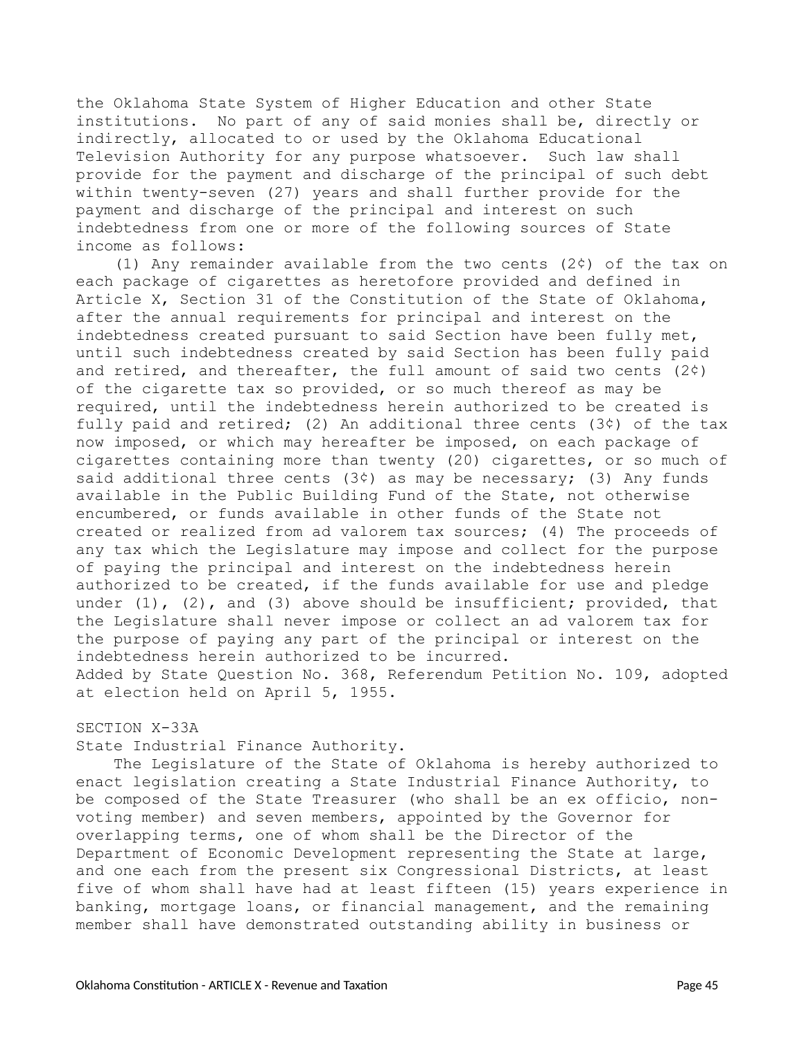the Oklahoma State System of Higher Education and other State institutions. No part of any of said monies shall be, directly or indirectly, allocated to or used by the Oklahoma Educational Television Authority for any purpose whatsoever. Such law shall provide for the payment and discharge of the principal of such debt within twenty-seven (27) years and shall further provide for the payment and discharge of the principal and interest on such indebtedness from one or more of the following sources of State income as follows:

(1) Any remainder available from the two cents (2¢) of the tax on each package of cigarettes as heretofore provided and defined in Article X, Section 31 of the Constitution of the State of Oklahoma, after the annual requirements for principal and interest on the indebtedness created pursuant to said Section have been fully met, until such indebtedness created by said Section has been fully paid and retired, and thereafter, the full amount of said two cents (2¢) of the cigarette tax so provided, or so much thereof as may be required, until the indebtedness herein authorized to be created is fully paid and retired; (2) An additional three cents (3¢) of the tax now imposed, or which may hereafter be imposed, on each package of cigarettes containing more than twenty (20) cigarettes, or so much of said additional three cents (3¢) as may be necessary; (3) Any funds available in the Public Building Fund of the State, not otherwise encumbered, or funds available in other funds of the State not created or realized from ad valorem tax sources; (4) The proceeds of any tax which the Legislature may impose and collect for the purpose of paying the principal and interest on the indebtedness herein authorized to be created, if the funds available for use and pledge under (1), (2), and (3) above should be insufficient; provided, that the Legislature shall never impose or collect an ad valorem tax for the purpose of paying any part of the principal or interest on the indebtedness herein authorized to be incurred.

Added by State Question No. 368, Referendum Petition No. 109, adopted at election held on April 5, 1955.

SECTION X-33A

State Industrial Finance Authority.

The Legislature of the State of Oklahoma is hereby authorized to enact legislation creating a State Industrial Finance Authority, to be composed of the State Treasurer (who shall be an ex officio, non-voting member) and seven members, appointed by the Governor for overlapping terms, one of whom shall be the Director of the Department of Economic Development representing the State at large, and one each from the present six Congressional Districts, at least five of whom shall have had at least fifteen (15) years experience in banking, mortgage loans, or financial management, and the remaining member shall have demonstrated outstanding ability in business or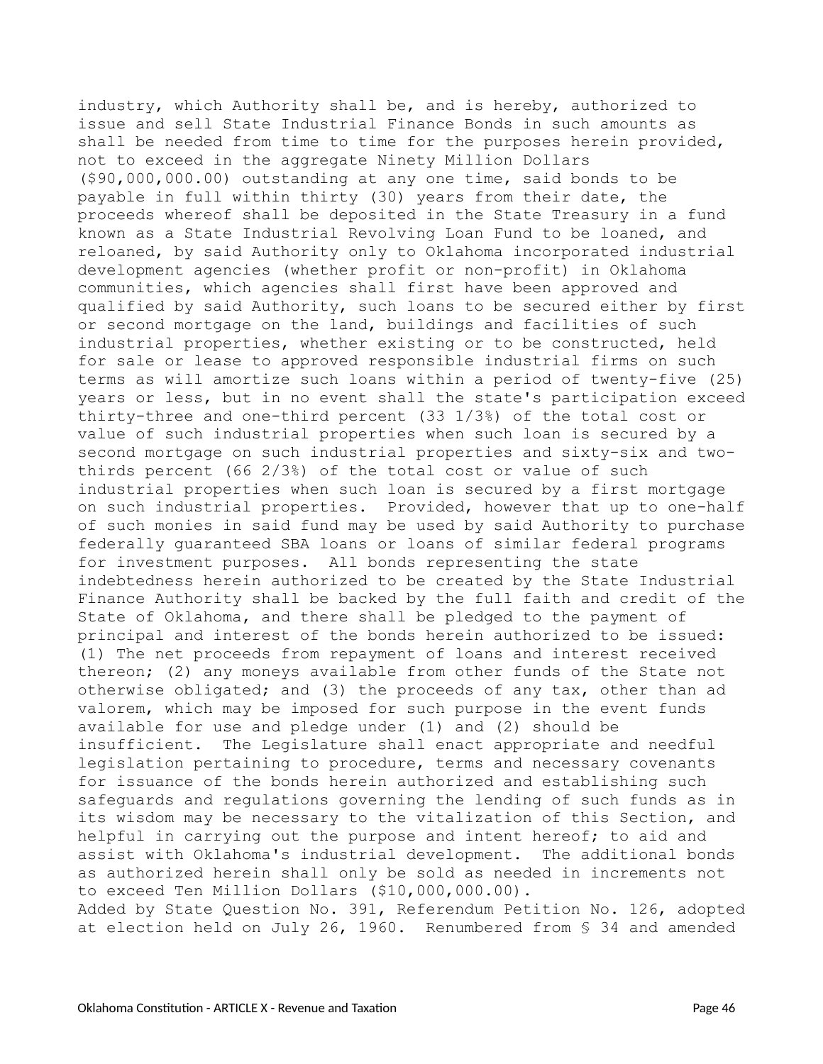industry, which Authority shall be, and is hereby, authorized to issue and sell State Industrial Finance Bonds in such amounts as shall be needed from time to time for the purposes herein provided, not to exceed in the aggregate Ninety Million Dollars ($90,000,000.00) outstanding at any one time, said bonds to be payable in full within thirty (30) years from their date, the proceeds whereof shall be deposited in the State Treasury in a fund known as a State Industrial Revolving Loan Fund to be loaned, and reloaned, by said Authority only to Oklahoma incorporated industrial development agencies (whether profit or non-profit) in Oklahoma communities, which agencies shall first have been approved and qualified by said Authority, such loans to be secured either by first or second mortgage on the land, buildings and facilities of such industrial properties, whether existing or to be constructed, held for sale or lease to approved responsible industrial firms on such terms as will amortize such loans within a period of twenty-five (25) years or less, but in no event shall the state's participation exceed thirty-three and one-third percent (33 1/3%) of the total cost or value of such industrial properties when such loan is secured by a second mortgage on such industrial properties and sixty-six and two-thirds percent (66 2/3%) of the total cost or value of such industrial properties when such loan is secured by a first mortgage on such industrial properties. Provided, however that up to one-half of such monies in said fund may be used by said Authority to purchase federally guaranteed SBA loans or loans of similar federal programs for investment purposes. All bonds representing the state indebtedness herein authorized to be created by the State Industrial Finance Authority shall be backed by the full faith and credit of the State of Oklahoma, and there shall be pledged to the payment of principal and interest of the bonds herein authorized to be issued: (1) The net proceeds from repayment of loans and interest received thereon; (2) any moneys available from other funds of the State not otherwise obligated; and (3) the proceeds of any tax, other than ad valorem, which may be imposed for such purpose in the event funds available for use and pledge under (1) and (2) should be insufficient. The Legislature shall enact appropriate and needful legislation pertaining to procedure, terms and necessary covenants for issuance of the bonds herein authorized and establishing such safeguards and regulations governing the lending of such funds as in its wisdom may be necessary to the vitalization of this Section, and helpful in carrying out the purpose and intent hereof; to aid and assist with Oklahoma's industrial development. The additional bonds as authorized herein shall only be sold as needed in increments not to exceed Ten Million Dollars ($10,000,000.00).

Added by State Question No. 391, Referendum Petition No. 126, adopted at election held on July 26, 1960. Renumbered from § 34 and amended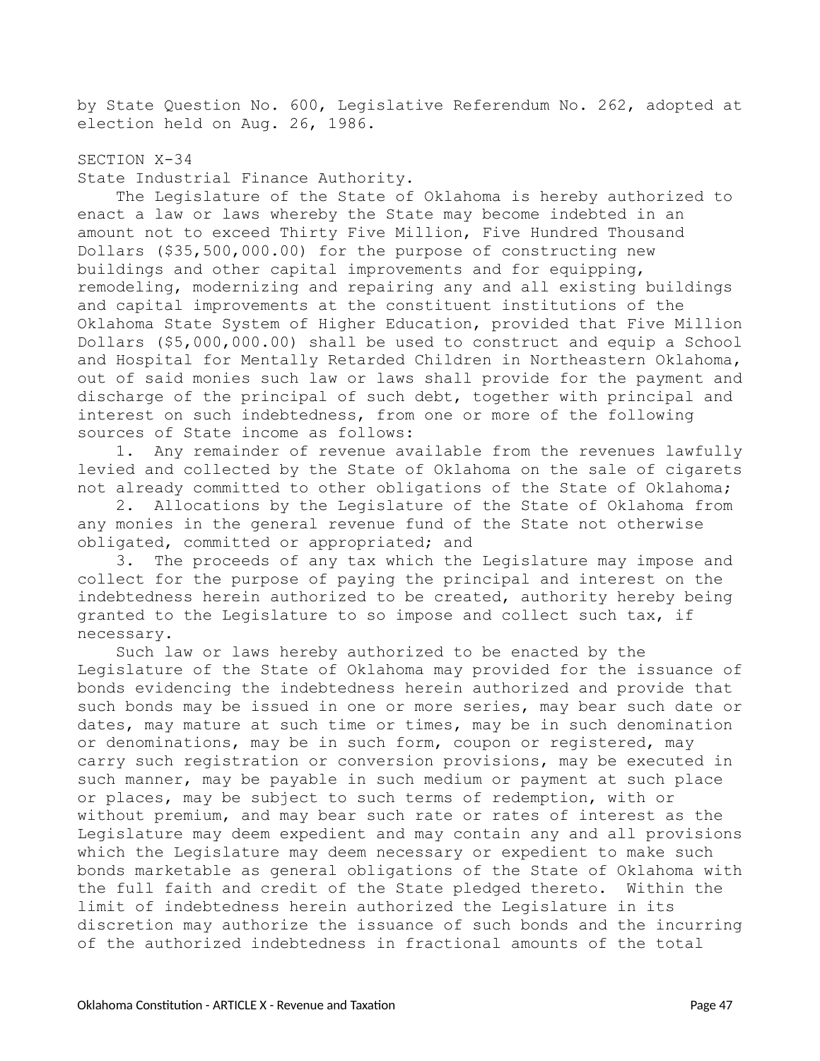by State Question No. 600, Legislative Referendum No. 262, adopted at election held on Aug. 26, 1986.

SECTION X-34

State Industrial Finance Authority.

The Legislature of the State of Oklahoma is hereby authorized to enact a law or laws whereby the State may become indebted in an amount not to exceed Thirty Five Million, Five Hundred Thousand Dollars ($35,500,000.00) for the purpose of constructing new buildings and other capital improvements and for equipping, remodeling, modernizing and repairing any and all existing buildings and capital improvements at the constituent institutions of the Oklahoma State System of Higher Education, provided that Five Million Dollars ($5,000,000.00) shall be used to construct and equip a School and Hospital for Mentally Retarded Children in Northeastern Oklahoma, out of said monies such law or laws shall provide for the payment and discharge of the principal of such debt, together with principal and interest on such indebtedness, from one or more of the following sources of State income as follows:

1. Any remainder of revenue available from the revenues lawfully levied and collected by the State of Oklahoma on the sale of cigarets not already committed to other obligations of the State of Oklahoma;
2. Allocations by the Legislature of the State of Oklahoma from any monies in the general revenue fund of the State not otherwise obligated, committed or appropriated; and
3. The proceeds of any tax which the Legislature may impose and collect for the purpose of paying the principal and interest on the indebtedness herein authorized to be created, authority hereby being granted to the Legislature to so impose and collect such tax, if necessary.

Such law or laws hereby authorized to be enacted by the Legislature of the State of Oklahoma may provided for the issuance of bonds evidencing the indebtedness herein authorized and provide that such bonds may be issued in one or more series, may bear such date or dates, may mature at such time or times, may be in such denomination or denominations, may be in such form, coupon or registered, may carry such registration or conversion provisions, may be executed in such manner, may be payable in such medium or payment at such place or places, may be subject to such terms of redemption, with or without premium, and may bear such rate or rates of interest as the Legislature may deem expedient and may contain any and all provisions which the Legislature may deem necessary or expedient to make such bonds marketable as general obligations of the State of Oklahoma with the full faith and credit of the State pledged thereto. Within the limit of indebtedness herein authorized the Legislature in its discretion may authorize the issuance of such bonds and the incurring of the authorized indebtedness in fractional amounts of the total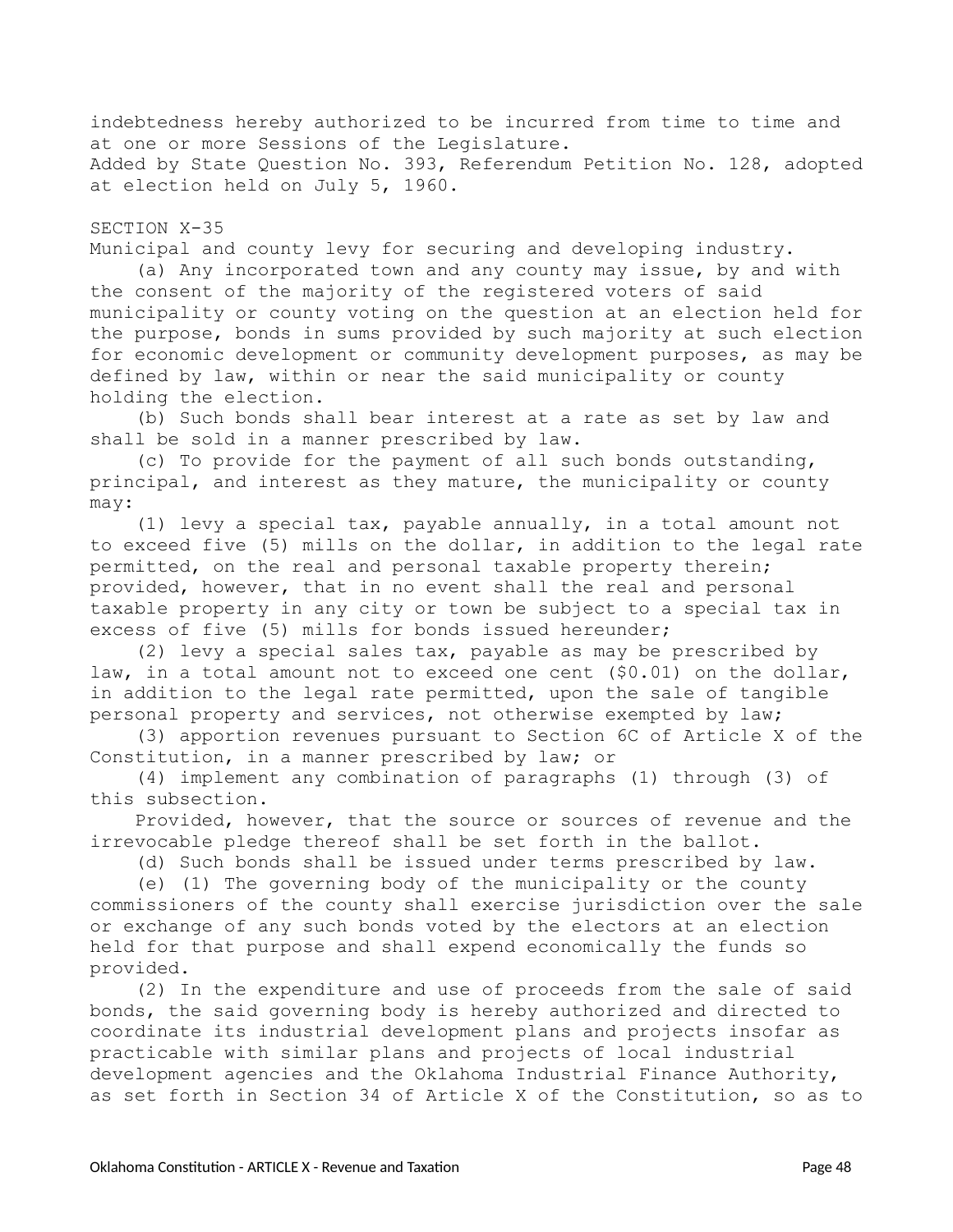indebtedness hereby authorized to be incurred from time to time and at one or more Sessions of the Legislature.
Added by State Question No. 393, Referendum Petition No. 128, adopted at election held on July 5, 1960.

## SECTION X-35

Municipal and county levy for securing and developing industry.

(a) Any incorporated town and any county may issue, by and with the consent of the majority of the registered voters of said municipality or county voting on the question at an election held for the purpose, bonds in sums provided by such majority at such election for economic development or community development purposes, as may be defined by law, within or near the said municipality or county holding the election.

(b) Such bonds shall bear interest at a rate as set by law and shall be sold in a manner prescribed by law.

(c) To provide for the payment of all such bonds outstanding, principal, and interest as they mature, the municipality or county may:

(1) levy a special tax, payable annually, in a total amount not to exceed five (5) mills on the dollar, in addition to the legal rate permitted, on the real and personal taxable property therein; provided, however, that in no event shall the real and personal taxable property in any city or town be subject to a special tax in excess of five (5) mills for bonds issued hereunder;

(2) levy a special sales tax, payable as may be prescribed by law, in a total amount not to exceed one cent ($0.01) on the dollar, in addition to the legal rate permitted, upon the sale of tangible personal property and services, not otherwise exempted by law;

(3) apportion revenues pursuant to Section 6C of Article X of the Constitution, in a manner prescribed by law; or

(4) implement any combination of paragraphs (1) through (3) of this subsection.

Provided, however, that the source or sources of revenue and the irrevocable pledge thereof shall be set forth in the ballot.

(d) Such bonds shall be issued under terms prescribed by law.

(e) (1) The governing body of the municipality or the county commissioners of the county shall exercise jurisdiction over the sale or exchange of any such bonds voted by the electors at an election held for that purpose and shall expend economically the funds so provided.

(2) In the expenditure and use of proceeds from the sale of said bonds, the said governing body is hereby authorized and directed to coordinate its industrial development plans and projects insofar as practicable with similar plans and projects of local industrial development agencies and the Oklahoma Industrial Finance Authority, as set forth in Section 34 of Article X of the Constitution, so as to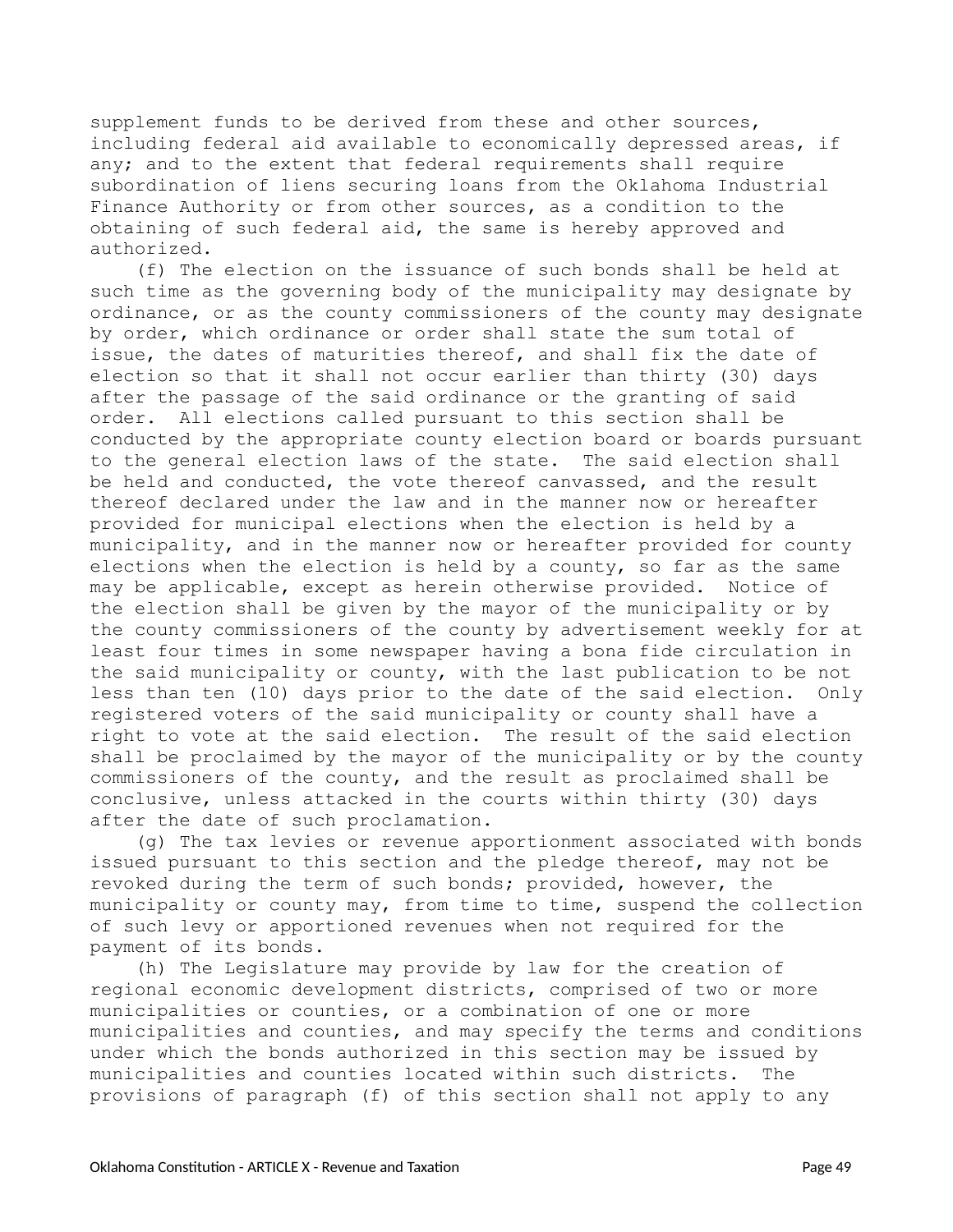supplement funds to be derived from these and other sources, including federal aid available to economically depressed areas, if any; and to the extent that federal requirements shall require subordination of liens securing loans from the Oklahoma Industrial Finance Authority or from other sources, as a condition to the obtaining of such federal aid, the same is hereby approved and authorized.

(f) The election on the issuance of such bonds shall be held at such time as the governing body of the municipality may designate by ordinance, or as the county commissioners of the county may designate by order, which ordinance or order shall state the sum total of issue, the dates of maturities thereof, and shall fix the date of election so that it shall not occur earlier than thirty (30) days after the passage of the said ordinance or the granting of said order. All elections called pursuant to this section shall be conducted by the appropriate county election board or boards pursuant to the general election laws of the state. The said election shall be held and conducted, the vote thereof canvassed, and the result thereof declared under the law and in the manner now or hereafter provided for municipal elections when the election is held by a municipality, and in the manner now or hereafter provided for county elections when the election is held by a county, so far as the same may be applicable, except as herein otherwise provided. Notice of the election shall be given by the mayor of the municipality or by the county commissioners of the county by advertisement weekly for at least four times in some newspaper having a bona fide circulation in the said municipality or county, with the last publication to be not less than ten (10) days prior to the date of the said election. Only registered voters of the said municipality or county shall have a right to vote at the said election. The result of the said election shall be proclaimed by the mayor of the municipality or by the county commissioners of the county, and the result as proclaimed shall be conclusive, unless attacked in the courts within thirty (30) days after the date of such proclamation.

(g) The tax levies or revenue apportionment associated with bonds issued pursuant to this section and the pledge thereof, may not be revoked during the term of such bonds; provided, however, the municipality or county may, from time to time, suspend the collection of such levy or apportioned revenues when not required for the payment of its bonds.

(h) The Legislature may provide by law for the creation of regional economic development districts, comprised of two or more municipalities or counties, or a combination of one or more municipalities and counties, and may specify the terms and conditions under which the bonds authorized in this section may be issued by municipalities and counties located within such districts. The provisions of paragraph (f) of this section shall not apply to any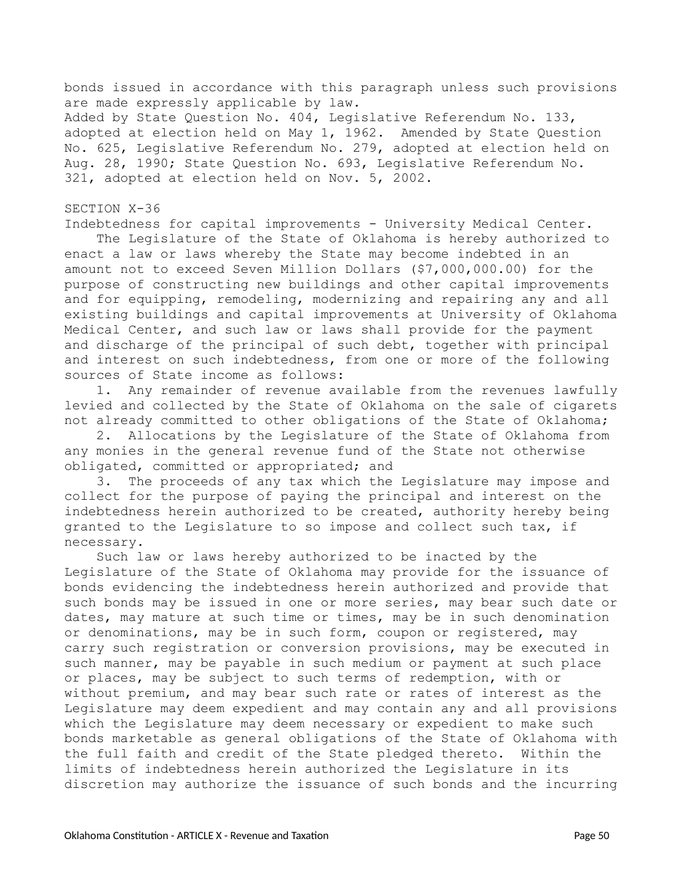bonds issued in accordance with this paragraph unless such provisions are made expressly applicable by law.

Added by State Question No. 404, Legislative Referendum No. 133, adopted at election held on May 1, 1962. Amended by State Question No. 625, Legislative Referendum No. 279, adopted at election held on Aug. 28, 1990; State Question No. 693, Legislative Referendum No. 321, adopted at election held on Nov. 5, 2002.

SECTION X-36

Indebtedness for capital improvements - University Medical Center.

The Legislature of the State of Oklahoma is hereby authorized to enact a law or laws whereby the State may become indebted in an amount not to exceed Seven Million Dollars ($7,000,000.00) for the purpose of constructing new buildings and other capital improvements and for equipping, remodeling, modernizing and repairing any and all existing buildings and capital improvements at University of Oklahoma Medical Center, and such law or laws shall provide for the payment and discharge of the principal of such debt, together with principal and interest on such indebtedness, from one or more of the following sources of State income as follows:

1. Any remainder of revenue available from the revenues lawfully levied and collected by the State of Oklahoma on the sale of cigarets not already committed to other obligations of the State of Oklahoma;
2. Allocations by the Legislature of the State of Oklahoma from any monies in the general revenue fund of the State not otherwise obligated, committed or appropriated; and
3. The proceeds of any tax which the Legislature may impose and collect for the purpose of paying the principal and interest on the indebtedness herein authorized to be created, authority hereby being granted to the Legislature to so impose and collect such tax, if necessary.

Such law or laws hereby authorized to be inacted by the Legislature of the State of Oklahoma may provide for the issuance of bonds evidencing the indebtedness herein authorized and provide that such bonds may be issued in one or more series, may bear such date or dates, may mature at such time or times, may be in such denomination or denominations, may be in such form, coupon or registered, may carry such registration or conversion provisions, may be executed in such manner, may be payable in such medium or payment at such place or places, may be subject to such terms of redemption, with or without premium, and may bear such rate or rates of interest as the Legislature may deem expedient and may contain any and all provisions which the Legislature may deem necessary or expedient to make such bonds marketable as general obligations of the State of Oklahoma with the full faith and credit of the State pledged thereto. Within the limits of indebtedness herein authorized the Legislature in its discretion may authorize the issuance of such bonds and the incurring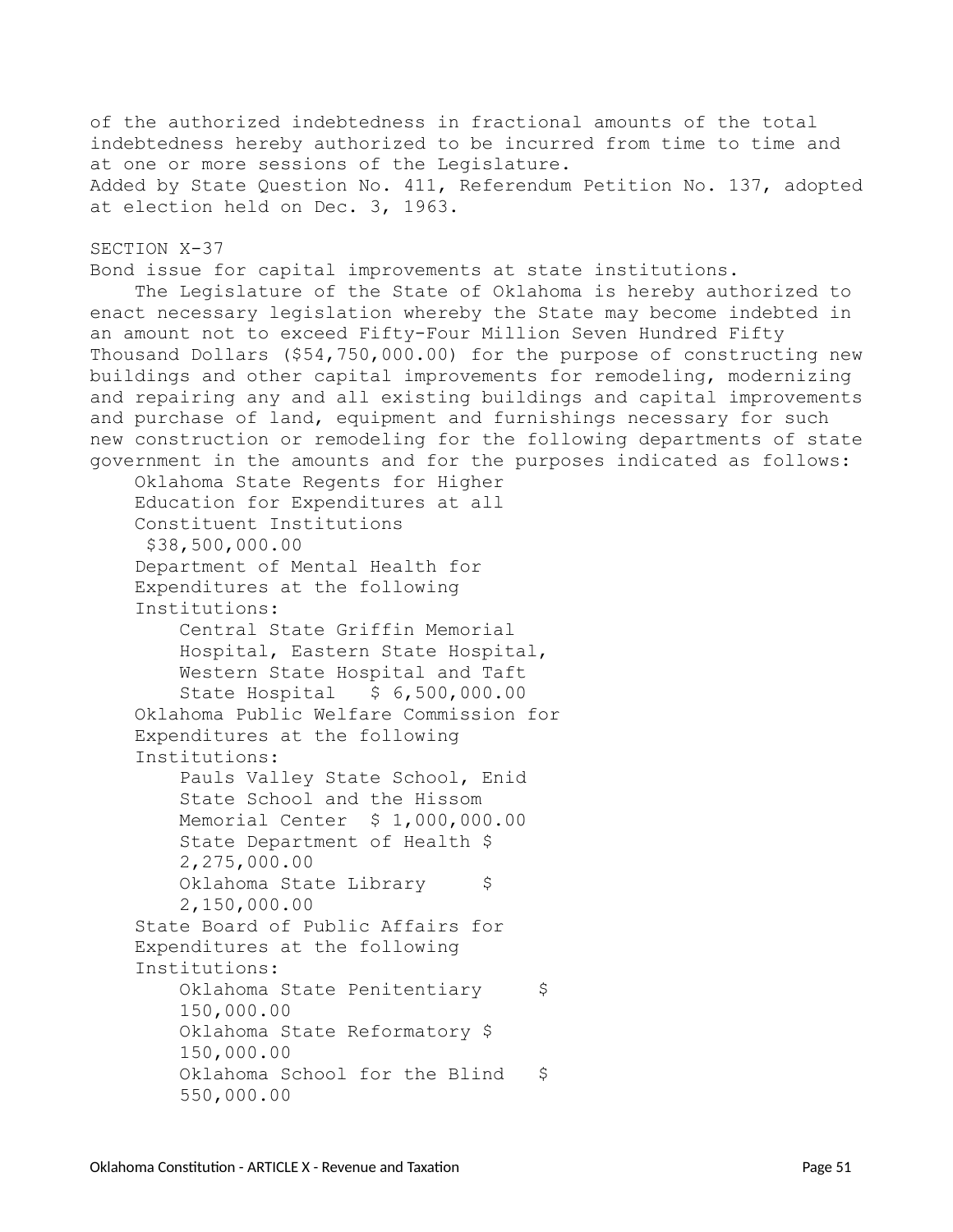of the authorized indebtedness in fractional amounts of the total indebtedness hereby authorized to be incurred from time to time and at one or more sessions of the Legislature.

Added by State Question No. 411, Referendum Petition No. 137, adopted at election held on Dec. 3, 1963.

## SECTION X-37

Bond issue for capital improvements at state institutions.

The Legislature of the State of Oklahoma is hereby authorized to enact necessary legislation whereby the State may become indebted in an amount not to exceed Fifty-Four Million Seven Hundred Fifty Thousand Dollars ($54,750,000.00) for the purpose of constructing new buildings and other capital improvements for remodeling, modernizing and repairing any and all existing buildings and capital improvements and purchase of land, equipment and furnishings necessary for such new construction or remodeling for the following departments of state government in the amounts and for the purposes indicated as follows:

Oklahoma State Regents for Higher Education for Expenditures at all Constituent Institutions $38,500,000.00

Department of Mental Health for Expenditures at the following Institutions:

Central State Griffin Memorial Hospital, Eastern State Hospital, Western State Hospital and Taft State Hospital $ 6,500,000.00

Oklahoma Public Welfare Commission for Expenditures at the following Institutions:

Pauls Valley State School, Enid State School and the Hissom Memorial Center $ 1,000,000.00

State Department of Health $ 2,275,000.00

Oklahoma State Library $ 2,150,000.00

State Board of Public Affairs for Expenditures at the following Institutions:

Oklahoma State Penitentiary $ 150,000.00

Oklahoma State Reformatory $ 150,000.00

Oklahoma School for the Blind $ 550,000.00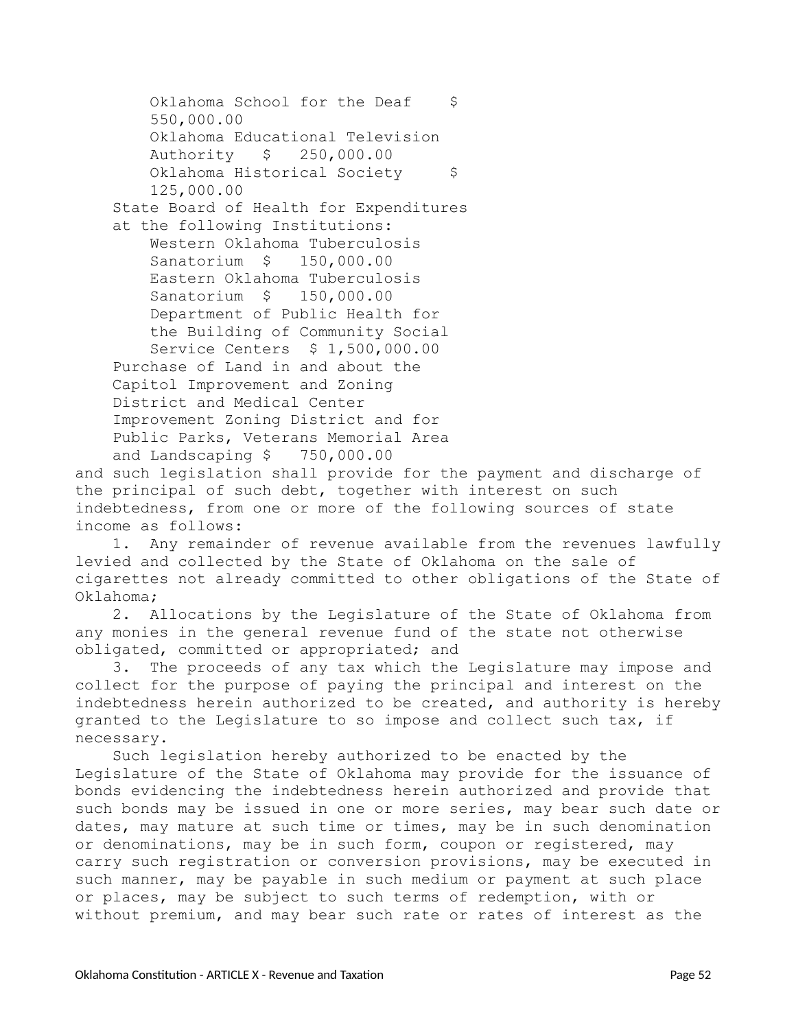Oklahoma School for the Deaf $ 550,000.00
Oklahoma Educational Television Authority $ 250,000.00
Oklahoma Historical Society $ 125,000.00

State Board of Health for Expenditures at the following Institutions:

Western Oklahoma Tuberculosis Sanatorium $ 150,000.00
Eastern Oklahoma Tuberculosis Sanatorium $ 150,000.00
Department of Public Health for the Building of Community Social Service Centers $ 1,500,000.00

Purchase of Land in and about the Capitol Improvement and Zoning District and Medical Center Improvement Zoning District and for Public Parks, Veterans Memorial Area and Landscaping $ 750,000.00

and such legislation shall provide for the payment and discharge of the principal of such debt, together with interest on such indebtedness, from one or more of the following sources of state income as follows:

1. Any remainder of revenue available from the revenues lawfully levied and collected by the State of Oklahoma on the sale of cigarettes not already committed to other obligations of the State of Oklahoma;

2. Allocations by the Legislature of the State of Oklahoma from any monies in the general revenue fund of the state not otherwise obligated, committed or appropriated; and

3. The proceeds of any tax which the Legislature may impose and collect for the purpose of paying the principal and interest on the indebtedness herein authorized to be created, and authority is hereby granted to the Legislature to so impose and collect such tax, if necessary.

Such legislation hereby authorized to be enacted by the Legislature of the State of Oklahoma may provide for the issuance of bonds evidencing the indebtedness herein authorized and provide that such bonds may be issued in one or more series, may bear such date or dates, may mature at such time or times, may be in such denomination or denominations, may be in such form, coupon or registered, may carry such registration or conversion provisions, may be executed in such manner, may be payable in such medium or payment at such place or places, may be subject to such terms of redemption, with or without premium, and may bear such rate or rates of interest as the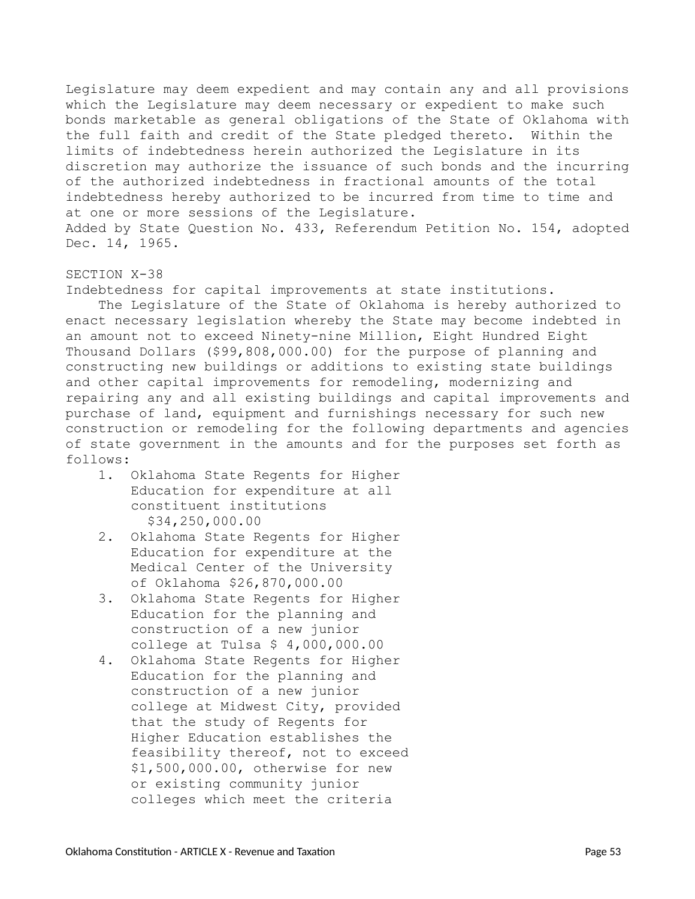Legislature may deem expedient and may contain any and all provisions which the Legislature may deem necessary or expedient to make such bonds marketable as general obligations of the State of Oklahoma with the full faith and credit of the State pledged thereto. Within the limits of indebtedness herein authorized the Legislature in its discretion may authorize the issuance of such bonds and the incurring of the authorized indebtedness in fractional amounts of the total indebtedness hereby authorized to be incurred from time to time and at one or more sessions of the Legislature.
Added by State Question No. 433, Referendum Petition No. 154, adopted Dec. 14, 1965.

SECTION X-38
Indebtedness for capital improvements at state institutions.

The Legislature of the State of Oklahoma is hereby authorized to enact necessary legislation whereby the State may become indebted in an amount not to exceed Ninety-nine Million, Eight Hundred Eight Thousand Dollars ($99,808,000.00) for the purpose of planning and constructing new buildings or additions to existing state buildings and other capital improvements for remodeling, modernizing and repairing any and all existing buildings and capital improvements and purchase of land, equipment and furnishings necessary for such new construction or remodeling for the following departments and agencies of state government in the amounts and for the purposes set forth as follows:

1. Oklahoma State Regents for Higher Education for expenditure at all constituent institutions $34,250,000.00
2. Oklahoma State Regents for Higher Education for expenditure at the Medical Center of the University of Oklahoma $26,870,000.00
3. Oklahoma State Regents for Higher Education for the planning and construction of a new junior college at Tulsa $ 4,000,000.00
4. Oklahoma State Regents for Higher Education for the planning and construction of a new junior college at Midwest City, provided that the study of Regents for Higher Education establishes the feasibility thereof, not to exceed $1,500,000.00, otherwise for new or existing community junior colleges which meet the criteria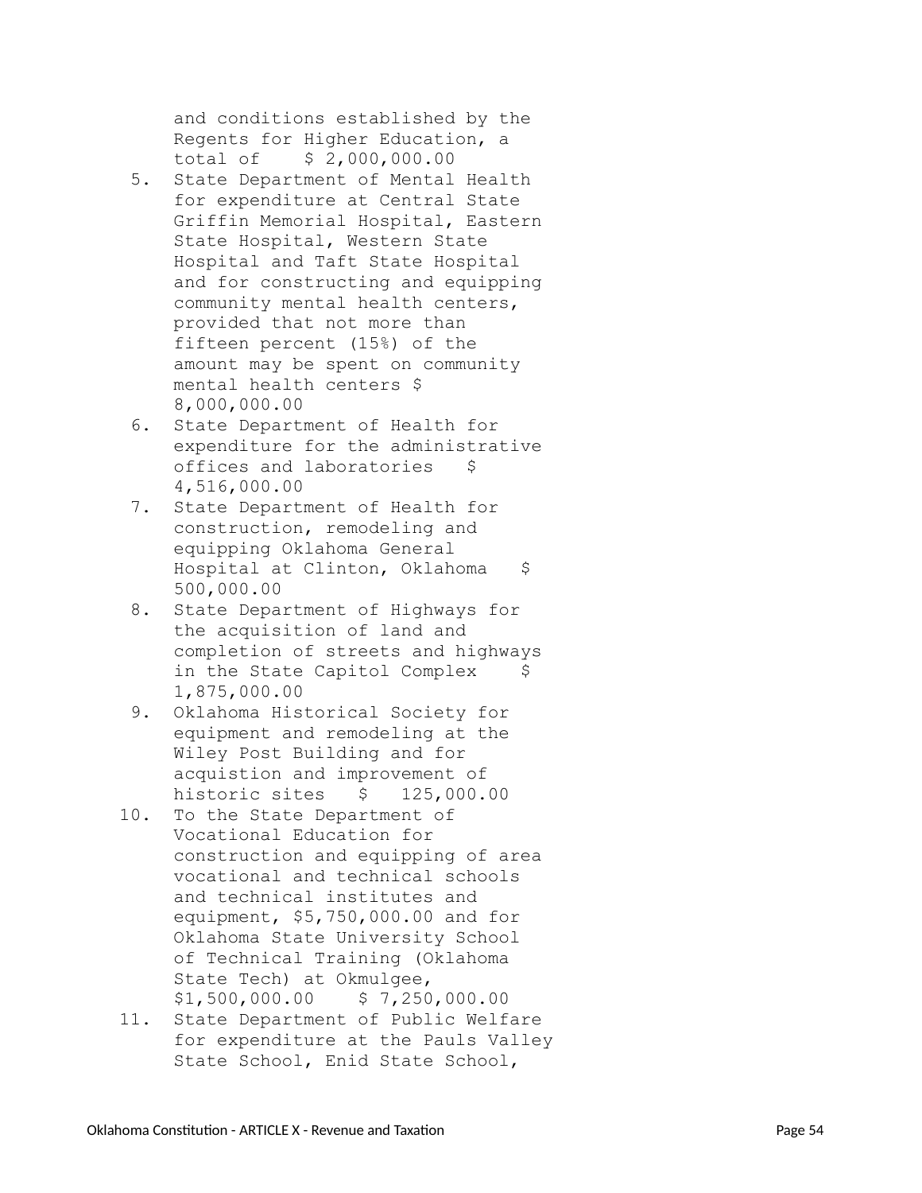and conditions established by the Regents for Higher Education, a total of $ 2,000,000.00

5. State Department of Mental Health for expenditure at Central State Griffin Memorial Hospital, Eastern State Hospital, Western State Hospital and Taft State Hospital and for constructing and equipping community mental health centers, provided that not more than fifteen percent (15%) of the amount may be spent on community mental health centers $ 8,000,000.00
6. State Department of Health for expenditure for the administrative offices and laboratories $ 4,516,000.00
7. State Department of Health for construction, remodeling and equipping Oklahoma General Hospital at Clinton, Oklahoma $ 500,000.00
8. State Department of Highways for the acquisition of land and completion of streets and highways in the State Capitol Complex $ 1,875,000.00
9. Oklahoma Historical Society for equipment and remodeling at the Wiley Post Building and for acquistion and improvement of historic sites $ 125,000.00
10. To the State Department of Vocational Education for construction and equipping of area vocational and technical schools and technical institutes and equipment, $5,750,000.00 and for Oklahoma State University School of Technical Training (Oklahoma State Tech) at Okmulgee, $1,500,000.00 $ 7,250,000.00
11. State Department of Public Welfare for expenditure at the Pauls Valley State School, Enid State School,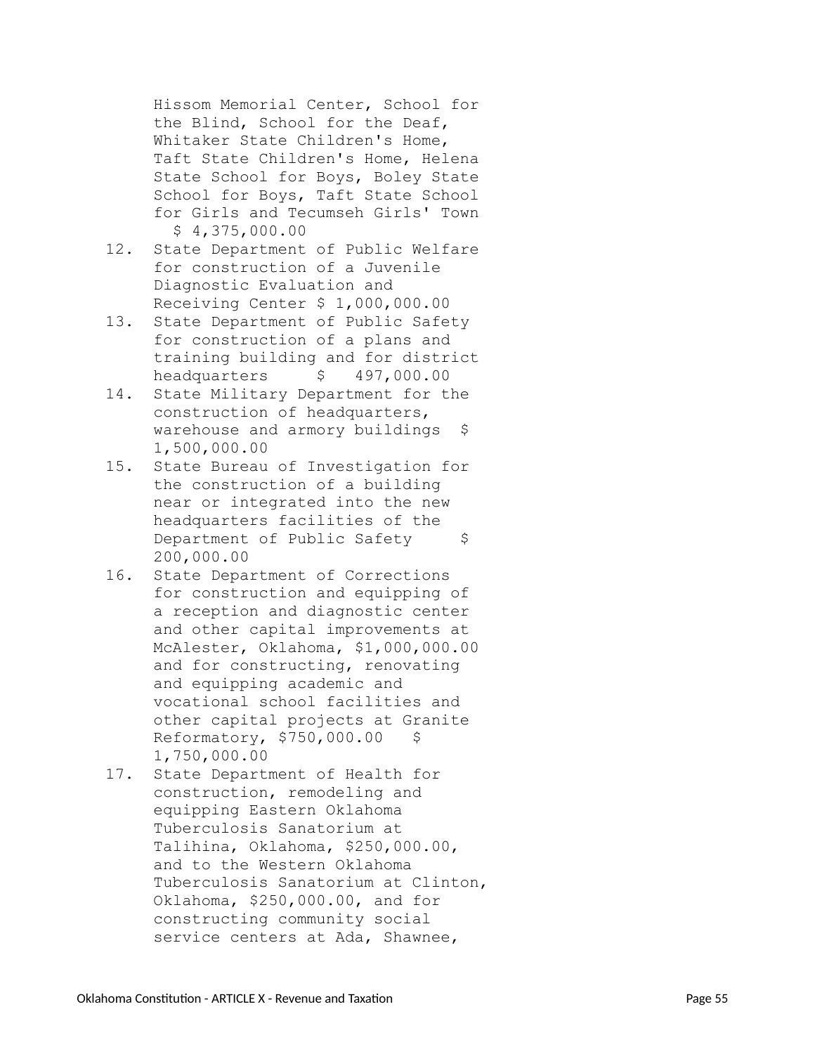Hissom Memorial Center, School for the Blind, School for the Deaf, Whitaker State Children's Home, Taft State Children's Home, Helena State School for Boys, Boley State School for Boys, Taft State School for Girls and Tecumseh Girls' Town $ 4,375,000.00

12. State Department of Public Welfare for construction of a Juvenile Diagnostic Evaluation and Receiving Center $ 1,000,000.00
13. State Department of Public Safety for construction of a plans and training building and for district headquarters $ 497,000.00
14. State Military Department for the construction of headquarters, warehouse and armory buildings $ 1,500,000.00
15. State Bureau of Investigation for the construction of a building near or integrated into the new headquarters facilities of the Department of Public Safety $ 200,000.00
16. State Department of Corrections for construction and equipping of a reception and diagnostic center and other capital improvements at McAlester, Oklahoma, $1,000,000.00 and for constructing, renovating and equipping academic and vocational school facilities and other capital projects at Granite Reformatory, $750,000.00 $ 1,750,000.00
17. State Department of Health for construction, remodeling and equipping Eastern Oklahoma Tuberculosis Sanatorium at Talihina, Oklahoma, $250,000.00, and to the Western Oklahoma Tuberculosis Sanatorium at Clinton, Oklahoma, $250,000.00, and for constructing community social service centers at Ada, Shawnee,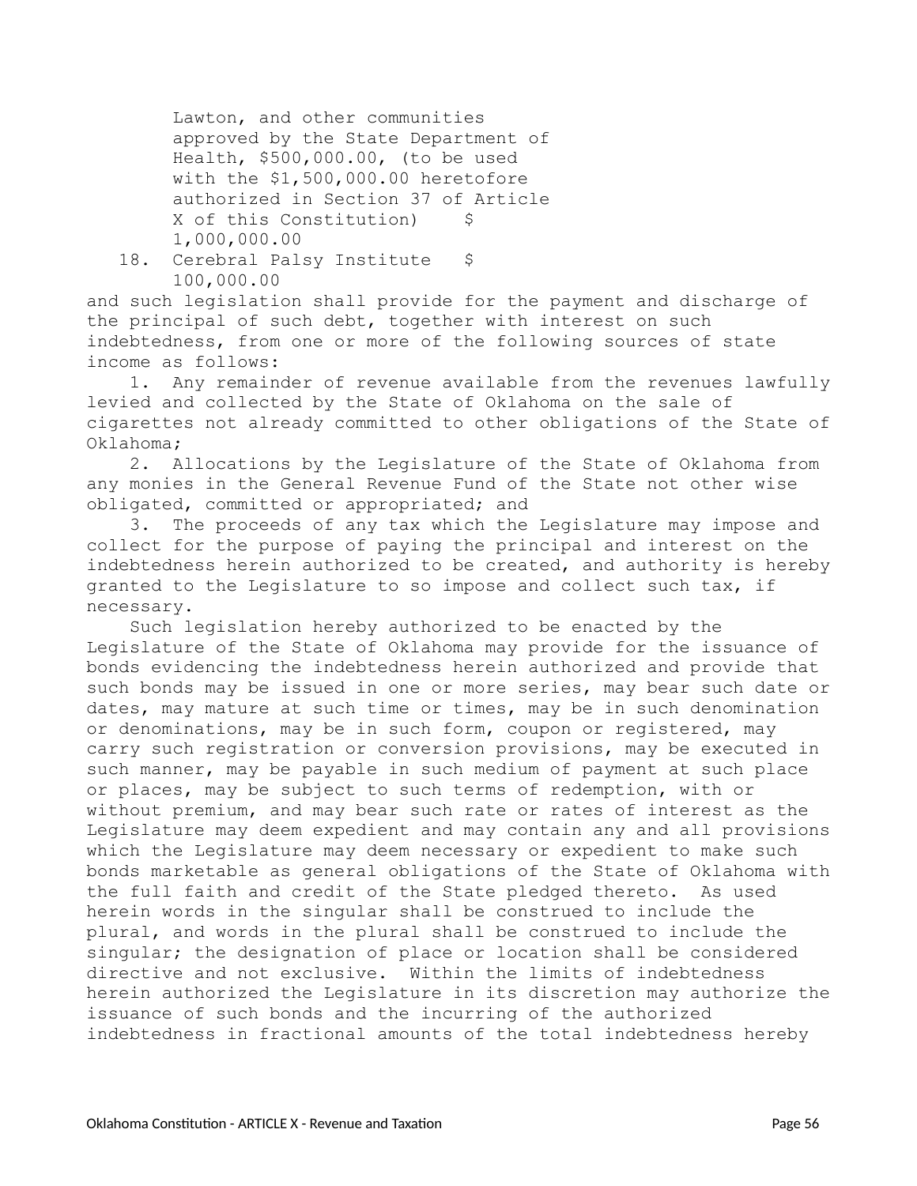Lawton, and other communities approved by the State Department of Health, $500,000.00, (to be used with the $1,500,000.00 heretofore authorized in Section 37 of Article X of this Constitution) $ 1,000,000.00

18. Cerebral Palsy Institute $ 100,000.00

and such legislation shall provide for the payment and discharge of the principal of such debt, together with interest on such indebtedness, from one or more of the following sources of state income as follows:

1. Any remainder of revenue available from the revenues lawfully levied and collected by the State of Oklahoma on the sale of cigarettes not already committed to other obligations of the State of Oklahoma;

2. Allocations by the Legislature of the State of Oklahoma from any monies in the General Revenue Fund of the State not other wise obligated, committed or appropriated; and

3. The proceeds of any tax which the Legislature may impose and collect for the purpose of paying the principal and interest on the indebtedness herein authorized to be created, and authority is hereby granted to the Legislature to so impose and collect such tax, if necessary.

Such legislation hereby authorized to be enacted by the Legislature of the State of Oklahoma may provide for the issuance of bonds evidencing the indebtedness herein authorized and provide that such bonds may be issued in one or more series, may bear such date or dates, may mature at such time or times, may be in such denomination or denominations, may be in such form, coupon or registered, may carry such registration or conversion provisions, may be executed in such manner, may be payable in such medium of payment at such place or places, may be subject to such terms of redemption, with or without premium, and may bear such rate or rates of interest as the Legislature may deem expedient and may contain any and all provisions which the Legislature may deem necessary or expedient to make such bonds marketable as general obligations of the State of Oklahoma with the full faith and credit of the State pledged thereto. As used herein words in the singular shall be construed to include the plural, and words in the plural shall be construed to include the singular; the designation of place or location shall be considered directive and not exclusive. Within the limits of indebtedness herein authorized the Legislature in its discretion may authorize the issuance of such bonds and the incurring of the authorized indebtedness in fractional amounts of the total indebtedness hereby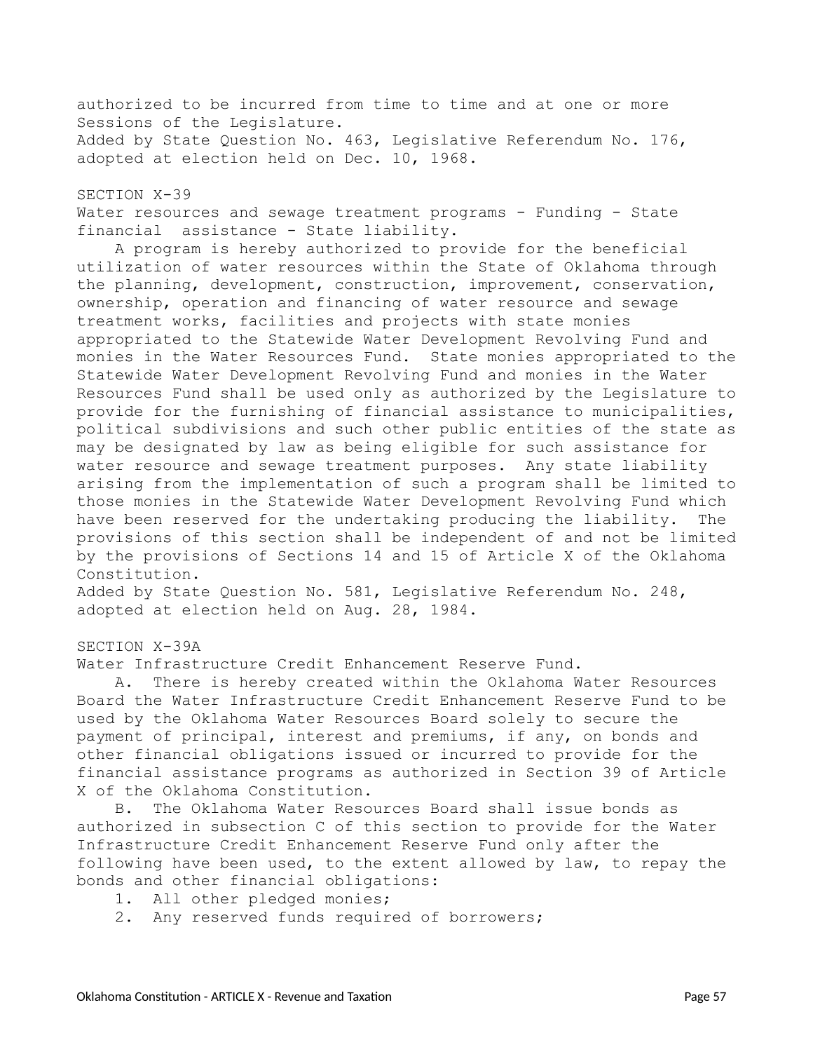authorized to be incurred from time to time and at one or more Sessions of the Legislature.
Added by State Question No. 463, Legislative Referendum No. 176, adopted at election held on Dec. 10, 1968.

## SECTION X-39

Water resources and sewage treatment programs - Funding - State financial assistance - State liability.

A program is hereby authorized to provide for the beneficial utilization of water resources within the State of Oklahoma through the planning, development, construction, improvement, conservation, ownership, operation and financing of water resource and sewage treatment works, facilities and projects with state monies appropriated to the Statewide Water Development Revolving Fund and monies in the Water Resources Fund. State monies appropriated to the Statewide Water Development Revolving Fund and monies in the Water Resources Fund shall be used only as authorized by the Legislature to provide for the furnishing of financial assistance to municipalities, political subdivisions and such other public entities of the state as may be designated by law as being eligible for such assistance for water resource and sewage treatment purposes. Any state liability arising from the implementation of such a program shall be limited to those monies in the Statewide Water Development Revolving Fund which have been reserved for the undertaking producing the liability. The provisions of this section shall be independent of and not be limited by the provisions of Sections 14 and 15 of Article X of the Oklahoma Constitution.
Added by State Question No. 581, Legislative Referendum No. 248, adopted at election held on Aug. 28, 1984.

## SECTION X-39A

Water Infrastructure Credit Enhancement Reserve Fund.

A. There is hereby created within the Oklahoma Water Resources Board the Water Infrastructure Credit Enhancement Reserve Fund to be used by the Oklahoma Water Resources Board solely to secure the payment of principal, interest and premiums, if any, on bonds and other financial obligations issued or incurred to provide for the financial assistance programs as authorized in Section 39 of Article X of the Oklahoma Constitution.

B. The Oklahoma Water Resources Board shall issue bonds as authorized in subsection C of this section to provide for the Water Infrastructure Credit Enhancement Reserve Fund only after the following have been used, to the extent allowed by law, to repay the bonds and other financial obligations:

1. All other pledged monies;
2. Any reserved funds required of borrowers;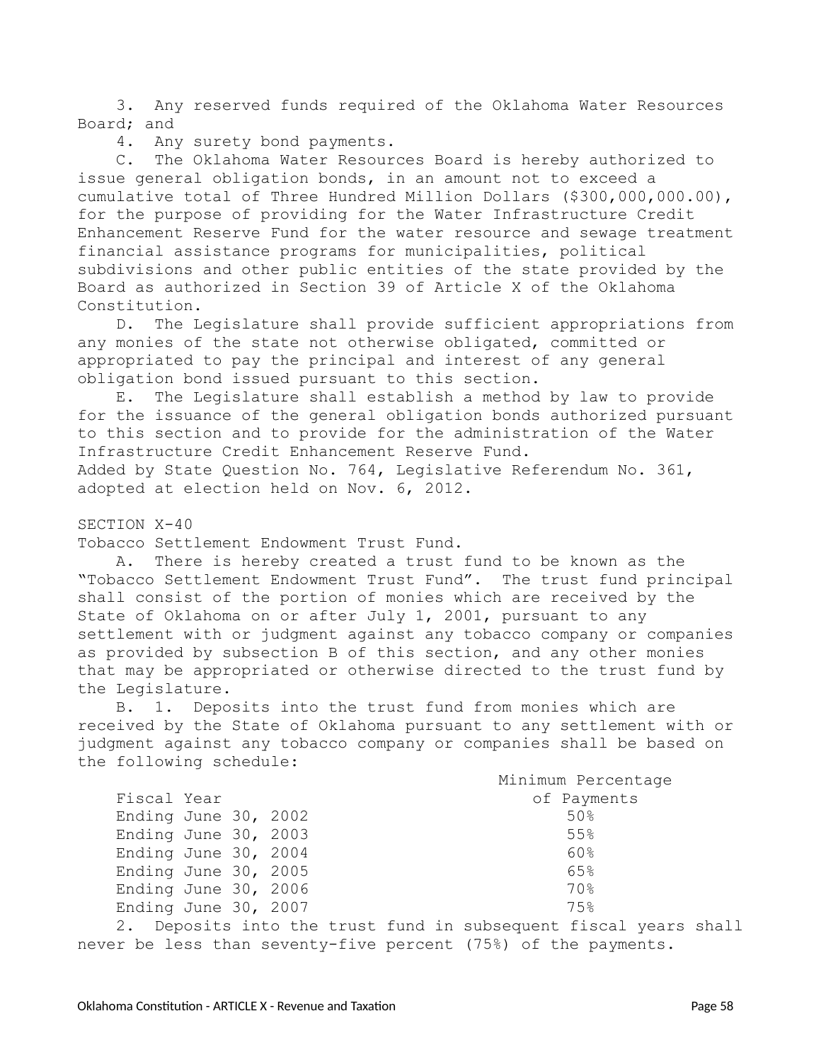3. Any reserved funds required of the Oklahoma Water Resources Board; and

4. Any surety bond payments.

C. The Oklahoma Water Resources Board is hereby authorized to issue general obligation bonds, in an amount not to exceed a cumulative total of Three Hundred Million Dollars ($300,000,000.00), for the purpose of providing for the Water Infrastructure Credit Enhancement Reserve Fund for the water resource and sewage treatment financial assistance programs for municipalities, political subdivisions and other public entities of the state provided by the Board as authorized in Section 39 of Article X of the Oklahoma Constitution.

D. The Legislature shall provide sufficient appropriations from any monies of the state not otherwise obligated, committed or appropriated to pay the principal and interest of any general obligation bond issued pursuant to this section.

E. The Legislature shall establish a method by law to provide for the issuance of the general obligation bonds authorized pursuant to this section and to provide for the administration of the Water Infrastructure Credit Enhancement Reserve Fund.

Added by State Question No. 764, Legislative Referendum No. 361, adopted at election held on Nov. 6, 2012.

SECTION X-40

Tobacco Settlement Endowment Trust Fund.

A. There is hereby created a trust fund to be known as the "Tobacco Settlement Endowment Trust Fund". The trust fund principal shall consist of the portion of monies which are received by the State of Oklahoma on or after July 1, 2001, pursuant to any settlement with or judgment against any tobacco company or companies as provided by subsection B of this section, and any other monies that may be appropriated or otherwise directed to the trust fund by the Legislature.

B. 1. Deposits into the trust fund from monies which are received by the State of Oklahoma pursuant to any settlement with or judgment against any tobacco company or companies shall be based on the following schedule:

| Fiscal Year | Minimum Percentage of Payments |
|---|---|
| Ending June 30, 2002 | 50% |
| Ending June 30, 2003 | 55% |
| Ending June 30, 2004 | 60% |
| Ending June 30, 2005 | 65% |
| Ending June 30, 2006 | 70% |
| Ending June 30, 2007 | 75% |

2. Deposits into the trust fund in subsequent fiscal years shall never be less than seventy-five percent (75%) of the payments.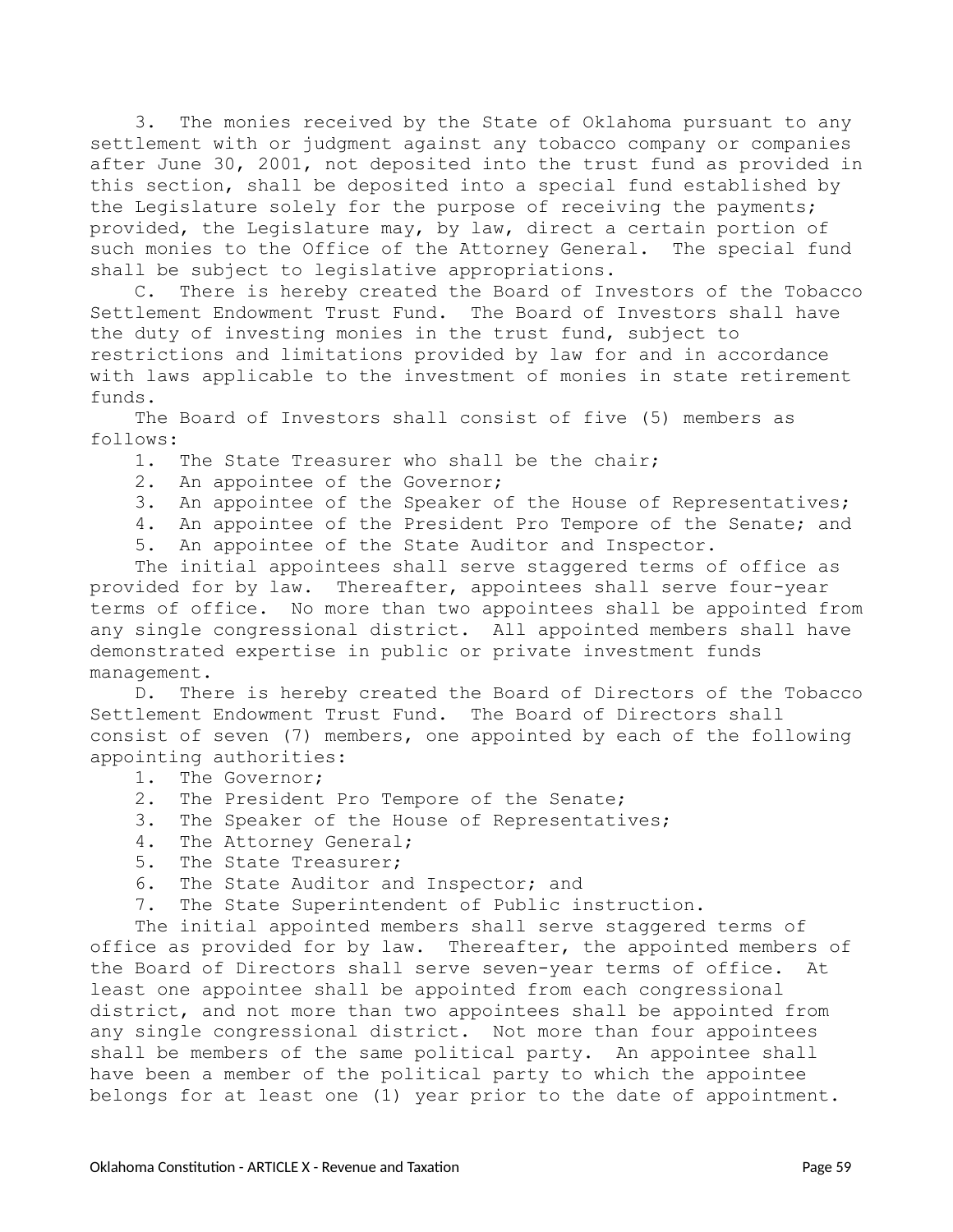3. The monies received by the State of Oklahoma pursuant to any settlement with or judgment against any tobacco company or companies after June 30, 2001, not deposited into the trust fund as provided in this section, shall be deposited into a special fund established by the Legislature solely for the purpose of receiving the payments; provided, the Legislature may, by law, direct a certain portion of such monies to the Office of the Attorney General. The special fund shall be subject to legislative appropriations.

C. There is hereby created the Board of Investors of the Tobacco Settlement Endowment Trust Fund. The Board of Investors shall have the duty of investing monies in the trust fund, subject to restrictions and limitations provided by law for and in accordance with laws applicable to the investment of monies in state retirement funds.

The Board of Investors shall consist of five (5) members as follows:

1. The State Treasurer who shall be the chair;
2. An appointee of the Governor;
3. An appointee of the Speaker of the House of Representatives;
4. An appointee of the President Pro Tempore of the Senate; and
5. An appointee of the State Auditor and Inspector.

The initial appointees shall serve staggered terms of office as provided for by law. Thereafter, appointees shall serve four-year terms of office. No more than two appointees shall be appointed from any single congressional district. All appointed members shall have demonstrated expertise in public or private investment funds management.

D. There is hereby created the Board of Directors of the Tobacco Settlement Endowment Trust Fund. The Board of Directors shall consist of seven (7) members, one appointed by each of the following appointing authorities:

1. The Governor;
2. The President Pro Tempore of the Senate;
3. The Speaker of the House of Representatives;
4. The Attorney General;
5. The State Treasurer;
6. The State Auditor and Inspector; and
7. The State Superintendent of Public instruction.

The initial appointed members shall serve staggered terms of office as provided for by law. Thereafter, the appointed members of the Board of Directors shall serve seven-year terms of office. At least one appointee shall be appointed from each congressional district, and not more than two appointees shall be appointed from any single congressional district. Not more than four appointees shall be members of the same political party. An appointee shall have been a member of the political party to which the appointee belongs for at least one (1) year prior to the date of appointment.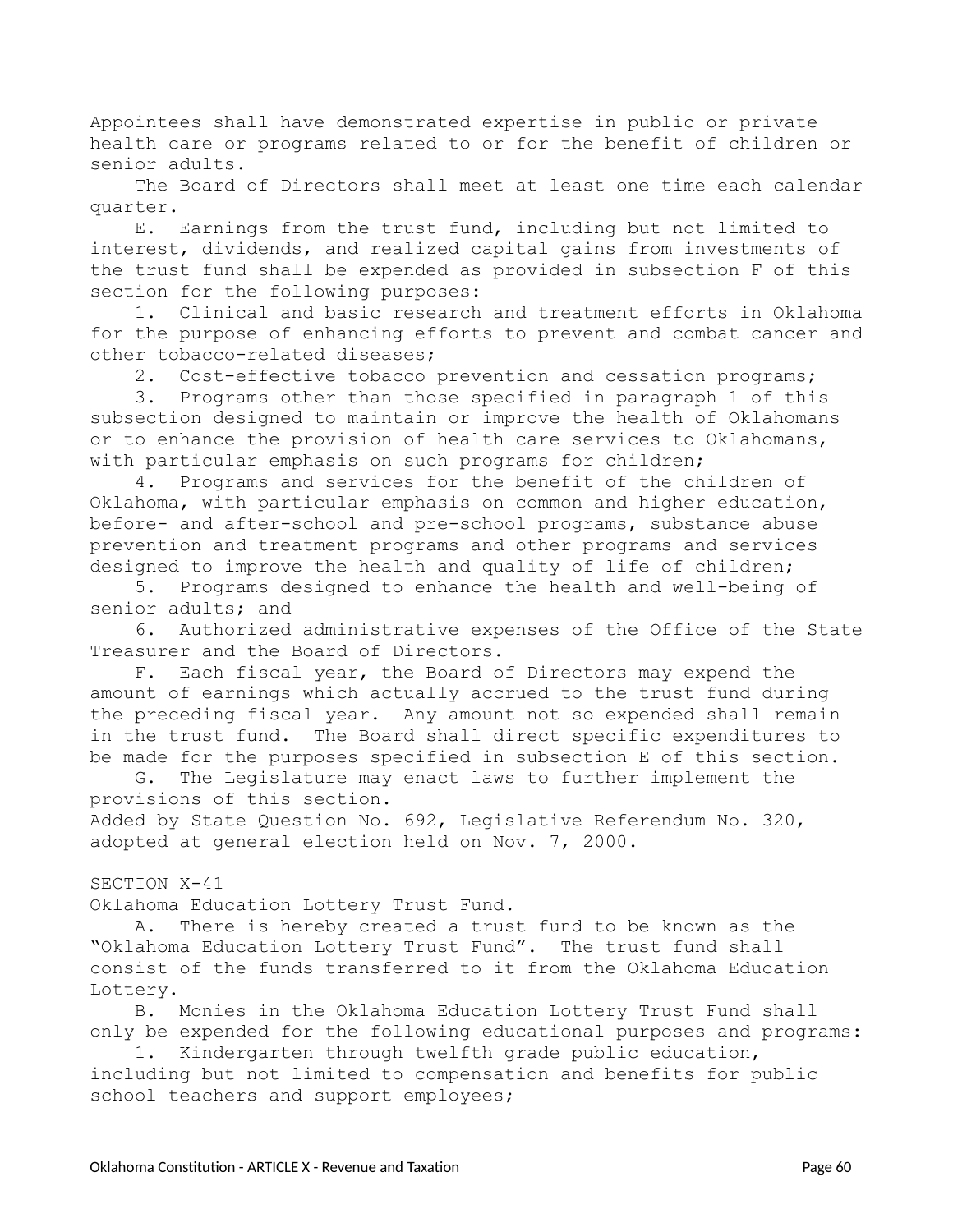Appointees shall have demonstrated expertise in public or private health care or programs related to or for the benefit of children or senior adults.

The Board of Directors shall meet at least one time each calendar quarter.

E. Earnings from the trust fund, including but not limited to interest, dividends, and realized capital gains from investments of the trust fund shall be expended as provided in subsection F of this section for the following purposes:

1. Clinical and basic research and treatment efforts in Oklahoma for the purpose of enhancing efforts to prevent and combat cancer and other tobacco-related diseases;

2. Cost-effective tobacco prevention and cessation programs;

3. Programs other than those specified in paragraph 1 of this subsection designed to maintain or improve the health of Oklahomans or to enhance the provision of health care services to Oklahomans, with particular emphasis on such programs for children;

4. Programs and services for the benefit of the children of Oklahoma, with particular emphasis on common and higher education, before- and after-school and pre-school programs, substance abuse prevention and treatment programs and other programs and services designed to improve the health and quality of life of children;

5. Programs designed to enhance the health and well-being of senior adults; and

6. Authorized administrative expenses of the Office of the State Treasurer and the Board of Directors.

F. Each fiscal year, the Board of Directors may expend the amount of earnings which actually accrued to the trust fund during the preceding fiscal year. Any amount not so expended shall remain in the trust fund. The Board shall direct specific expenditures to be made for the purposes specified in subsection E of this section.

G. The Legislature may enact laws to further implement the provisions of this section.

Added by State Question No. 692, Legislative Referendum No. 320, adopted at general election held on Nov. 7, 2000.

## SECTION X-41

Oklahoma Education Lottery Trust Fund.

A. There is hereby created a trust fund to be known as the "Oklahoma Education Lottery Trust Fund". The trust fund shall consist of the funds transferred to it from the Oklahoma Education Lottery.

B. Monies in the Oklahoma Education Lottery Trust Fund shall only be expended for the following educational purposes and programs:

1. Kindergarten through twelfth grade public education, including but not limited to compensation and benefits for public school teachers and support employees;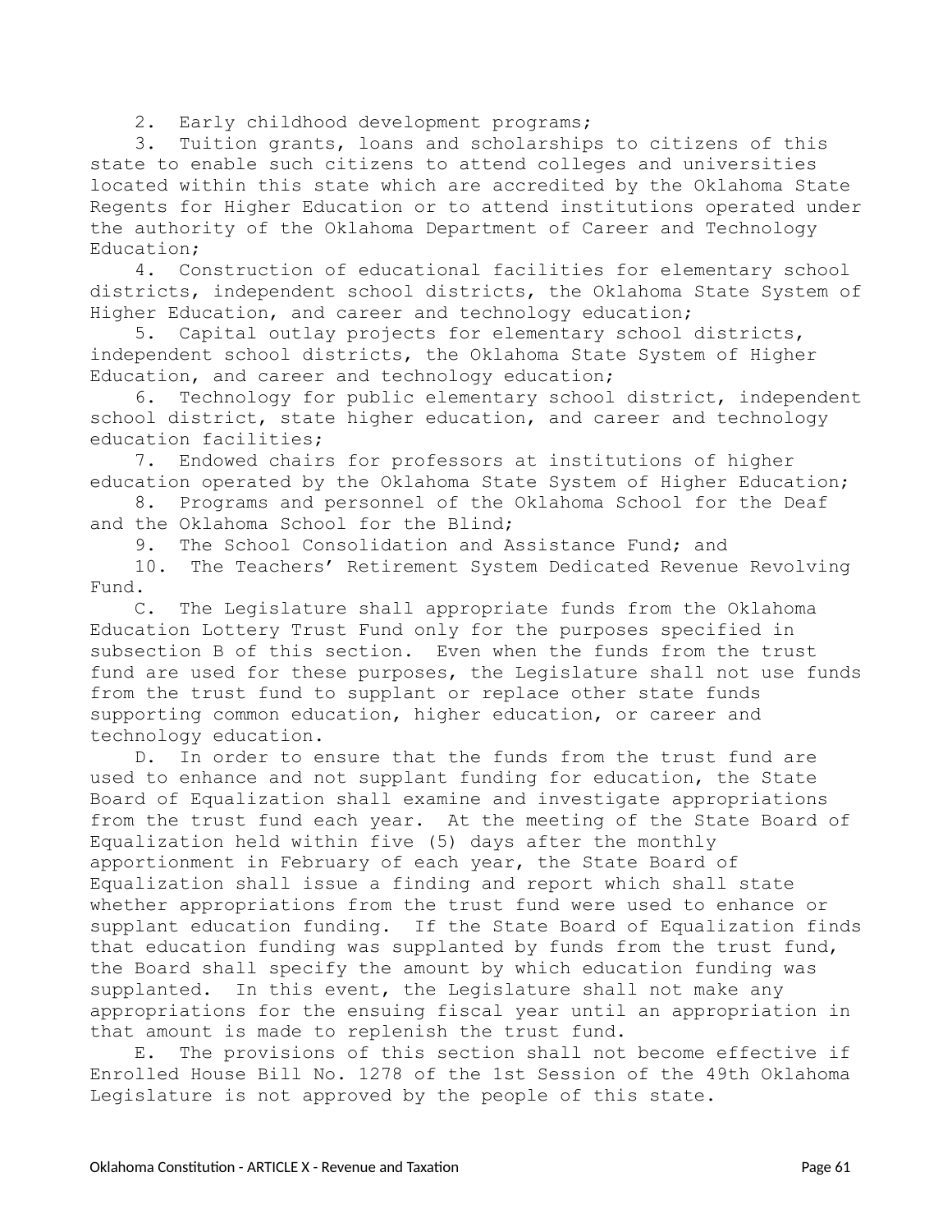2. Early childhood development programs;

3. Tuition grants, loans and scholarships to citizens of this state to enable such citizens to attend colleges and universities located within this state which are accredited by the Oklahoma State Regents for Higher Education or to attend institutions operated under the authority of the Oklahoma Department of Career and Technology Education;

4. Construction of educational facilities for elementary school districts, independent school districts, the Oklahoma State System of Higher Education, and career and technology education;

5. Capital outlay projects for elementary school districts, independent school districts, the Oklahoma State System of Higher Education, and career and technology education;

6. Technology for public elementary school district, independent school district, state higher education, and career and technology education facilities;

7. Endowed chairs for professors at institutions of higher education operated by the Oklahoma State System of Higher Education;

8. Programs and personnel of the Oklahoma School for the Deaf and the Oklahoma School for the Blind;

9. The School Consolidation and Assistance Fund; and

10. The Teachers' Retirement System Dedicated Revenue Revolving Fund.

C. The Legislature shall appropriate funds from the Oklahoma Education Lottery Trust Fund only for the purposes specified in subsection B of this section. Even when the funds from the trust fund are used for these purposes, the Legislature shall not use funds from the trust fund to supplant or replace other state funds supporting common education, higher education, or career and technology education.

D. In order to ensure that the funds from the trust fund are used to enhance and not supplant funding for education, the State Board of Equalization shall examine and investigate appropriations from the trust fund each year. At the meeting of the State Board of Equalization held within five (5) days after the monthly apportionment in February of each year, the State Board of Equalization shall issue a finding and report which shall state whether appropriations from the trust fund were used to enhance or supplant education funding. If the State Board of Equalization finds that education funding was supplanted by funds from the trust fund, the Board shall specify the amount by which education funding was supplanted. In this event, the Legislature shall not make any appropriations for the ensuing fiscal year until an appropriation in that amount is made to replenish the trust fund.

E. The provisions of this section shall not become effective if Enrolled House Bill No. 1278 of the 1st Session of the 49th Oklahoma Legislature is not approved by the people of this state.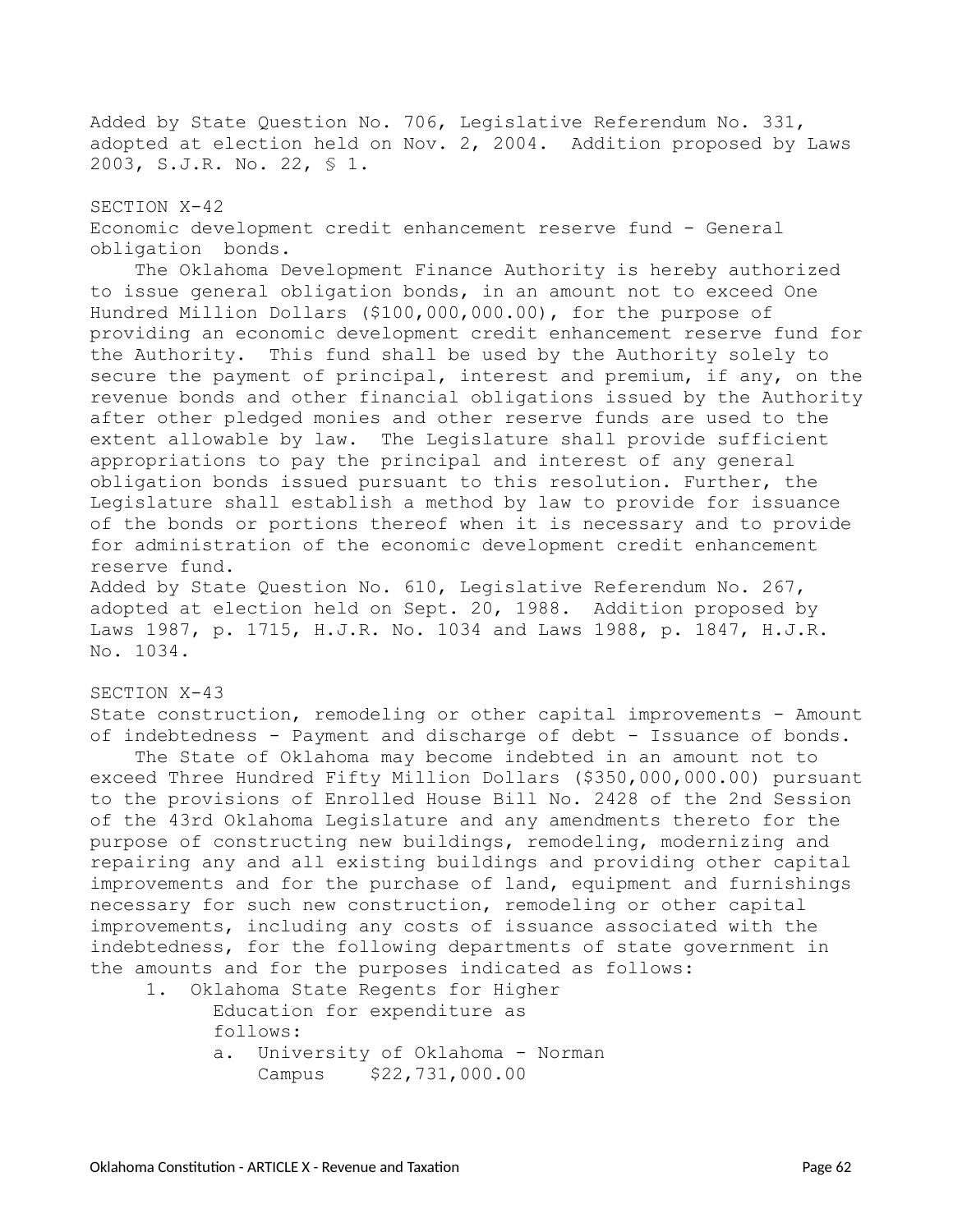Added by State Question No. 706, Legislative Referendum No. 331, adopted at election held on Nov. 2, 2004. Addition proposed by Laws 2003, S.J.R. No. 22, § 1.

SECTION X-42

Economic development credit enhancement reserve fund - General obligation bonds.

The Oklahoma Development Finance Authority is hereby authorized to issue general obligation bonds, in an amount not to exceed One Hundred Million Dollars ($100,000,000.00), for the purpose of providing an economic development credit enhancement reserve fund for the Authority. This fund shall be used by the Authority solely to secure the payment of principal, interest and premium, if any, on the revenue bonds and other financial obligations issued by the Authority after other pledged monies and other reserve funds are used to the extent allowable by law. The Legislature shall provide sufficient appropriations to pay the principal and interest of any general obligation bonds issued pursuant to this resolution. Further, the Legislature shall establish a method by law to provide for issuance of the bonds or portions thereof when it is necessary and to provide for administration of the economic development credit enhancement reserve fund.

Added by State Question No. 610, Legislative Referendum No. 267, adopted at election held on Sept. 20, 1988. Addition proposed by Laws 1987, p. 1715, H.J.R. No. 1034 and Laws 1988, p. 1847, H.J.R. No. 1034.

SECTION X-43

State construction, remodeling or other capital improvements - Amount of indebtedness - Payment and discharge of debt - Issuance of bonds.

The State of Oklahoma may become indebted in an amount not to exceed Three Hundred Fifty Million Dollars ($350,000,000.00) pursuant to the provisions of Enrolled House Bill No. 2428 of the 2nd Session of the 43rd Oklahoma Legislature and any amendments thereto for the purpose of constructing new buildings, remodeling, modernizing and repairing any and all existing buildings and providing other capital improvements and for the purchase of land, equipment and furnishings necessary for such new construction, remodeling or other capital improvements, including any costs of issuance associated with the indebtedness, for the following departments of state government in the amounts and for the purposes indicated as follows:

1. Oklahoma State Regents for Higher Education for expenditure as follows:
   a. University of Oklahoma - Norman Campus $22,731,000.00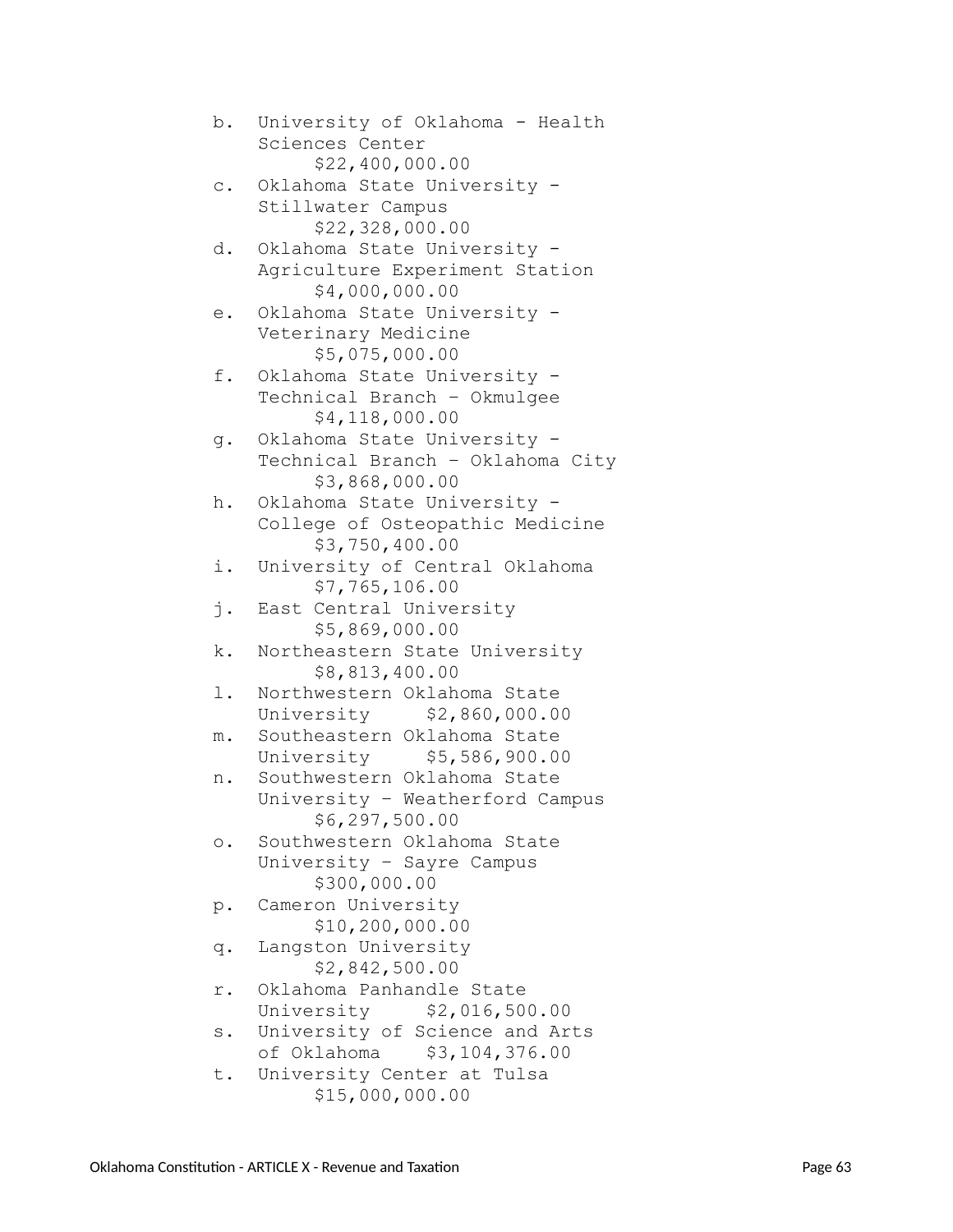b. University of Oklahoma - Health Sciences Center $22,400,000.00
c. Oklahoma State University - Stillwater Campus $22,328,000.00
d. Oklahoma State University - Agriculture Experiment Station $4,000,000.00
e. Oklahoma State University - Veterinary Medicine $5,075,000.00
f. Oklahoma State University - Technical Branch – Okmulgee $4,118,000.00
g. Oklahoma State University - Technical Branch – Oklahoma City $3,868,000.00
h. Oklahoma State University - College of Osteopathic Medicine $3,750,400.00
i. University of Central Oklahoma $7,765,106.00
j. East Central University $5,869,000.00
k. Northeastern State University $8,813,400.00
l. Northwestern Oklahoma State University $2,860,000.00
m. Southeastern Oklahoma State University $5,586,900.00
n. Southwestern Oklahoma State University – Weatherford Campus $6,297,500.00
o. Southwestern Oklahoma State University – Sayre Campus $300,000.00
p. Cameron University $10,200,000.00
q. Langston University $2,842,500.00
r. Oklahoma Panhandle State University $2,016,500.00
s. University of Science and Arts of Oklahoma $3,104,376.00
t. University Center at Tulsa $15,000,000.00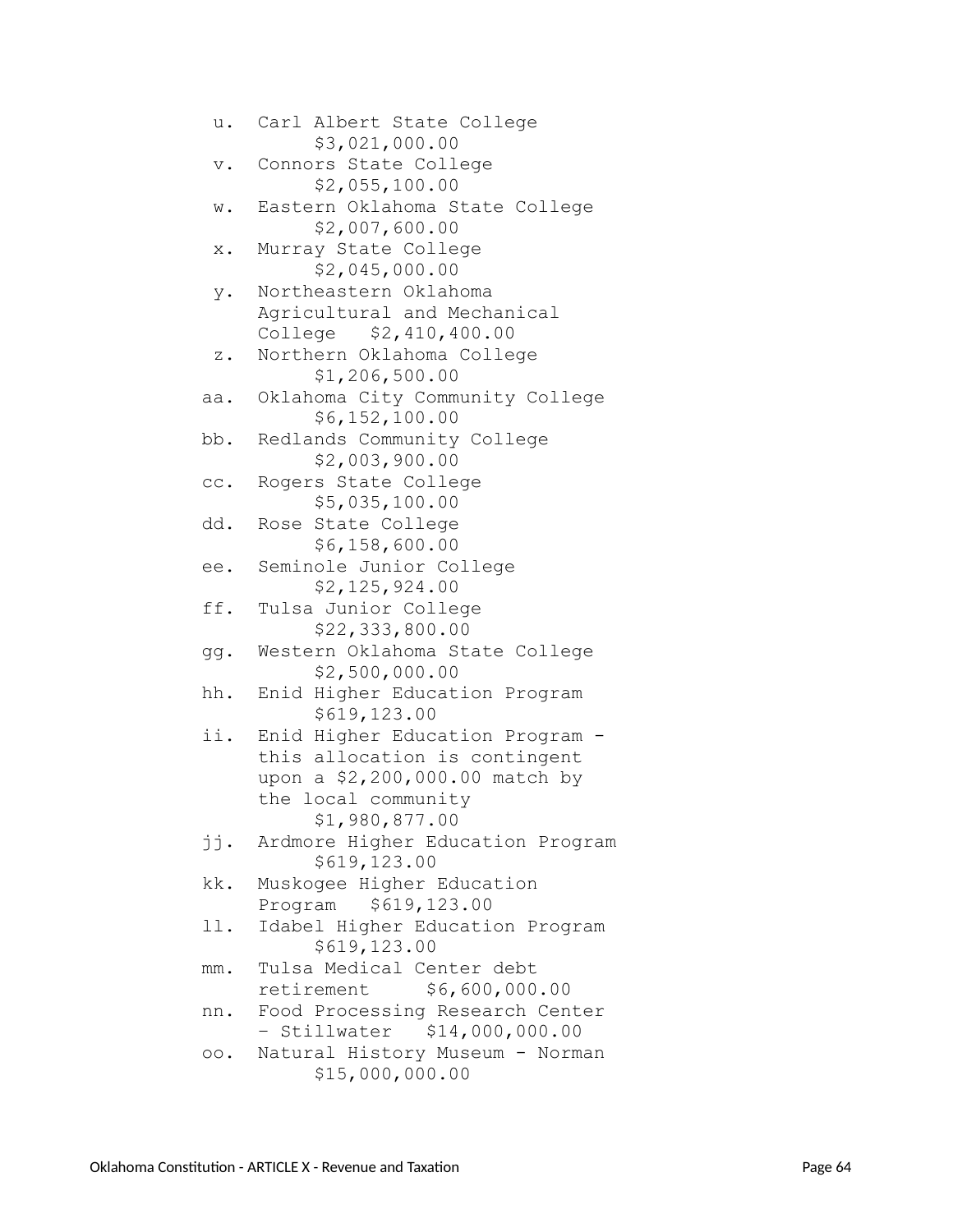u. Carl Albert State College $3,021,000.00

v. Connors State College $2,055,100.00

w. Eastern Oklahoma State College $2,007,600.00

x. Murray State College $2,045,000.00

y. Northeastern Oklahoma Agricultural and Mechanical College $2,410,400.00

z. Northern Oklahoma College $1,206,500.00

aa. Oklahoma City Community College $6,152,100.00

bb. Redlands Community College $2,003,900.00

cc. Rogers State College $5,035,100.00

dd. Rose State College $6,158,600.00

ee. Seminole Junior College $2,125,924.00

ff. Tulsa Junior College $22,333,800.00

gg. Western Oklahoma State College $2,500,000.00

hh. Enid Higher Education Program $619,123.00

ii. Enid Higher Education Program - this allocation is contingent upon a $2,200,000.00 match by the local community $1,980,877.00

jj. Ardmore Higher Education Program $619,123.00

kk. Muskogee Higher Education Program $619,123.00

ll. Idabel Higher Education Program $619,123.00

mm. Tulsa Medical Center debt retirement $6,600,000.00

nn. Food Processing Research Center – Stillwater $14,000,000.00

oo. Natural History Museum - Norman $15,000,000.00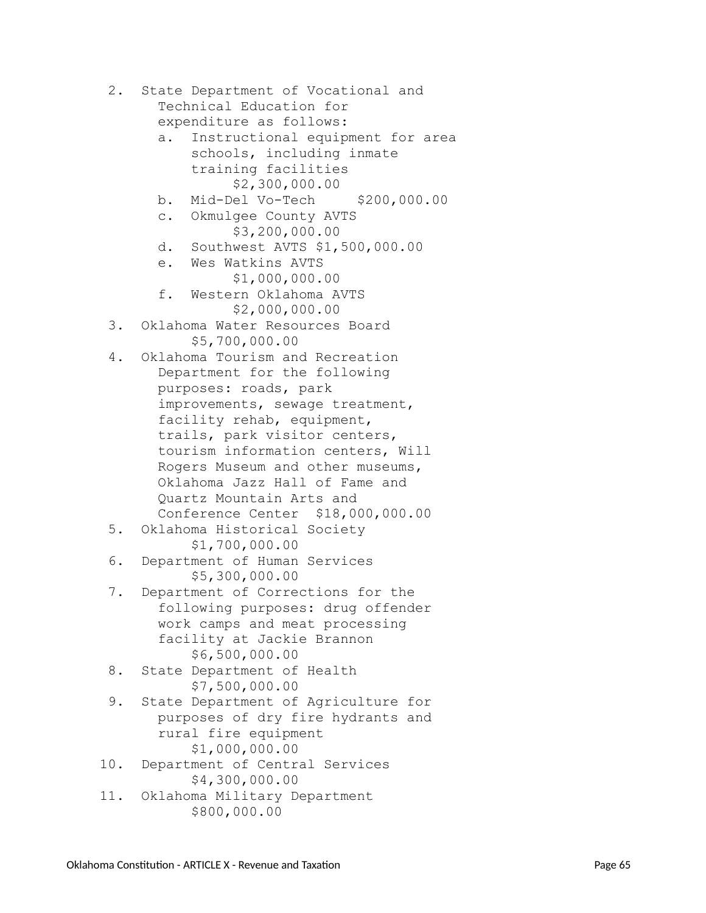2. State Department of Vocational and Technical Education for expenditure as follows:
   a. Instructional equipment for area schools, including inmate training facilities $2,300,000.00
   b. Mid-Del Vo-Tech $200,000.00
   c. Okmulgee County AVTS $3,200,000.00
   d. Southwest AVTS $1,500,000.00
   e. Wes Watkins AVTS $1,000,000.00
   f. Western Oklahoma AVTS $2,000,000.00
3. Oklahoma Water Resources Board $5,700,000.00
4. Oklahoma Tourism and Recreation Department for the following purposes: roads, park improvements, sewage treatment, facility rehab, equipment, trails, park visitor centers, tourism information centers, Will Rogers Museum and other museums, Oklahoma Jazz Hall of Fame and Quartz Mountain Arts and Conference Center $18,000,000.00
5. Oklahoma Historical Society $1,700,000.00
6. Department of Human Services $5,300,000.00
7. Department of Corrections for the following purposes: drug offender work camps and meat processing facility at Jackie Brannon $6,500,000.00
8. State Department of Health $7,500,000.00
9. State Department of Agriculture for purposes of dry fire hydrants and rural fire equipment $1,000,000.00
10. Department of Central Services $4,300,000.00
11. Oklahoma Military Department $800,000.00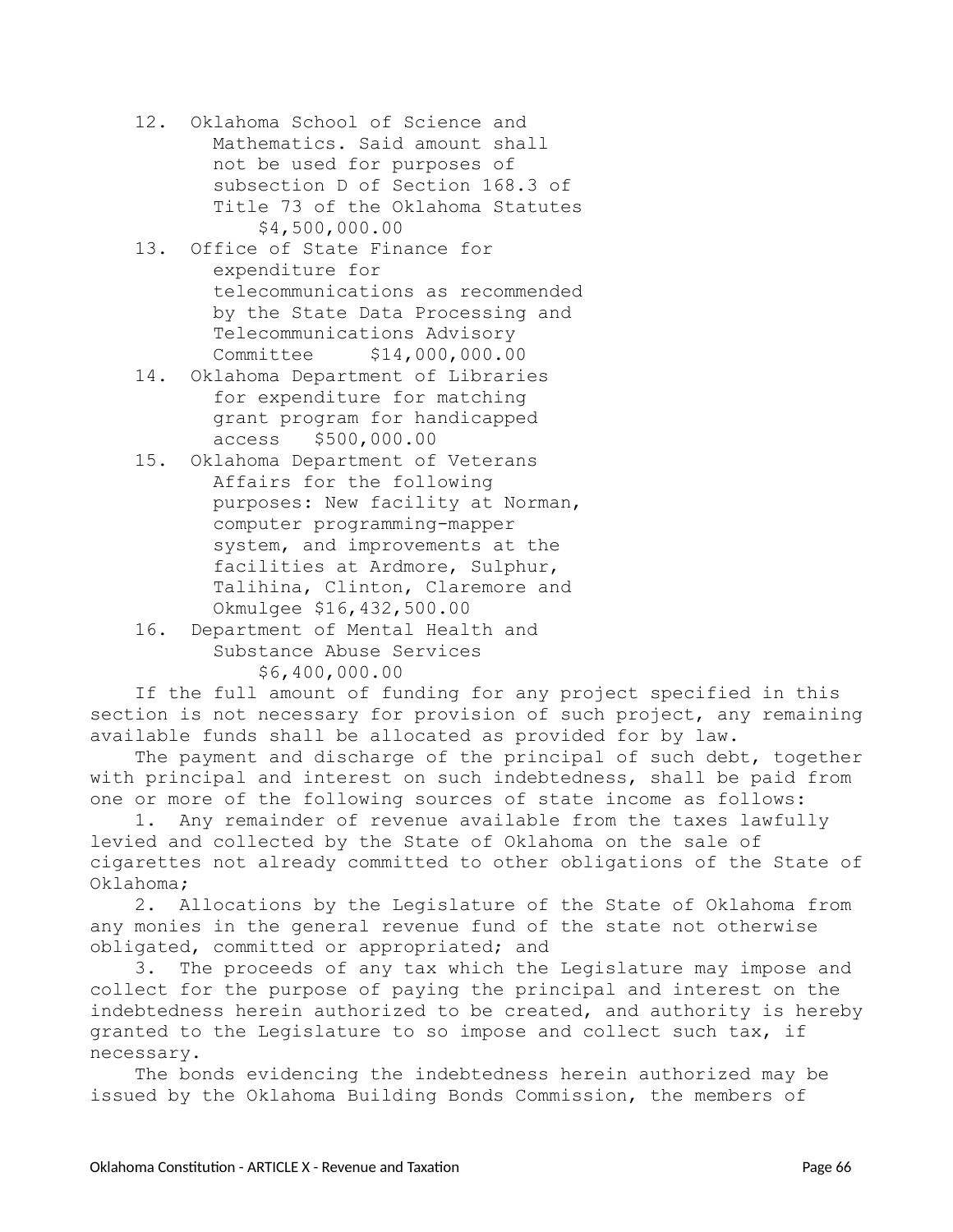12. Oklahoma School of Science and Mathematics. Said amount shall not be used for purposes of subsection D of Section 168.3 of Title 73 of the Oklahoma Statutes $4,500,000.00
13. Office of State Finance for expenditure for telecommunications as recommended by the State Data Processing and Telecommunications Advisory Committee $14,000,000.00
14. Oklahoma Department of Libraries for expenditure for matching grant program for handicapped access $500,000.00
15. Oklahoma Department of Veterans Affairs for the following purposes: New facility at Norman, computer programming-mapper system, and improvements at the facilities at Ardmore, Sulphur, Talihina, Clinton, Claremore and Okmulgee $16,432,500.00
16. Department of Mental Health and Substance Abuse Services $6,400,000.00

If the full amount of funding for any project specified in this section is not necessary for provision of such project, any remaining available funds shall be allocated as provided for by law.

The payment and discharge of the principal of such debt, together with principal and interest on such indebtedness, shall be paid from one or more of the following sources of state income as follows:

1. Any remainder of revenue available from the taxes lawfully levied and collected by the State of Oklahoma on the sale of cigarettes not already committed to other obligations of the State of Oklahoma;
2. Allocations by the Legislature of the State of Oklahoma from any monies in the general revenue fund of the state not otherwise obligated, committed or appropriated; and
3. The proceeds of any tax which the Legislature may impose and collect for the purpose of paying the principal and interest on the indebtedness herein authorized to be created, and authority is hereby granted to the Legislature to so impose and collect such tax, if necessary.

The bonds evidencing the indebtedness herein authorized may be issued by the Oklahoma Building Bonds Commission, the members of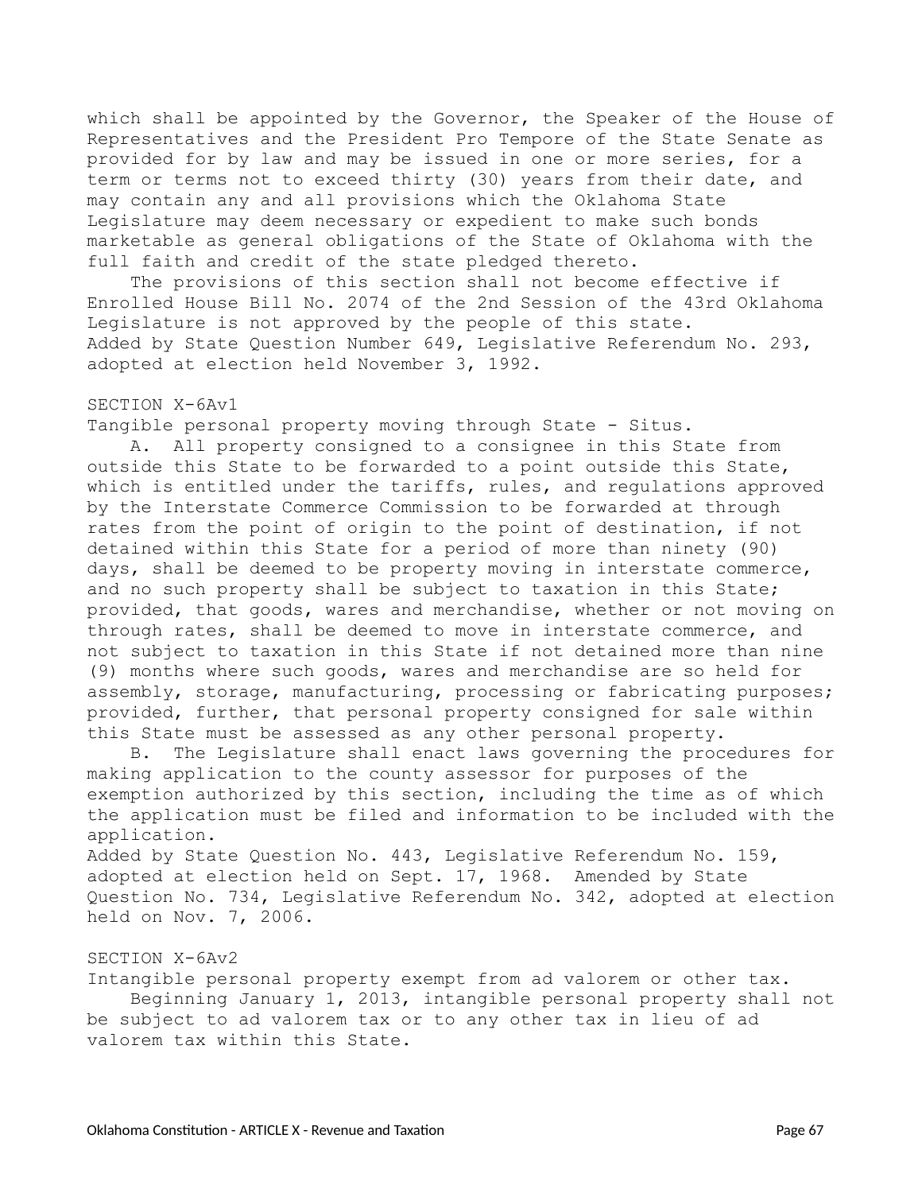which shall be appointed by the Governor, the Speaker of the House of Representatives and the President Pro Tempore of the State Senate as provided for by law and may be issued in one or more series, for a term or terms not to exceed thirty (30) years from their date, and may contain any and all provisions which the Oklahoma State Legislature may deem necessary or expedient to make such bonds marketable as general obligations of the State of Oklahoma with the full faith and credit of the state pledged thereto.

The provisions of this section shall not become effective if Enrolled House Bill No. 2074 of the 2nd Session of the 43rd Oklahoma Legislature is not approved by the people of this state.

Added by State Question Number 649, Legislative Referendum No. 293, adopted at election held November 3, 1992.

SECTION X-6Av1

Tangible personal property moving through State - Situs.

A. All property consigned to a consignee in this State from outside this State to be forwarded to a point outside this State, which is entitled under the tariffs, rules, and regulations approved by the Interstate Commerce Commission to be forwarded at through rates from the point of origin to the point of destination, if not detained within this State for a period of more than ninety (90) days, shall be deemed to be property moving in interstate commerce, and no such property shall be subject to taxation in this State; provided, that goods, wares and merchandise, whether or not moving on through rates, shall be deemed to move in interstate commerce, and not subject to taxation in this State if not detained more than nine (9) months where such goods, wares and merchandise are so held for assembly, storage, manufacturing, processing or fabricating purposes; provided, further, that personal property consigned for sale within this State must be assessed as any other personal property.

B. The Legislature shall enact laws governing the procedures for making application to the county assessor for purposes of the exemption authorized by this section, including the time as of which the application must be filed and information to be included with the application.

Added by State Question No. 443, Legislative Referendum No. 159, adopted at election held on Sept. 17, 1968. Amended by State Question No. 734, Legislative Referendum No. 342, adopted at election held on Nov. 7, 2006.

SECTION X-6Av2

Intangible personal property exempt from ad valorem or other tax.

Beginning January 1, 2013, intangible personal property shall not be subject to ad valorem tax or to any other tax in lieu of ad valorem tax within this State.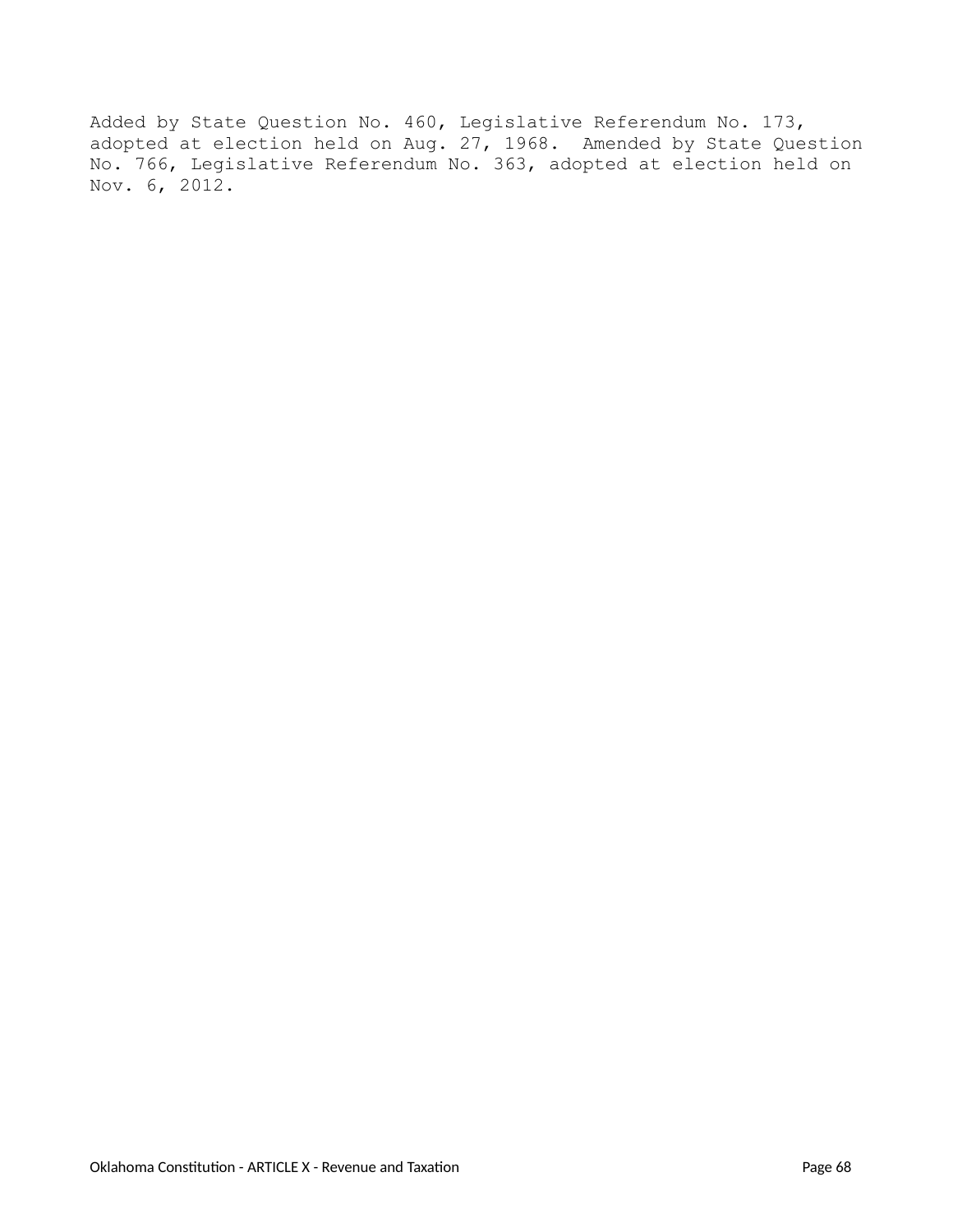Added by State Question No. 460, Legislative Referendum No. 173, adopted at election held on Aug. 27, 1968. Amended by State Question No. 766, Legislative Referendum No. 363, adopted at election held on Nov. 6, 2012.